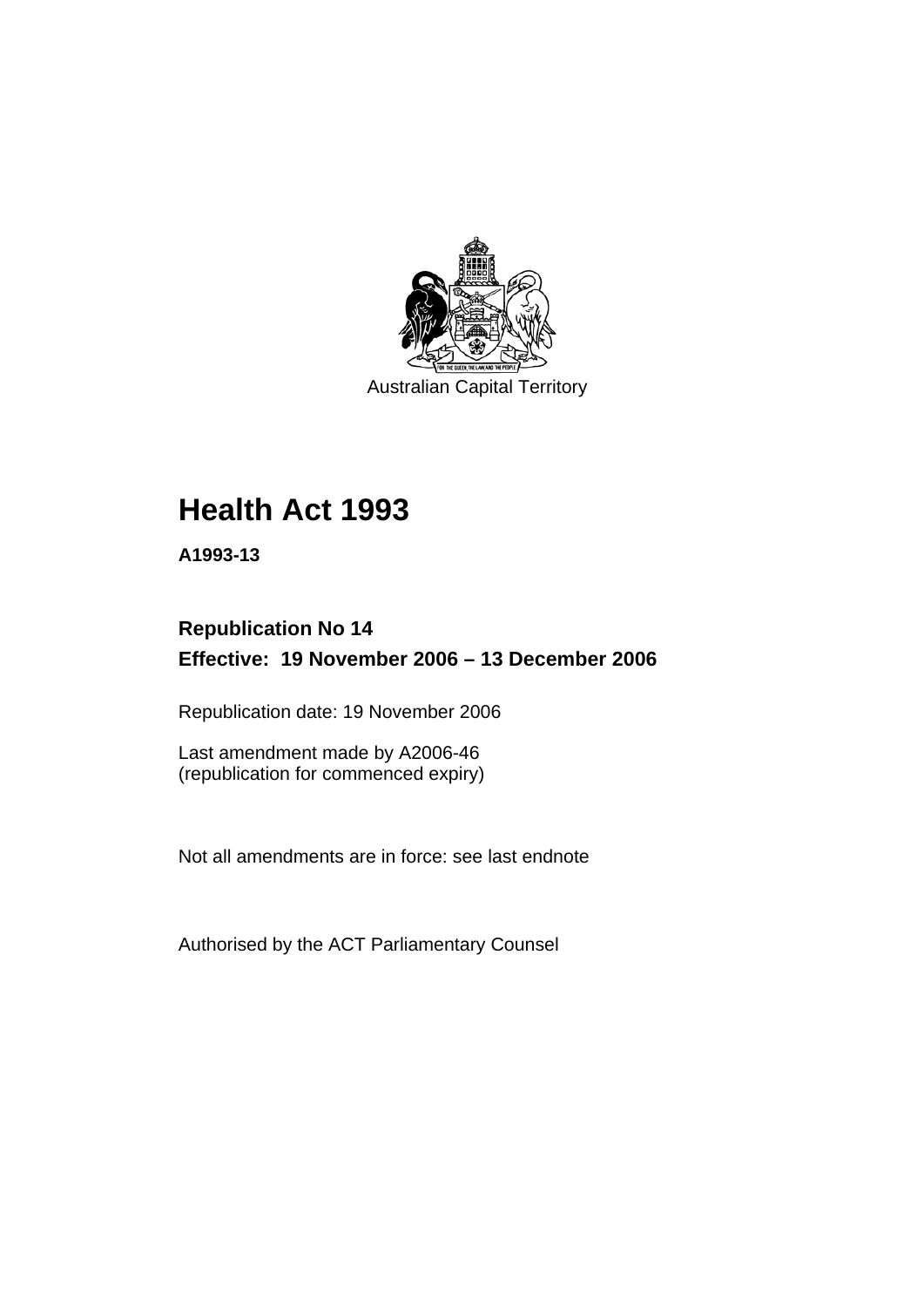Australian Capital Territory

# Health Act 1993

**A1993-13**

## Republication No 14

## Effective: 19 November 2006 – 13 December 2006

Republication date: 19 November 2006

Last amendment made by A2006-46
(republication for commenced expiry)

Not all amendments are in force: see last endnote

Authorised by the ACT Parliamentary Counsel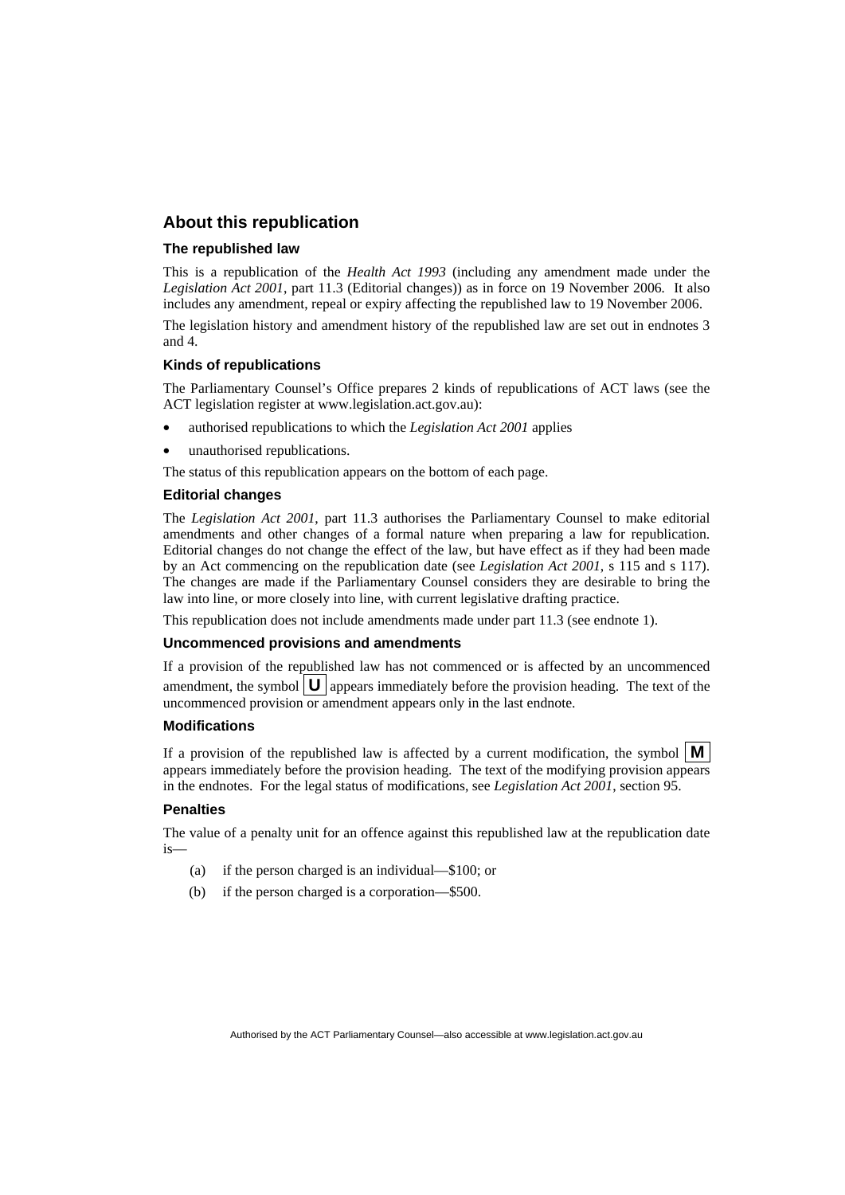## About this republication

### The republished law

This is a republication of the *Health Act 1993* (including any amendment made under the *Legislation Act 2001*, part 11.3 (Editorial changes)) as in force on 19 November 2006*.* It also includes any amendment, repeal or expiry affecting the republished law to 19 November 2006.

The legislation history and amendment history of the republished law are set out in endnotes 3 and 4.

### Kinds of republications

The Parliamentary Counsel's Office prepares 2 kinds of republications of ACT laws (see the ACT legislation register at www.legislation.act.gov.au):

- authorised republications to which the *Legislation Act 2001* applies
- unauthorised republications.

The status of this republication appears on the bottom of each page.

### Editorial changes

The *Legislation Act 2001*, part 11.3 authorises the Parliamentary Counsel to make editorial amendments and other changes of a formal nature when preparing a law for republication. Editorial changes do not change the effect of the law, but have effect as if they had been made by an Act commencing on the republication date (see *Legislation Act 2001*, s 115 and s 117). The changes are made if the Parliamentary Counsel considers they are desirable to bring the law into line, or more closely into line, with current legislative drafting practice.

This republication does not include amendments made under part 11.3 (see endnote 1).

### Uncommenced provisions and amendments

If a provision of the republished law has not commenced or is affected by an uncommenced amendment, the symbol **U** appears immediately before the provision heading. The text of the uncommenced provision or amendment appears only in the last endnote.

### Modifications

If a provision of the republished law is affected by a current modification, the symbol **M** appears immediately before the provision heading. The text of the modifying provision appears in the endnotes. For the legal status of modifications, see *Legislation Act 2001*, section 95.

### Penalties

The value of a penalty unit for an offence against this republished law at the republication date is—

(a) if the person charged is an individual—$100; or

(b) if the person charged is a corporation—$500.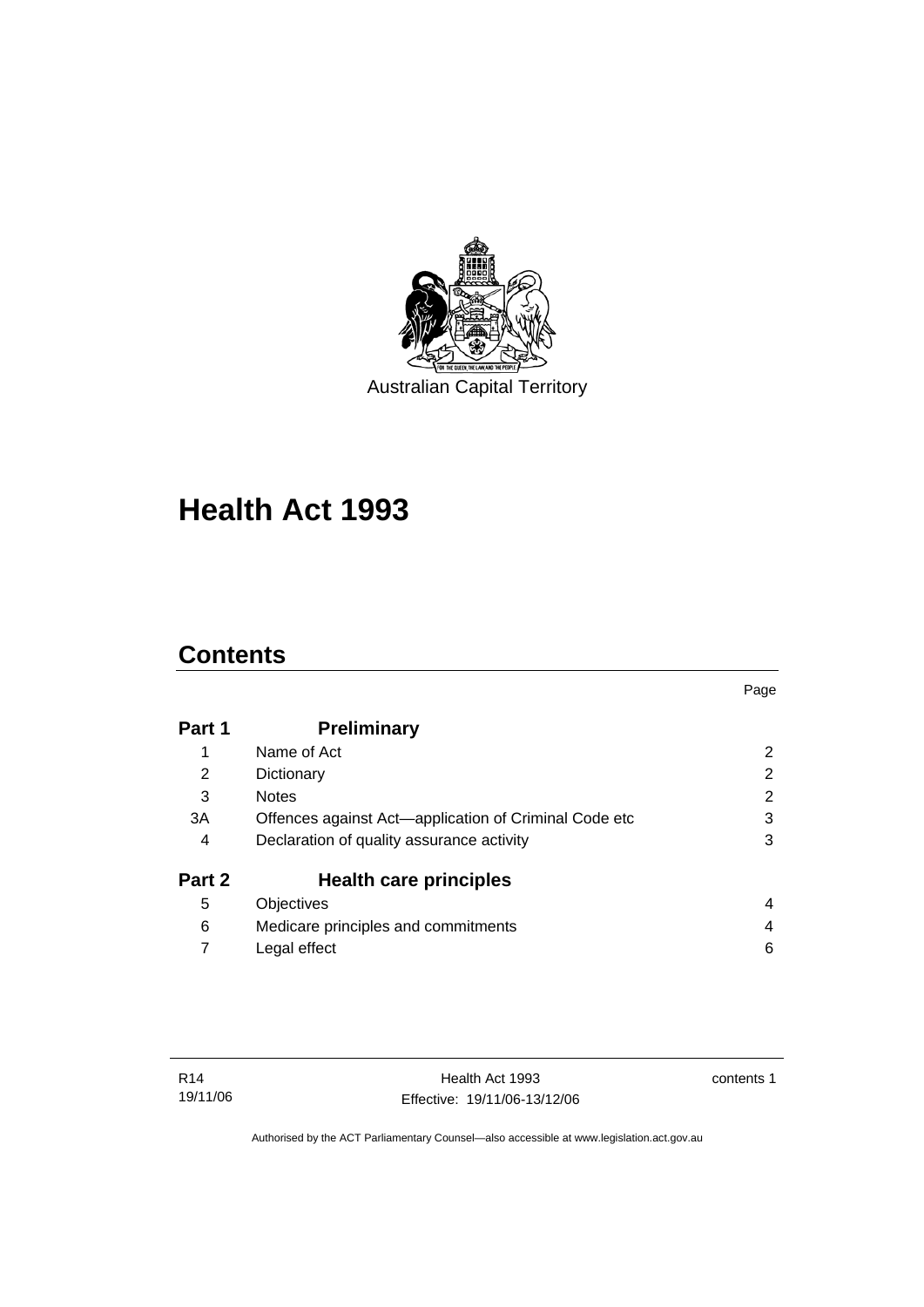Australian Capital Territory

# Health Act 1993

## Contents

| | | Page |
|---|---|---|
| **Part 1** | **Preliminary** | |
| 1 | Name of Act | 2 |
| 2 | Dictionary | 2 |
| 3 | Notes | 2 |
| 3A | Offences against Act—application of Criminal Code etc | 3 |
| 4 | Declaration of quality assurance activity | 3 |
| **Part 2** | **Health care principles** | |
| 5 | Objectives | 4 |
| 6 | Medicare principles and commitments | 4 |
| 7 | Legal effect | 6 |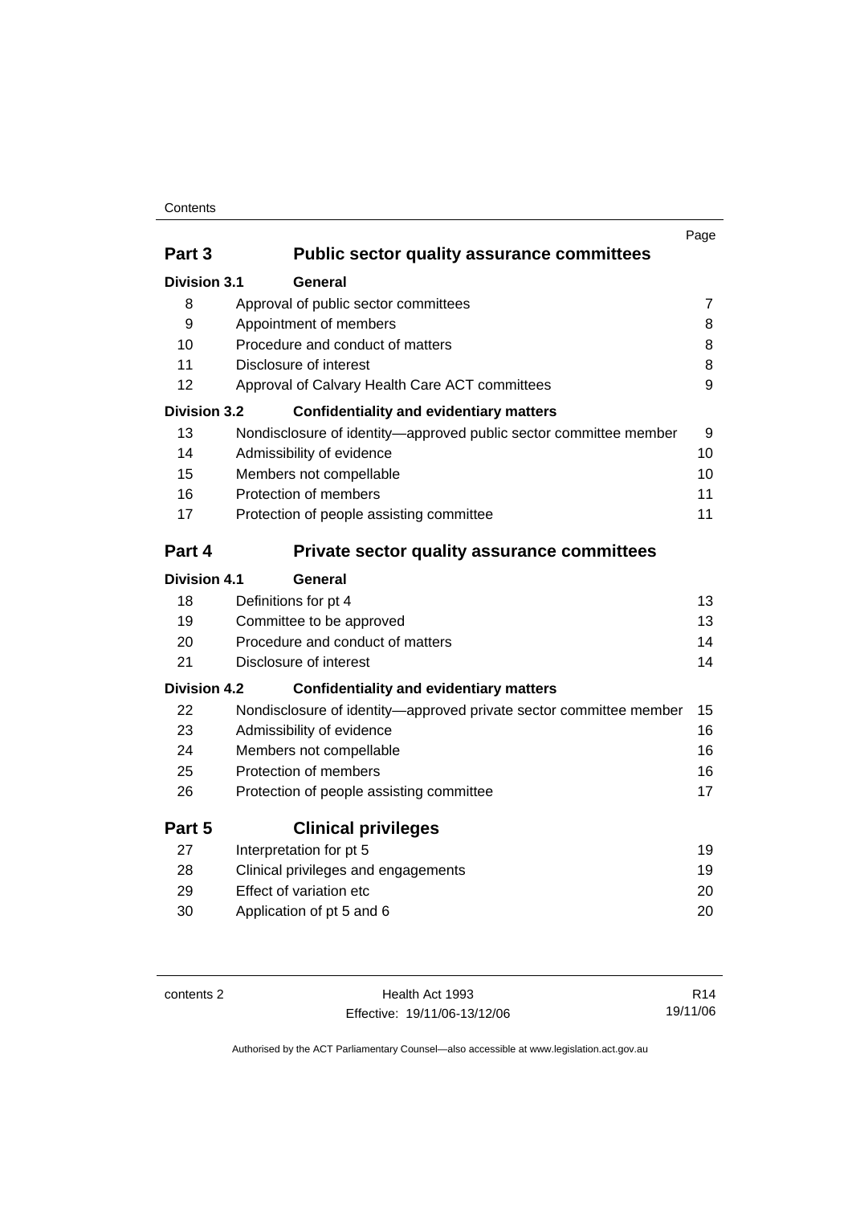| | | Page |
|---|---|---|
| **Part 3** | **Public sector quality assurance committees** | |
| **Division 3.1** | **General** | |
| 8 | Approval of public sector committees | 7 |
| 9 | Appointment of members | 8 |
| 10 | Procedure and conduct of matters | 8 |
| 11 | Disclosure of interest | 8 |
| 12 | Approval of Calvary Health Care ACT committees | 9 |
| **Division 3.2** | **Confidentiality and evidentiary matters** | |
| 13 | Nondisclosure of identity—approved public sector committee member | 9 |
| 14 | Admissibility of evidence | 10 |
| 15 | Members not compellable | 10 |
| 16 | Protection of members | 11 |
| 17 | Protection of people assisting committee | 11 |
| **Part 4** | **Private sector quality assurance committees** | |
| **Division 4.1** | **General** | |
| 18 | Definitions for pt 4 | 13 |
| 19 | Committee to be approved | 13 |
| 20 | Procedure and conduct of matters | 14 |
| 21 | Disclosure of interest | 14 |
| **Division 4.2** | **Confidentiality and evidentiary matters** | |
| 22 | Nondisclosure of identity—approved private sector committee member | 15 |
| 23 | Admissibility of evidence | 16 |
| 24 | Members not compellable | 16 |
| 25 | Protection of members | 16 |
| 26 | Protection of people assisting committee | 17 |
| **Part 5** | **Clinical privileges** | |
| 27 | Interpretation for pt 5 | 19 |
| 28 | Clinical privileges and engagements | 19 |
| 29 | Effect of variation etc | 20 |
| 30 | Application of pt 5 and 6 | 20 |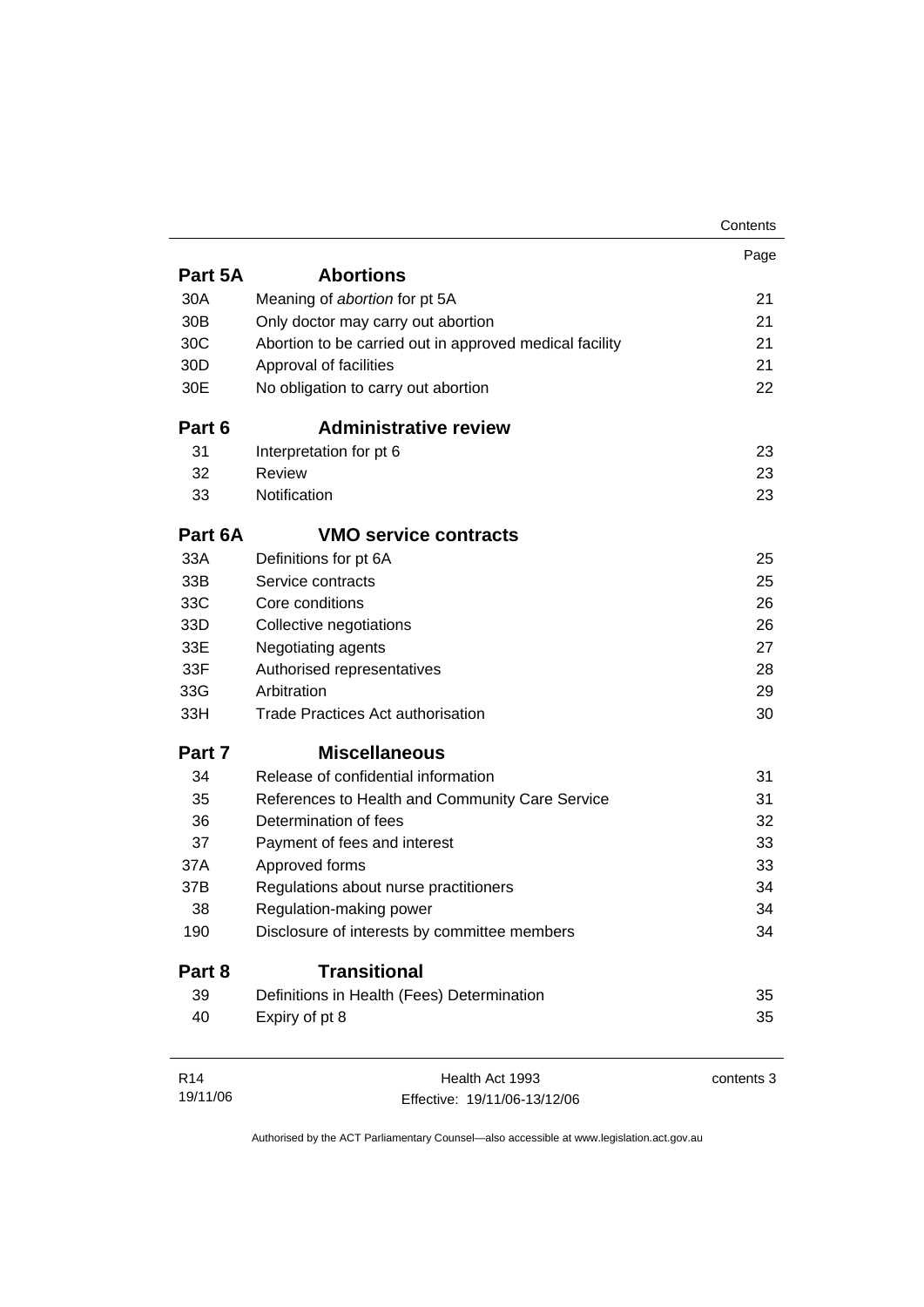| | | Page |
|---|---|---|
| **Part 5A** | **Abortions** | |
| 30A | Meaning of *abortion* for pt 5A | 21 |
| 30B | Only doctor may carry out abortion | 21 |
| 30C | Abortion to be carried out in approved medical facility | 21 |
| 30D | Approval of facilities | 21 |
| 30E | No obligation to carry out abortion | 22 |
| **Part 6** | **Administrative review** | |
| 31 | Interpretation for pt 6 | 23 |
| 32 | Review | 23 |
| 33 | Notification | 23 |
| **Part 6A** | **VMO service contracts** | |
| 33A | Definitions for pt 6A | 25 |
| 33B | Service contracts | 25 |
| 33C | Core conditions | 26 |
| 33D | Collective negotiations | 26 |
| 33E | Negotiating agents | 27 |
| 33F | Authorised representatives | 28 |
| 33G | Arbitration | 29 |
| 33H | Trade Practices Act authorisation | 30 |
| **Part 7** | **Miscellaneous** | |
| 34 | Release of confidential information | 31 |
| 35 | References to Health and Community Care Service | 31 |
| 36 | Determination of fees | 32 |
| 37 | Payment of fees and interest | 33 |
| 37A | Approved forms | 33 |
| 37B | Regulations about nurse practitioners | 34 |
| 38 | Regulation-making power | 34 |
| 190 | Disclosure of interests by committee members | 34 |
| **Part 8** | **Transitional** | |
| 39 | Definitions in Health (Fees) Determination | 35 |
| 40 | Expiry of pt 8 | 35 |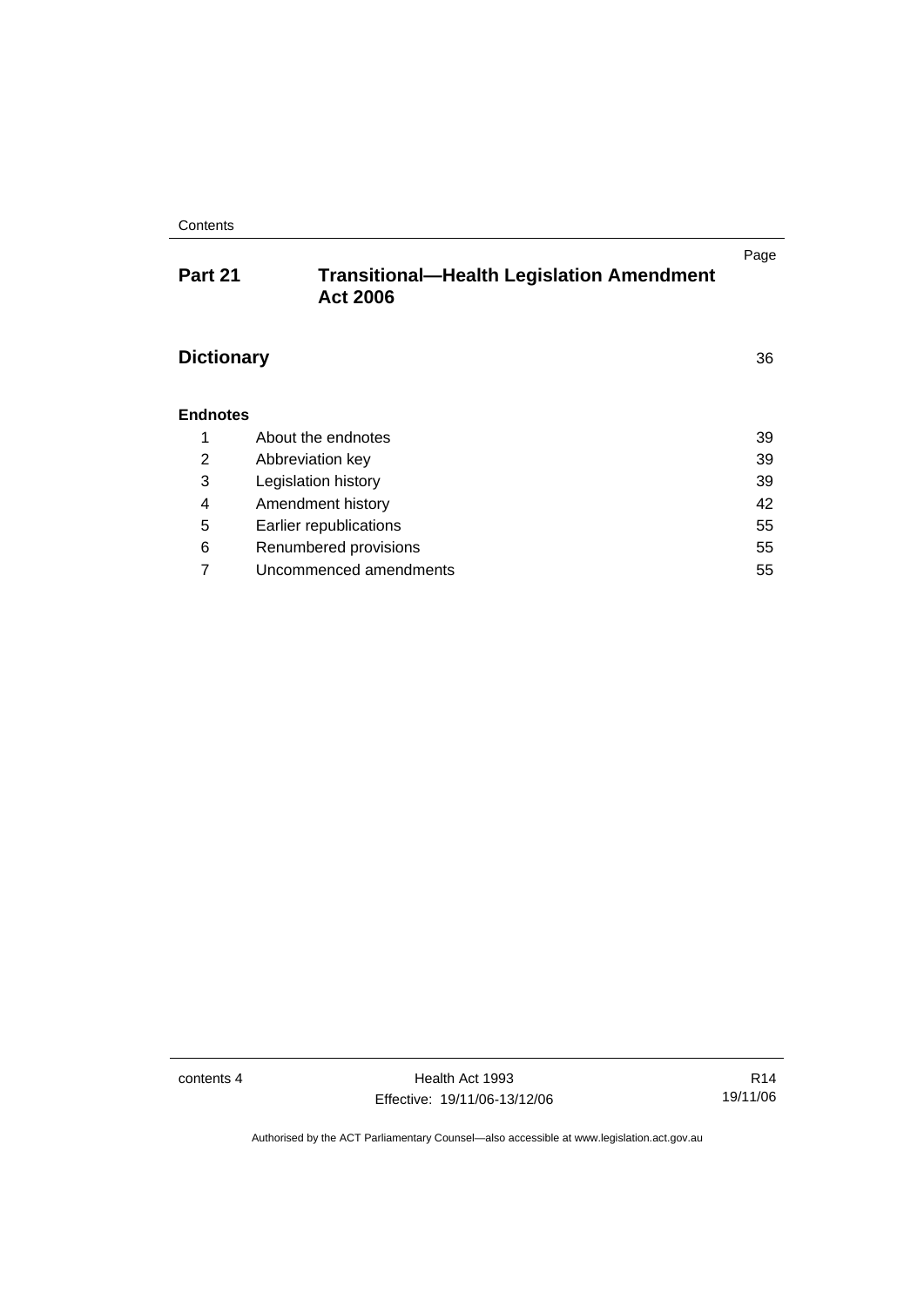| | | Page |
|---|---|---|
| **Part 21** | **Transitional—Health Legislation Amendment Act 2006** | |
| **Dictionary** | | 36 |
| **Endnotes** | | |
| 1 | About the endnotes | 39 |
| 2 | Abbreviation key | 39 |
| 3 | Legislation history | 39 |
| 4 | Amendment history | 42 |
| 5 | Earlier republications | 55 |
| 6 | Renumbered provisions | 55 |
| 7 | Uncommenced amendments | 55 |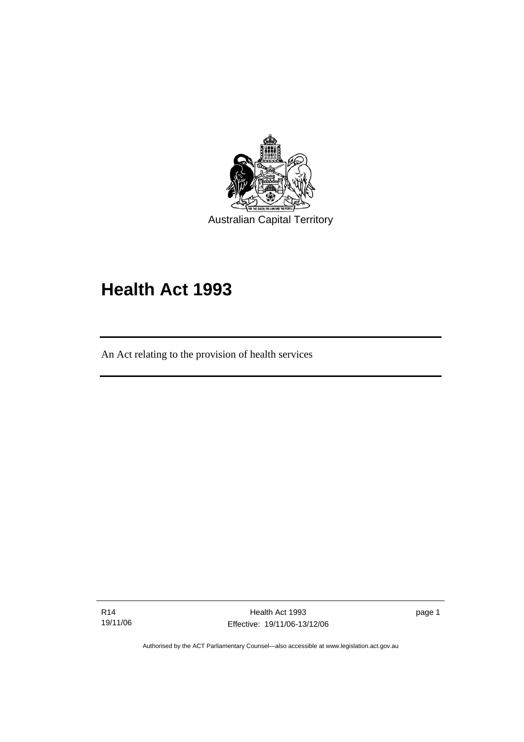Australian Capital Territory

# Health Act 1993

An Act relating to the provision of health services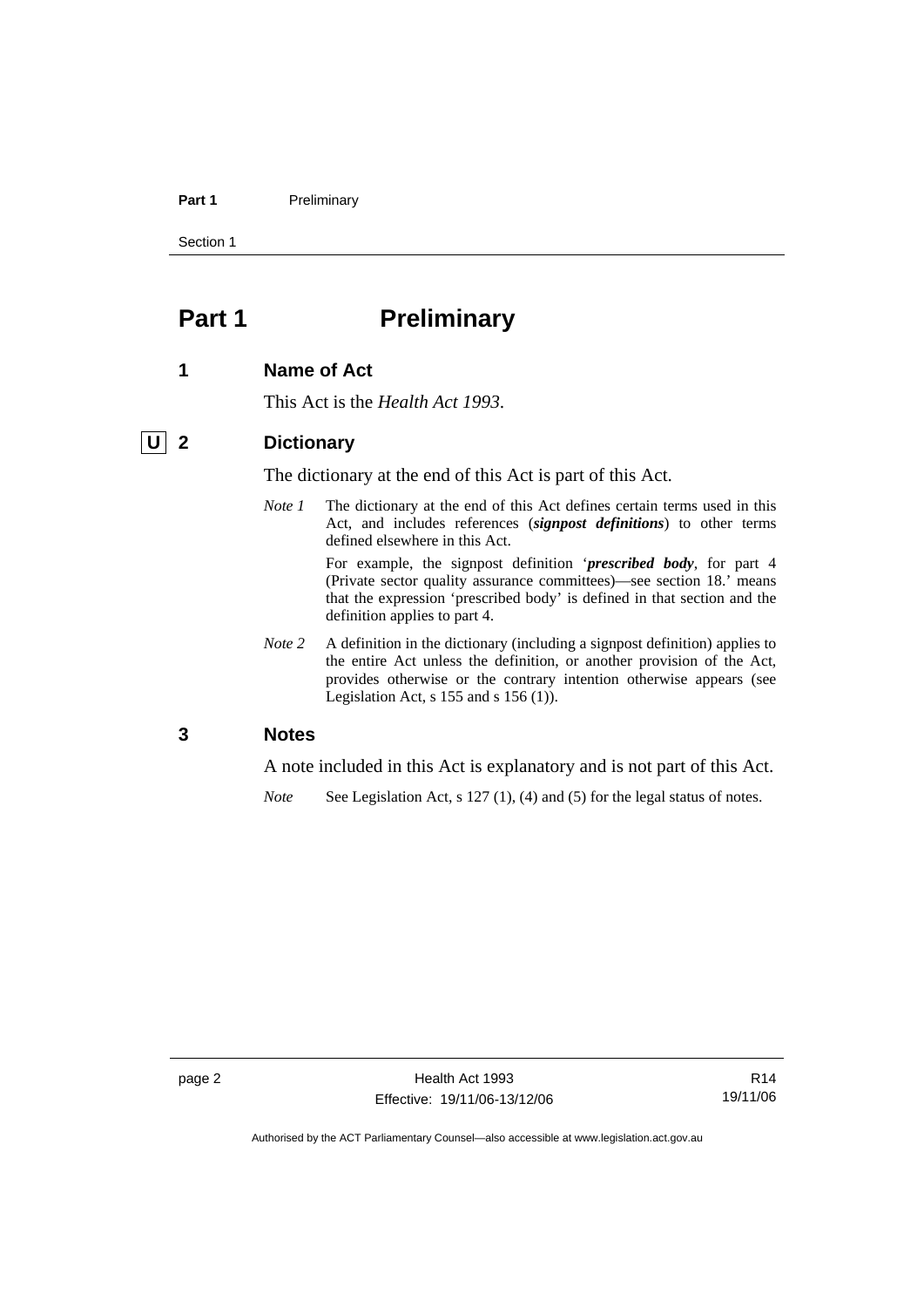# Part 1 Preliminary

## 1 Name of Act

This Act is the *Health Act 1993*.

## U 2 Dictionary

The dictionary at the end of this Act is part of this Act.

*Note 1* The dictionary at the end of this Act defines certain terms used in this Act, and includes references (***signpost definitions***) to other terms defined elsewhere in this Act.

For example, the signpost definition '***prescribed body***, for part 4 (Private sector quality assurance committees)—see section 18.' means that the expression 'prescribed body' is defined in that section and the definition applies to part 4.

*Note 2* A definition in the dictionary (including a signpost definition) applies to the entire Act unless the definition, or another provision of the Act, provides otherwise or the contrary intention otherwise appears (see Legislation Act, s 155 and s 156 (1)).

## 3 Notes

A note included in this Act is explanatory and is not part of this Act.

*Note* See Legislation Act, s 127 (1), (4) and (5) for the legal status of notes.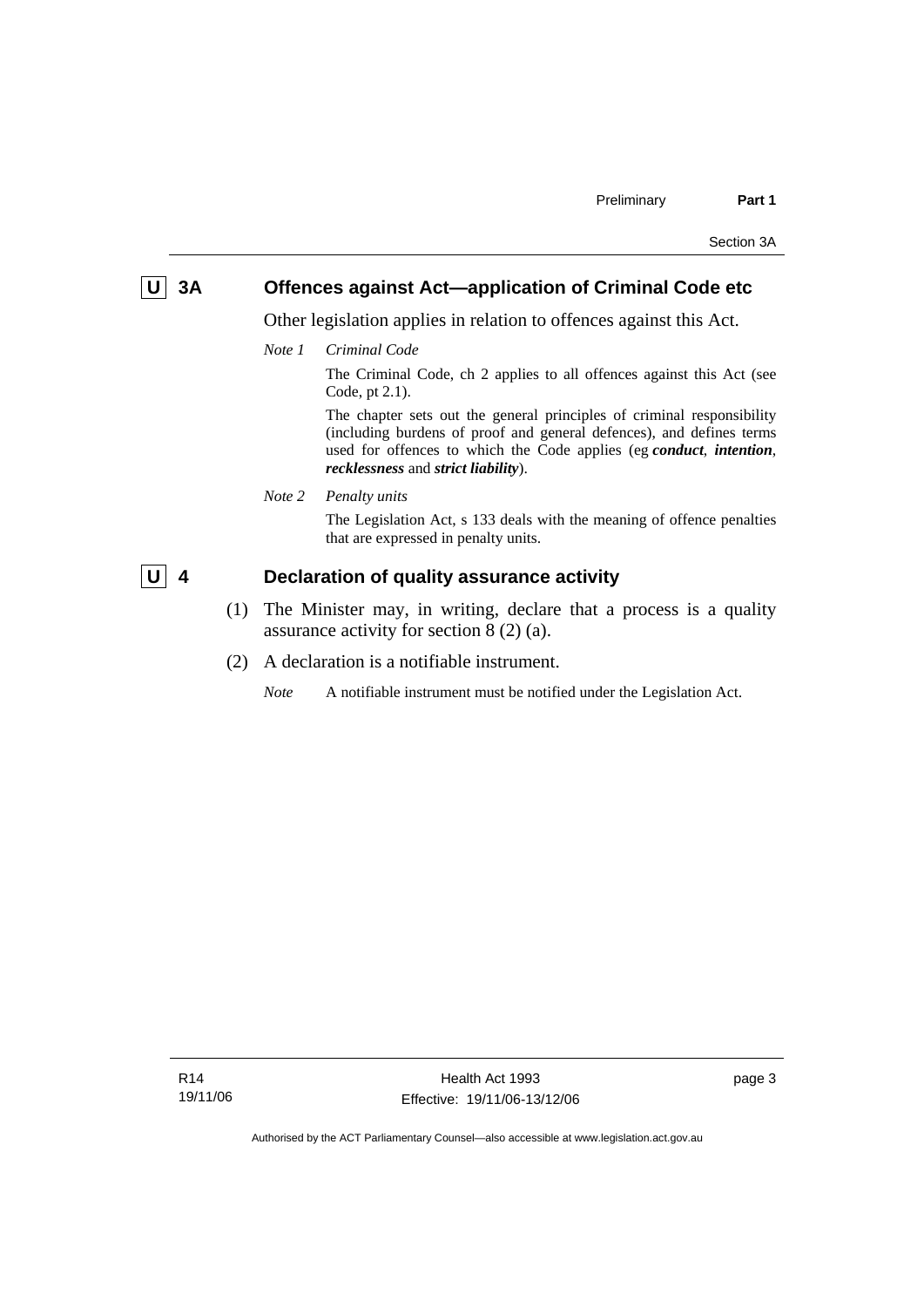## U 3A Offences against Act—application of Criminal Code etc

Other legislation applies in relation to offences against this Act.

*Note 1* *Criminal Code*

The Criminal Code, ch 2 applies to all offences against this Act (see Code, pt 2.1).

The chapter sets out the general principles of criminal responsibility (including burdens of proof and general defences), and defines terms used for offences to which the Code applies (eg ***conduct***, ***intention***, ***recklessness*** and ***strict liability***).

*Note 2* *Penalty units*

The Legislation Act, s 133 deals with the meaning of offence penalties that are expressed in penalty units.

## U 4 Declaration of quality assurance activity

(1) The Minister may, in writing, declare that a process is a quality assurance activity for section 8 (2) (a).

(2) A declaration is a notifiable instrument.

*Note* A notifiable instrument must be notified under the Legislation Act.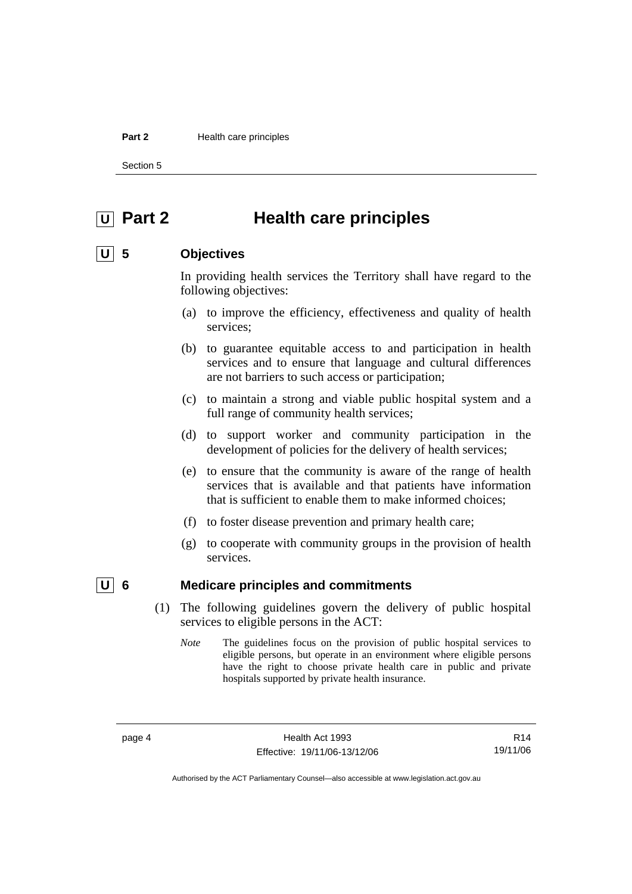# U Part 2 Health care principles

## U 5 Objectives

In providing health services the Territory shall have regard to the following objectives:

(a) to improve the efficiency, effectiveness and quality of health services;

(b) to guarantee equitable access to and participation in health services and to ensure that language and cultural differences are not barriers to such access or participation;

(c) to maintain a strong and viable public hospital system and a full range of community health services;

(d) to support worker and community participation in the development of policies for the delivery of health services;

(e) to ensure that the community is aware of the range of health services that is available and that patients have information that is sufficient to enable them to make informed choices;

(f) to foster disease prevention and primary health care;

(g) to cooperate with community groups in the provision of health services.

## U 6 Medicare principles and commitments

(1) The following guidelines govern the delivery of public hospital services to eligible persons in the ACT:

*Note* The guidelines focus on the provision of public hospital services to eligible persons, but operate in an environment where eligible persons have the right to choose private health care in public and private hospitals supported by private health insurance.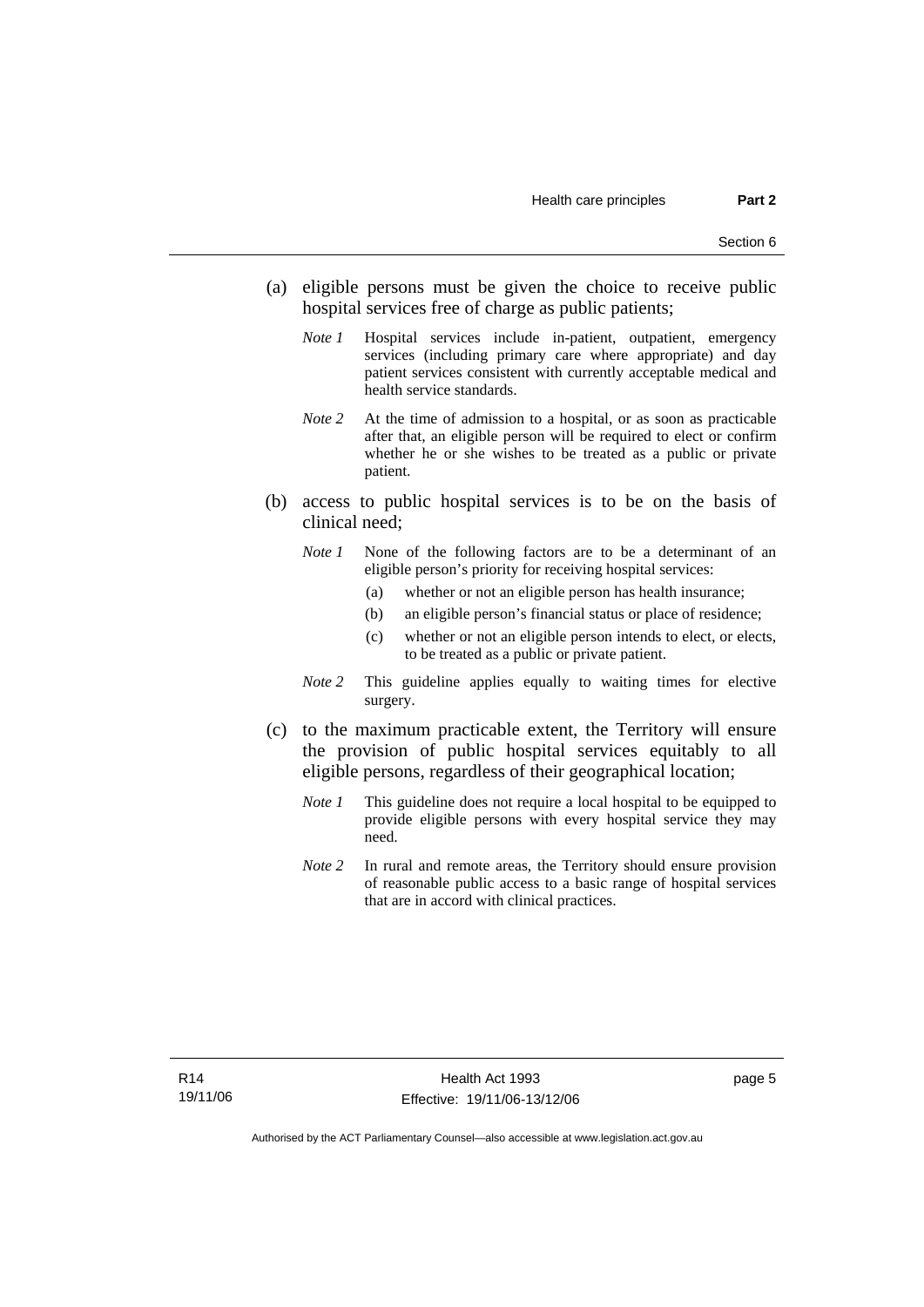(a) eligible persons must be given the choice to receive public hospital services free of charge as public patients;

> *Note 1* Hospital services include in-patient, outpatient, emergency services (including primary care where appropriate) and day patient services consistent with currently acceptable medical and health service standards.

> *Note 2* At the time of admission to a hospital, or as soon as practicable after that, an eligible person will be required to elect or confirm whether he or she wishes to be treated as a public or private patient.

(b) access to public hospital services is to be on the basis of clinical need;

> *Note 1* None of the following factors are to be a determinant of an eligible person's priority for receiving hospital services:
>
> (a) whether or not an eligible person has health insurance;
>
> (b) an eligible person's financial status or place of residence;
>
> (c) whether or not an eligible person intends to elect, or elects, to be treated as a public or private patient.

> *Note 2* This guideline applies equally to waiting times for elective surgery.

(c) to the maximum practicable extent, the Territory will ensure the provision of public hospital services equitably to all eligible persons, regardless of their geographical location;

> *Note 1* This guideline does not require a local hospital to be equipped to provide eligible persons with every hospital service they may need.

> *Note 2* In rural and remote areas, the Territory should ensure provision of reasonable public access to a basic range of hospital services that are in accord with clinical practices.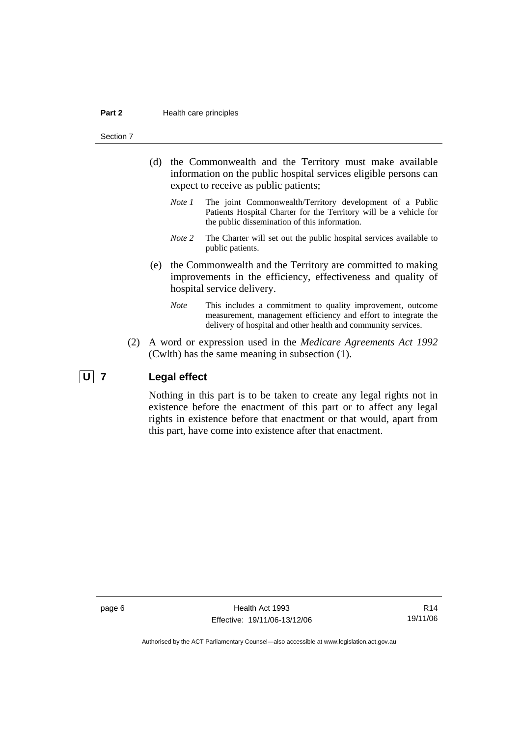(d) the Commonwealth and the Territory must make available information on the public hospital services eligible persons can expect to receive as public patients;

*Note 1* The joint Commonwealth/Territory development of a Public Patients Hospital Charter for the Territory will be a vehicle for the public dissemination of this information.

*Note 2* The Charter will set out the public hospital services available to public patients.

(e) the Commonwealth and the Territory are committed to making improvements in the efficiency, effectiveness and quality of hospital service delivery.

*Note* This includes a commitment to quality improvement, outcome measurement, management efficiency and effort to integrate the delivery of hospital and other health and community services.

(2) A word or expression used in the *Medicare Agreements Act 1992* (Cwlth) has the same meaning in subsection (1).

### U 7 Legal effect

Nothing in this part is to be taken to create any legal rights not in existence before the enactment of this part or to affect any legal rights in existence before that enactment or that would, apart from this part, have come into existence after that enactment.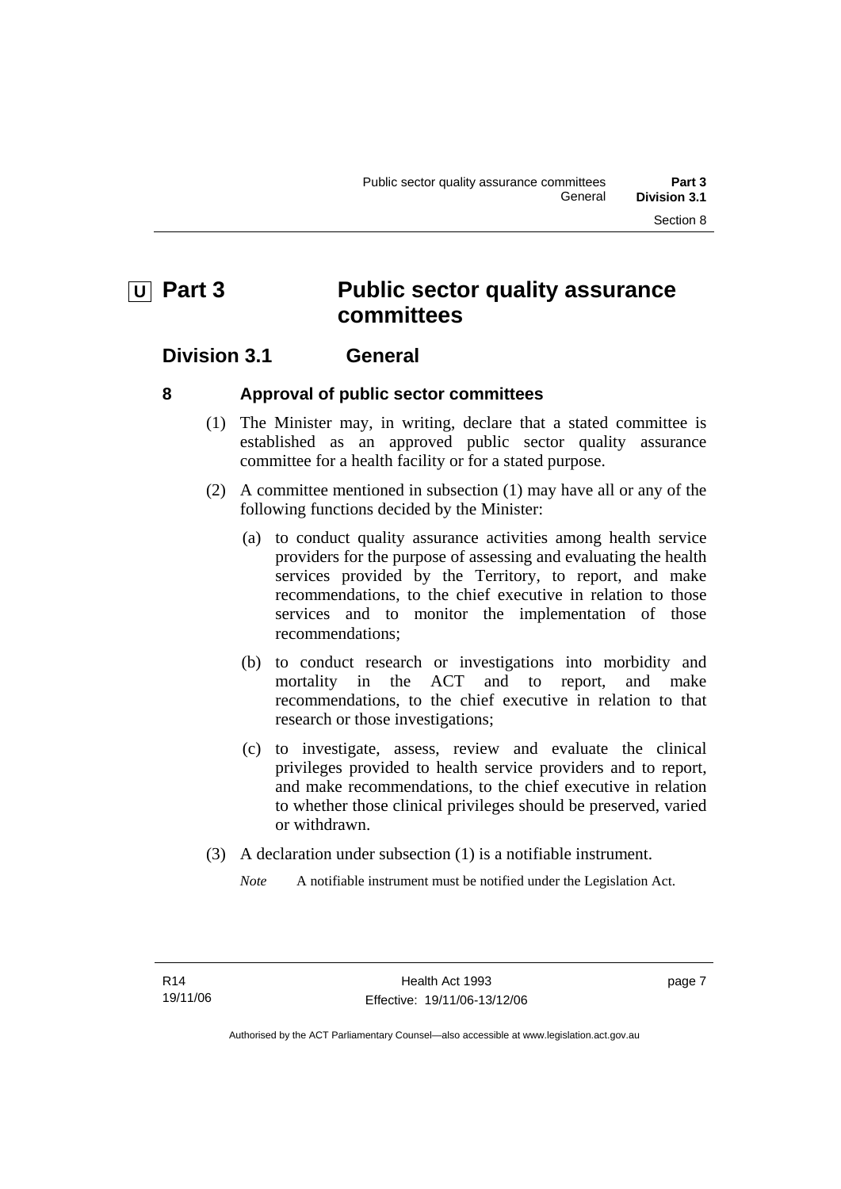# U Part 3 Public sector quality assurance committees

## Division 3.1 General

### 8 Approval of public sector committees

(1) The Minister may, in writing, declare that a stated committee is established as an approved public sector quality assurance committee for a health facility or for a stated purpose.

(2) A committee mentioned in subsection (1) may have all or any of the following functions decided by the Minister:

(a) to conduct quality assurance activities among health service providers for the purpose of assessing and evaluating the health services provided by the Territory, to report, and make recommendations, to the chief executive in relation to those services and to monitor the implementation of those recommendations;

(b) to conduct research or investigations into morbidity and mortality in the ACT and to report, and make recommendations, to the chief executive in relation to that research or those investigations;

(c) to investigate, assess, review and evaluate the clinical privileges provided to health service providers and to report, and make recommendations, to the chief executive in relation to whether those clinical privileges should be preserved, varied or withdrawn.

(3) A declaration under subsection (1) is a notifiable instrument.

*Note* A notifiable instrument must be notified under the Legislation Act.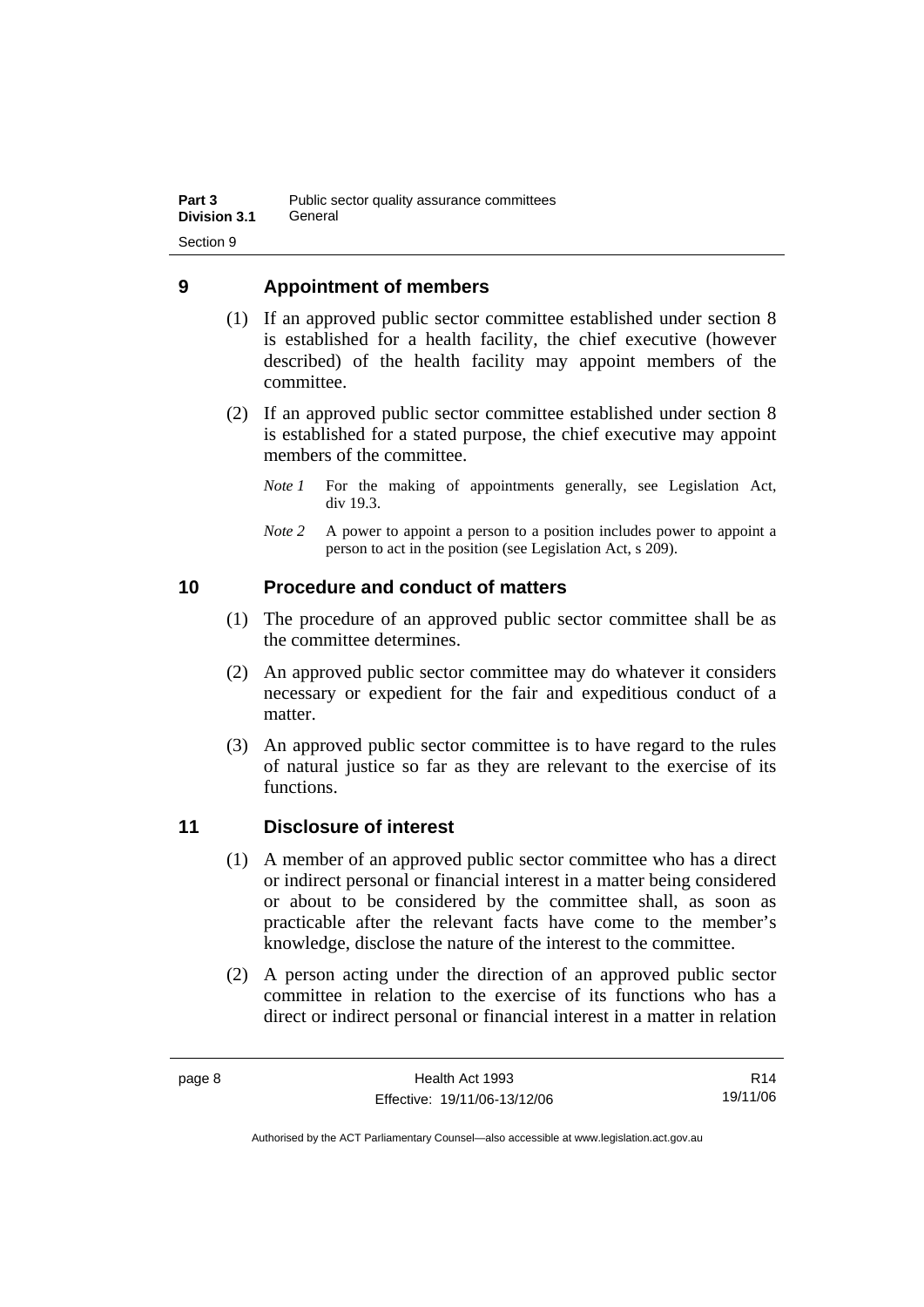## 9 Appointment of members

(1) If an approved public sector committee established under section 8 is established for a health facility, the chief executive (however described) of the health facility may appoint members of the committee.

(2) If an approved public sector committee established under section 8 is established for a stated purpose, the chief executive may appoint members of the committee.

*Note 1* For the making of appointments generally, see Legislation Act, div 19.3.

*Note 2* A power to appoint a person to a position includes power to appoint a person to act in the position (see Legislation Act, s 209).

## 10 Procedure and conduct of matters

(1) The procedure of an approved public sector committee shall be as the committee determines.

(2) An approved public sector committee may do whatever it considers necessary or expedient for the fair and expeditious conduct of a matter.

(3) An approved public sector committee is to have regard to the rules of natural justice so far as they are relevant to the exercise of its functions.

## 11 Disclosure of interest

(1) A member of an approved public sector committee who has a direct or indirect personal or financial interest in a matter being considered or about to be considered by the committee shall, as soon as practicable after the relevant facts have come to the member's knowledge, disclose the nature of the interest to the committee.

(2) A person acting under the direction of an approved public sector committee in relation to the exercise of its functions who has a direct or indirect personal or financial interest in a matter in relation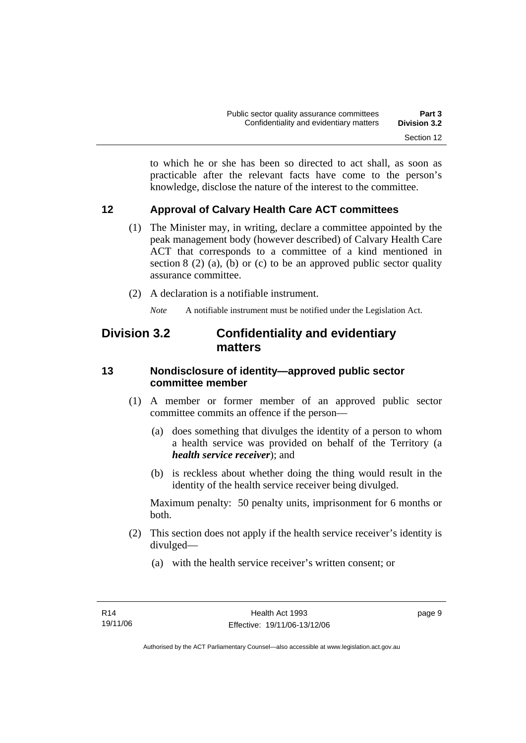to which he or she has been so directed to act shall, as soon as practicable after the relevant facts have come to the person's knowledge, disclose the nature of the interest to the committee.

### 12 Approval of Calvary Health Care ACT committees

(1) The Minister may, in writing, declare a committee appointed by the peak management body (however described) of Calvary Health Care ACT that corresponds to a committee of a kind mentioned in section 8 (2) (a), (b) or (c) to be an approved public sector quality assurance committee.

(2) A declaration is a notifiable instrument.

*Note* A notifiable instrument must be notified under the Legislation Act.

## Division 3.2 Confidentiality and evidentiary matters

### 13 Nondisclosure of identity—approved public sector committee member

(1) A member or former member of an approved public sector committee commits an offence if the person—

(a) does something that divulges the identity of a person to whom a health service was provided on behalf of the Territory (a ***health service receiver***); and

(b) is reckless about whether doing the thing would result in the identity of the health service receiver being divulged.

Maximum penalty: 50 penalty units, imprisonment for 6 months or both.

(2) This section does not apply if the health service receiver's identity is divulged—

(a) with the health service receiver's written consent; or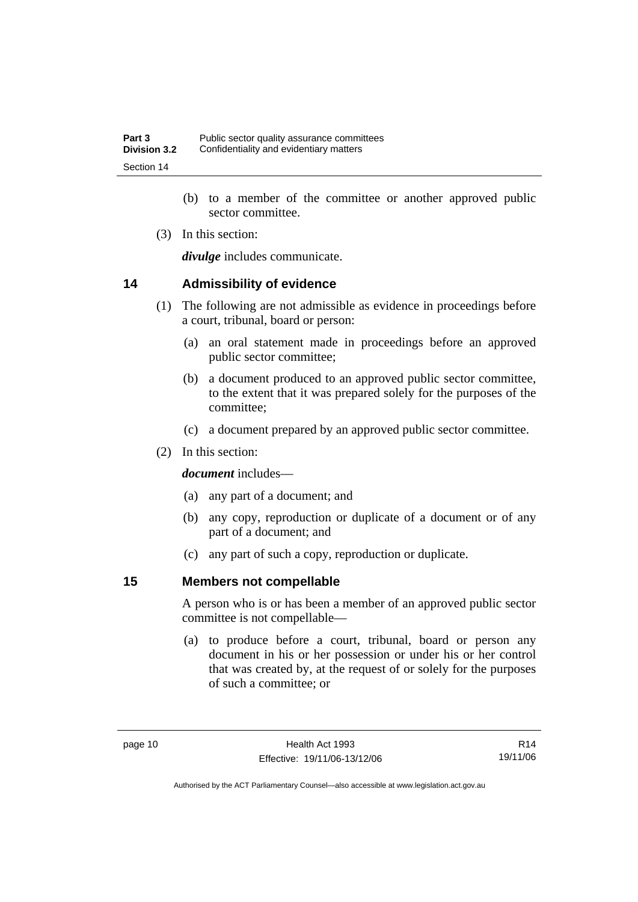(b) to a member of the committee or another approved public sector committee.

(3) In this section:

***divulge*** includes communicate.

## 14 Admissibility of evidence

(1) The following are not admissible as evidence in proceedings before a court, tribunal, board or person:

(a) an oral statement made in proceedings before an approved public sector committee;

(b) a document produced to an approved public sector committee, to the extent that it was prepared solely for the purposes of the committee;

(c) a document prepared by an approved public sector committee.

(2) In this section:

***document*** includes—

(a) any part of a document; and

(b) any copy, reproduction or duplicate of a document or of any part of a document; and

(c) any part of such a copy, reproduction or duplicate.

## 15 Members not compellable

A person who is or has been a member of an approved public sector committee is not compellable—

(a) to produce before a court, tribunal, board or person any document in his or her possession or under his or her control that was created by, at the request of or solely for the purposes of such a committee; or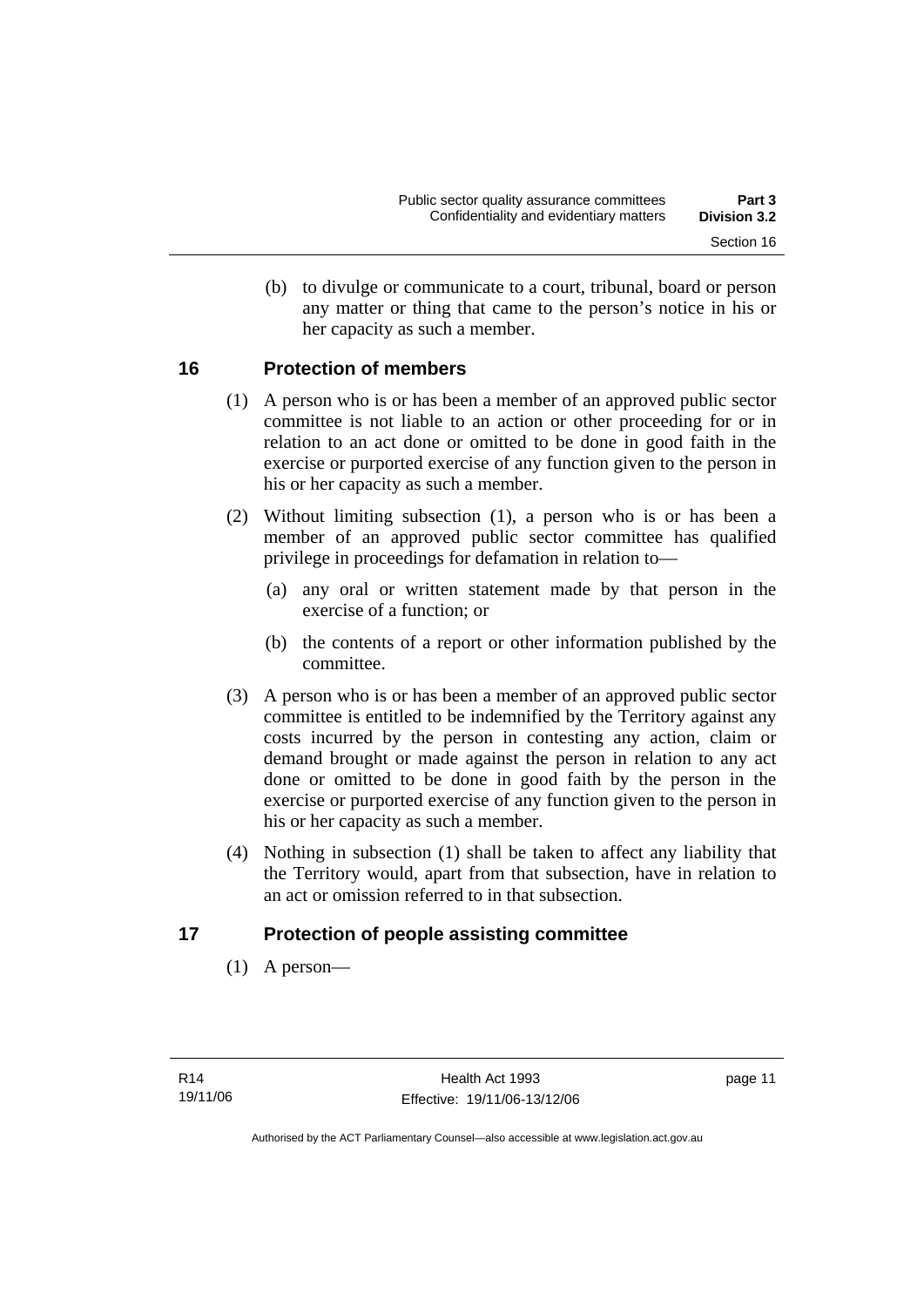(b) to divulge or communicate to a court, tribunal, board or person any matter or thing that came to the person's notice in his or her capacity as such a member.

## 16 Protection of members

(1) A person who is or has been a member of an approved public sector committee is not liable to an action or other proceeding for or in relation to an act done or omitted to be done in good faith in the exercise or purported exercise of any function given to the person in his or her capacity as such a member.

(2) Without limiting subsection (1), a person who is or has been a member of an approved public sector committee has qualified privilege in proceedings for defamation in relation to—

(a) any oral or written statement made by that person in the exercise of a function; or

(b) the contents of a report or other information published by the committee.

(3) A person who is or has been a member of an approved public sector committee is entitled to be indemnified by the Territory against any costs incurred by the person in contesting any action, claim or demand brought or made against the person in relation to any act done or omitted to be done in good faith by the person in the exercise or purported exercise of any function given to the person in his or her capacity as such a member.

(4) Nothing in subsection (1) shall be taken to affect any liability that the Territory would, apart from that subsection, have in relation to an act or omission referred to in that subsection.

## 17 Protection of people assisting committee

(1) A person—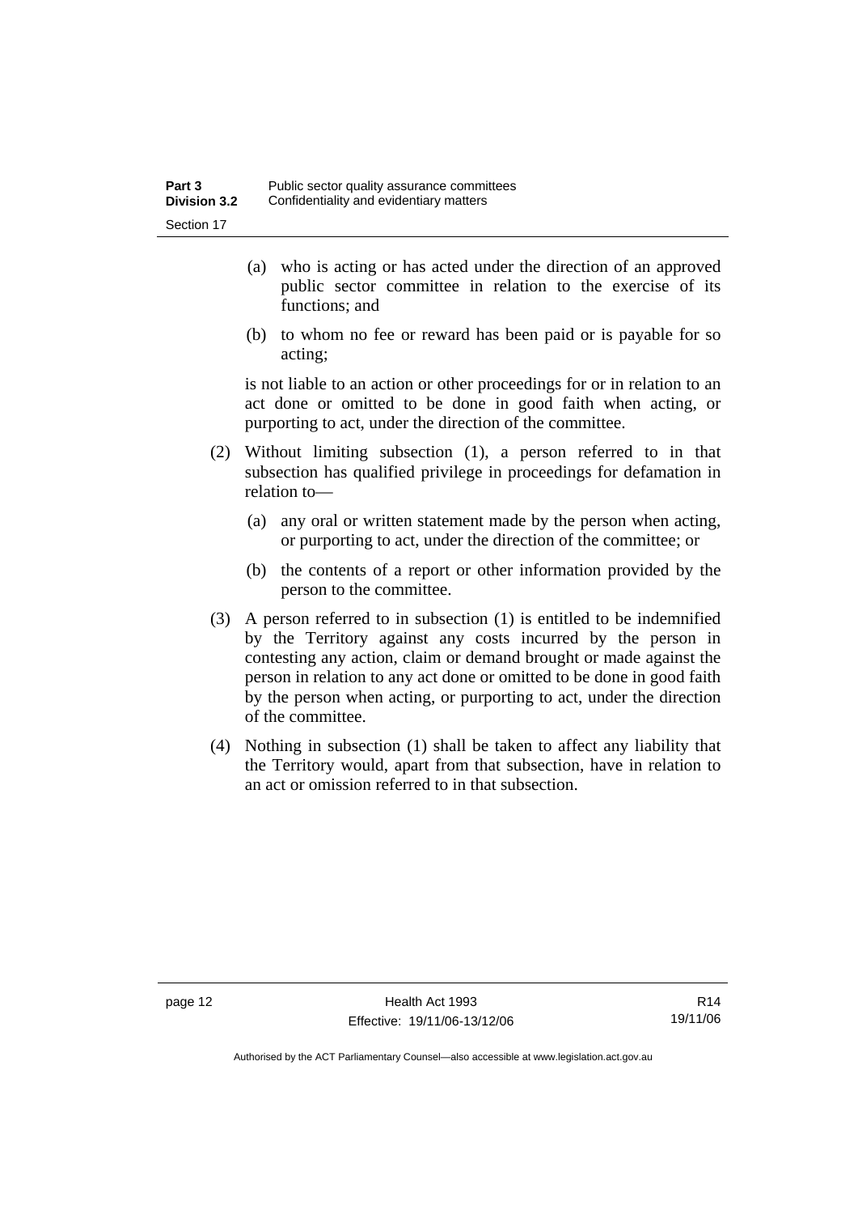(a) who is acting or has acted under the direction of an approved public sector committee in relation to the exercise of its functions; and

(b) to whom no fee or reward has been paid or is payable for so acting;

is not liable to an action or other proceedings for or in relation to an act done or omitted to be done in good faith when acting, or purporting to act, under the direction of the committee.

(2) Without limiting subsection (1), a person referred to in that subsection has qualified privilege in proceedings for defamation in relation to—

(a) any oral or written statement made by the person when acting, or purporting to act, under the direction of the committee; or

(b) the contents of a report or other information provided by the person to the committee.

(3) A person referred to in subsection (1) is entitled to be indemnified by the Territory against any costs incurred by the person in contesting any action, claim or demand brought or made against the person in relation to any act done or omitted to be done in good faith by the person when acting, or purporting to act, under the direction of the committee.

(4) Nothing in subsection (1) shall be taken to affect any liability that the Territory would, apart from that subsection, have in relation to an act or omission referred to in that subsection.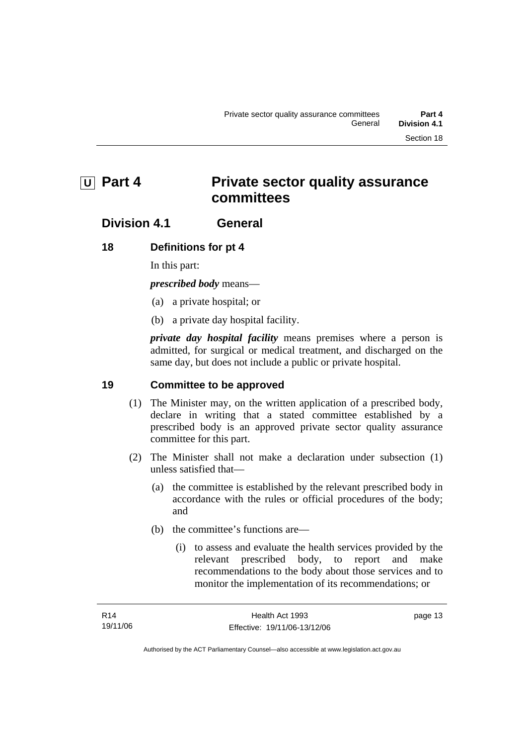# U Part 4 Private sector quality assurance committees

## Division 4.1 General

### 18 Definitions for pt 4

In this part:

***prescribed body*** means—

(a) a private hospital; or

(b) a private day hospital facility.

***private day hospital facility*** means premises where a person is admitted, for surgical or medical treatment, and discharged on the same day, but does not include a public or private hospital.

### 19 Committee to be approved

(1) The Minister may, on the written application of a prescribed body, declare in writing that a stated committee established by a prescribed body is an approved private sector quality assurance committee for this part.

(2) The Minister shall not make a declaration under subsection (1) unless satisfied that—

(a) the committee is established by the relevant prescribed body in accordance with the rules or official procedures of the body; and

(b) the committee's functions are—

(i) to assess and evaluate the health services provided by the relevant prescribed body, to report and make recommendations to the body about those services and to monitor the implementation of its recommendations; or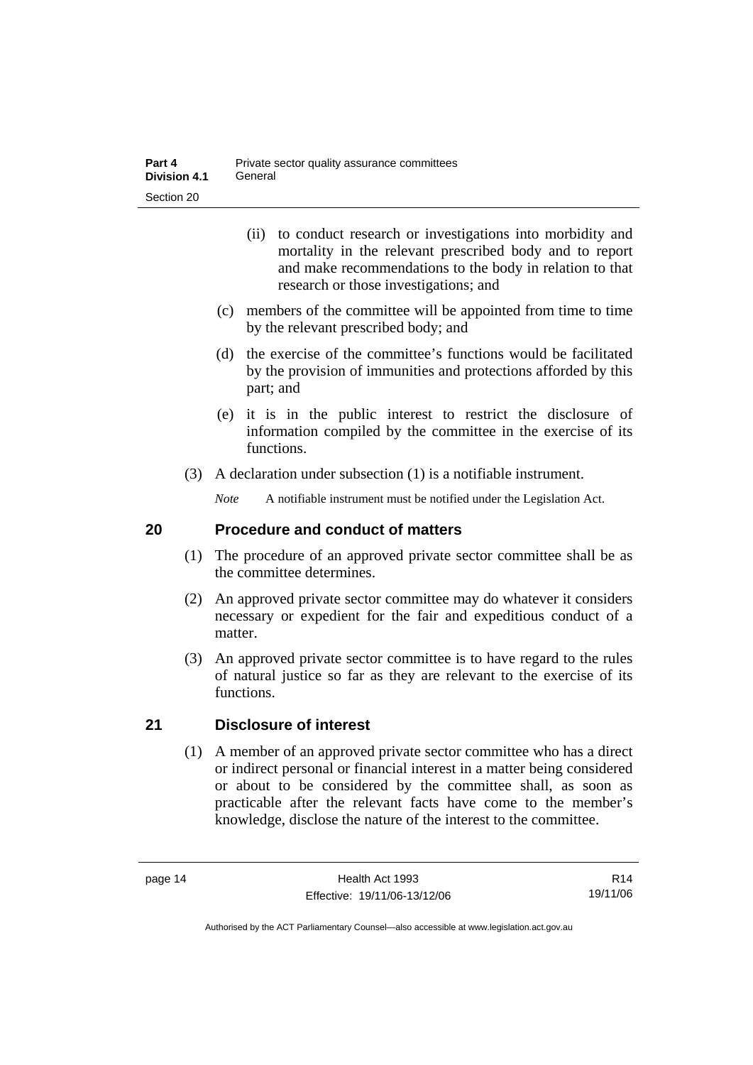(ii) to conduct research or investigations into morbidity and mortality in the relevant prescribed body and to report and make recommendations to the body in relation to that research or those investigations; and

(c) members of the committee will be appointed from time to time by the relevant prescribed body; and

(d) the exercise of the committee's functions would be facilitated by the provision of immunities and protections afforded by this part; and

(e) it is in the public interest to restrict the disclosure of information compiled by the committee in the exercise of its functions.

(3) A declaration under subsection (1) is a notifiable instrument.

*Note* A notifiable instrument must be notified under the Legislation Act.

## 20 Procedure and conduct of matters

(1) The procedure of an approved private sector committee shall be as the committee determines.

(2) An approved private sector committee may do whatever it considers necessary or expedient for the fair and expeditious conduct of a matter.

(3) An approved private sector committee is to have regard to the rules of natural justice so far as they are relevant to the exercise of its functions.

## 21 Disclosure of interest

(1) A member of an approved private sector committee who has a direct or indirect personal or financial interest in a matter being considered or about to be considered by the committee shall, as soon as practicable after the relevant facts have come to the member's knowledge, disclose the nature of the interest to the committee.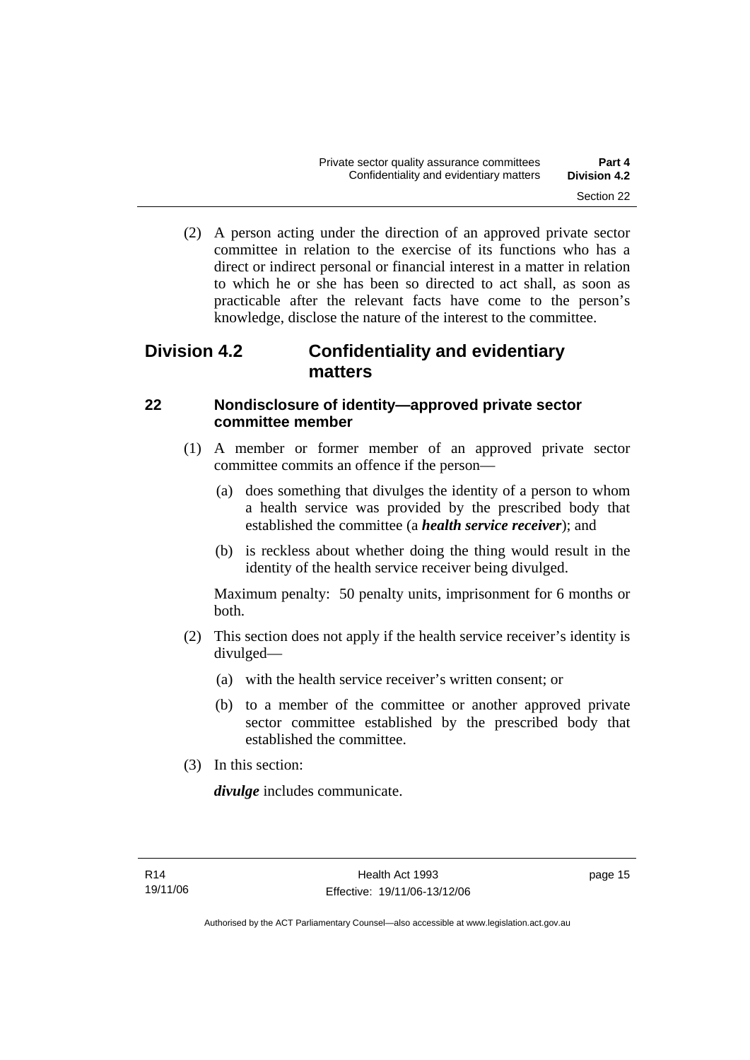(2) A person acting under the direction of an approved private sector committee in relation to the exercise of its functions who has a direct or indirect personal or financial interest in a matter in relation to which he or she has been so directed to act shall, as soon as practicable after the relevant facts have come to the person's knowledge, disclose the nature of the interest to the committee.

## Division 4.2 Confidentiality and evidentiary matters

### 22 Nondisclosure of identity—approved private sector committee member

(1) A member or former member of an approved private sector committee commits an offence if the person—

(a) does something that divulges the identity of a person to whom a health service was provided by the prescribed body that established the committee (a ***health service receiver***); and

(b) is reckless about whether doing the thing would result in the identity of the health service receiver being divulged.

Maximum penalty: 50 penalty units, imprisonment for 6 months or both.

(2) This section does not apply if the health service receiver's identity is divulged—

(a) with the health service receiver's written consent; or

(b) to a member of the committee or another approved private sector committee established by the prescribed body that established the committee.

(3) In this section:

***divulge*** includes communicate.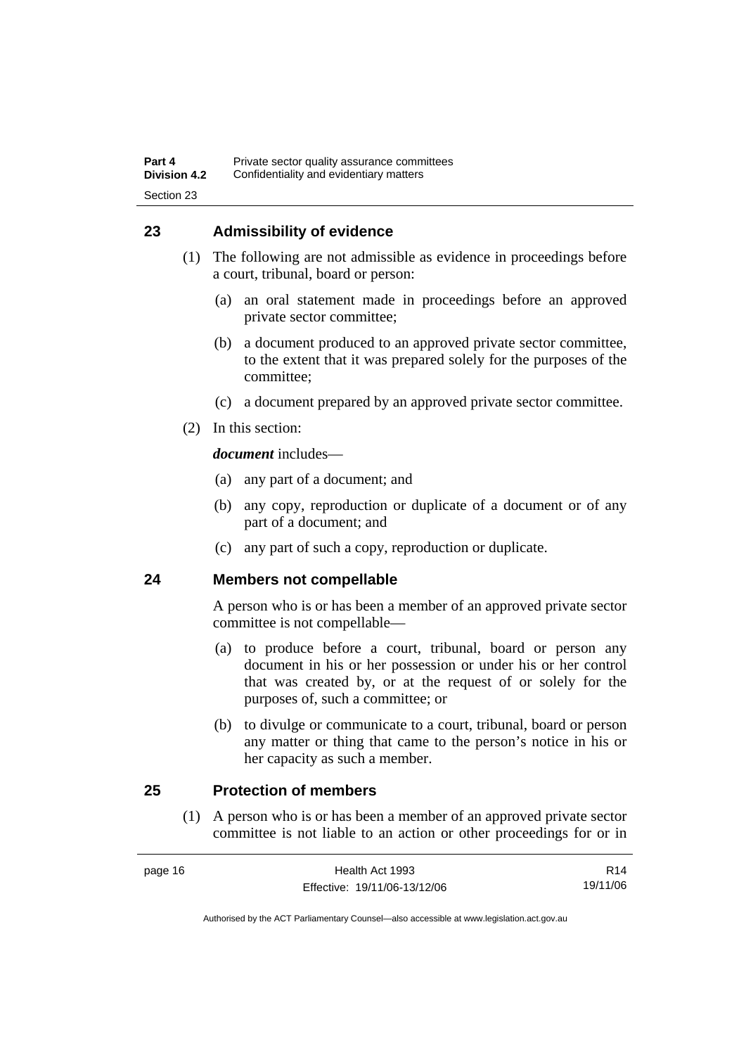## 23 Admissibility of evidence

(1) The following are not admissible as evidence in proceedings before a court, tribunal, board or person:

(a) an oral statement made in proceedings before an approved private sector committee;

(b) a document produced to an approved private sector committee, to the extent that it was prepared solely for the purposes of the committee;

(c) a document prepared by an approved private sector committee.

(2) In this section:

***document*** includes—

(a) any part of a document; and

(b) any copy, reproduction or duplicate of a document or of any part of a document; and

(c) any part of such a copy, reproduction or duplicate.

## 24 Members not compellable

A person who is or has been a member of an approved private sector committee is not compellable—

(a) to produce before a court, tribunal, board or person any document in his or her possession or under his or her control that was created by, or at the request of or solely for the purposes of, such a committee; or

(b) to divulge or communicate to a court, tribunal, board or person any matter or thing that came to the person's notice in his or her capacity as such a member.

## 25 Protection of members

(1) A person who is or has been a member of an approved private sector committee is not liable to an action or other proceedings for or in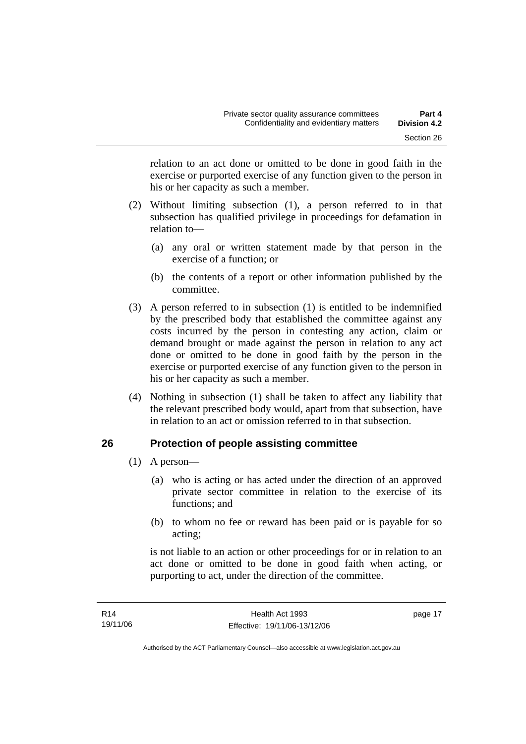relation to an act done or omitted to be done in good faith in the exercise or purported exercise of any function given to the person in his or her capacity as such a member.

(2) Without limiting subsection (1), a person referred to in that subsection has qualified privilege in proceedings for defamation in relation to—

(a) any oral or written statement made by that person in the exercise of a function; or

(b) the contents of a report or other information published by the committee.

(3) A person referred to in subsection (1) is entitled to be indemnified by the prescribed body that established the committee against any costs incurred by the person in contesting any action, claim or demand brought or made against the person in relation to any act done or omitted to be done in good faith by the person in the exercise or purported exercise of any function given to the person in his or her capacity as such a member.

(4) Nothing in subsection (1) shall be taken to affect any liability that the relevant prescribed body would, apart from that subsection, have in relation to an act or omission referred to in that subsection.

## 26 Protection of people assisting committee

(1) A person—

(a) who is acting or has acted under the direction of an approved private sector committee in relation to the exercise of its functions; and

(b) to whom no fee or reward has been paid or is payable for so acting;

is not liable to an action or other proceedings for or in relation to an act done or omitted to be done in good faith when acting, or purporting to act, under the direction of the committee.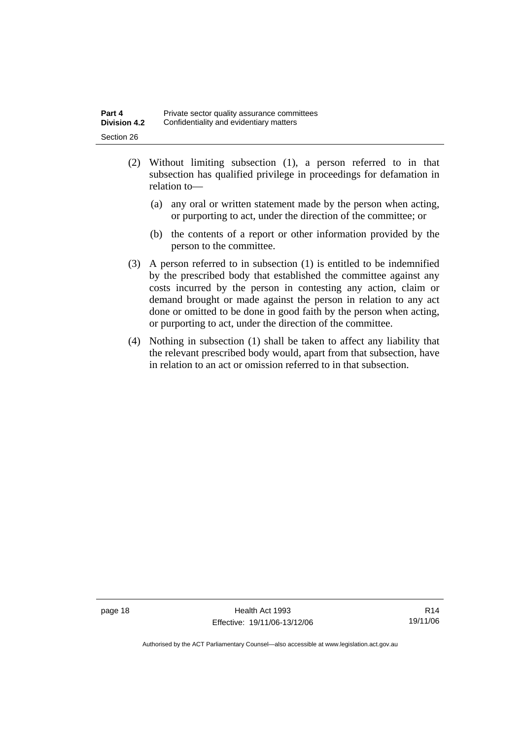(2) Without limiting subsection (1), a person referred to in that subsection has qualified privilege in proceedings for defamation in relation to—

(a) any oral or written statement made by the person when acting, or purporting to act, under the direction of the committee; or

(b) the contents of a report or other information provided by the person to the committee.

(3) A person referred to in subsection (1) is entitled to be indemnified by the prescribed body that established the committee against any costs incurred by the person in contesting any action, claim or demand brought or made against the person in relation to any act done or omitted to be done in good faith by the person when acting, or purporting to act, under the direction of the committee.

(4) Nothing in subsection (1) shall be taken to affect any liability that the relevant prescribed body would, apart from that subsection, have in relation to an act or omission referred to in that subsection.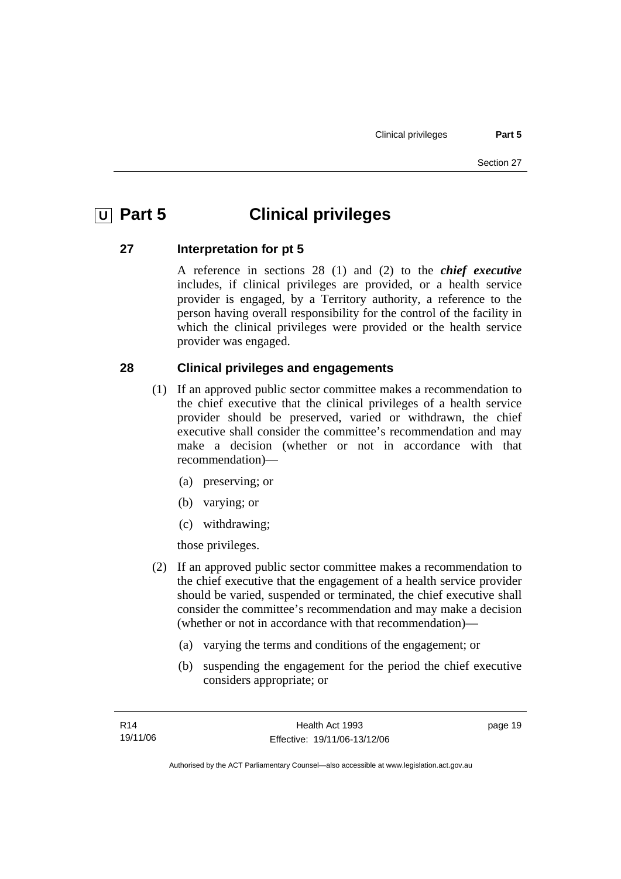# U Part 5 Clinical privileges

## 27 Interpretation for pt 5

A reference in sections 28 (1) and (2) to the ***chief executive*** includes, if clinical privileges are provided, or a health service provider is engaged, by a Territory authority, a reference to the person having overall responsibility for the control of the facility in which the clinical privileges were provided or the health service provider was engaged.

## 28 Clinical privileges and engagements

(1) If an approved public sector committee makes a recommendation to the chief executive that the clinical privileges of a health service provider should be preserved, varied or withdrawn, the chief executive shall consider the committee's recommendation and may make a decision (whether or not in accordance with that recommendation)—

(a) preserving; or

(b) varying; or

(c) withdrawing;

those privileges.

(2) If an approved public sector committee makes a recommendation to the chief executive that the engagement of a health service provider should be varied, suspended or terminated, the chief executive shall consider the committee's recommendation and may make a decision (whether or not in accordance with that recommendation)—

(a) varying the terms and conditions of the engagement; or

(b) suspending the engagement for the period the chief executive considers appropriate; or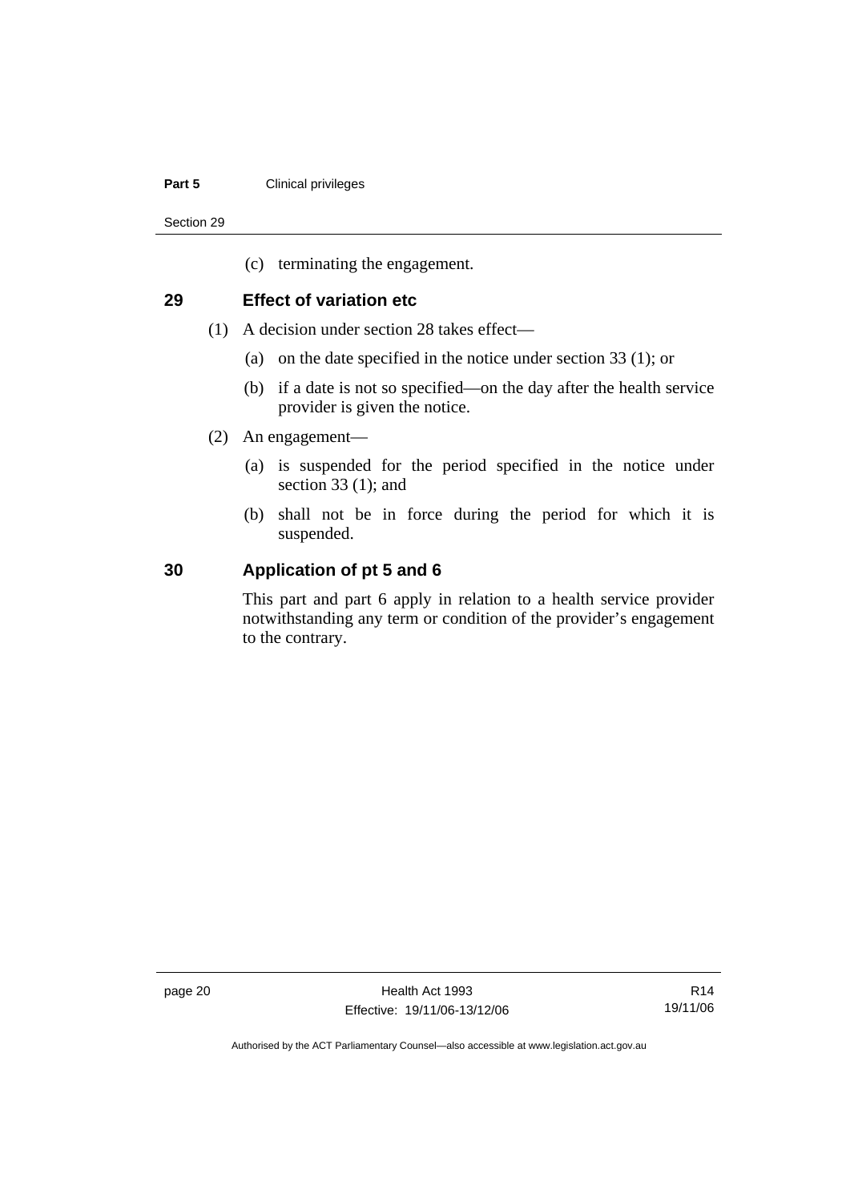(c) terminating the engagement.

## 29 Effect of variation etc

(1) A decision under section 28 takes effect—

(a) on the date specified in the notice under section 33 (1); or

(b) if a date is not so specified—on the day after the health service provider is given the notice.

(2) An engagement—

(a) is suspended for the period specified in the notice under section 33 (1); and

(b) shall not be in force during the period for which it is suspended.

## 30 Application of pt 5 and 6

This part and part 6 apply in relation to a health service provider notwithstanding any term or condition of the provider's engagement to the contrary.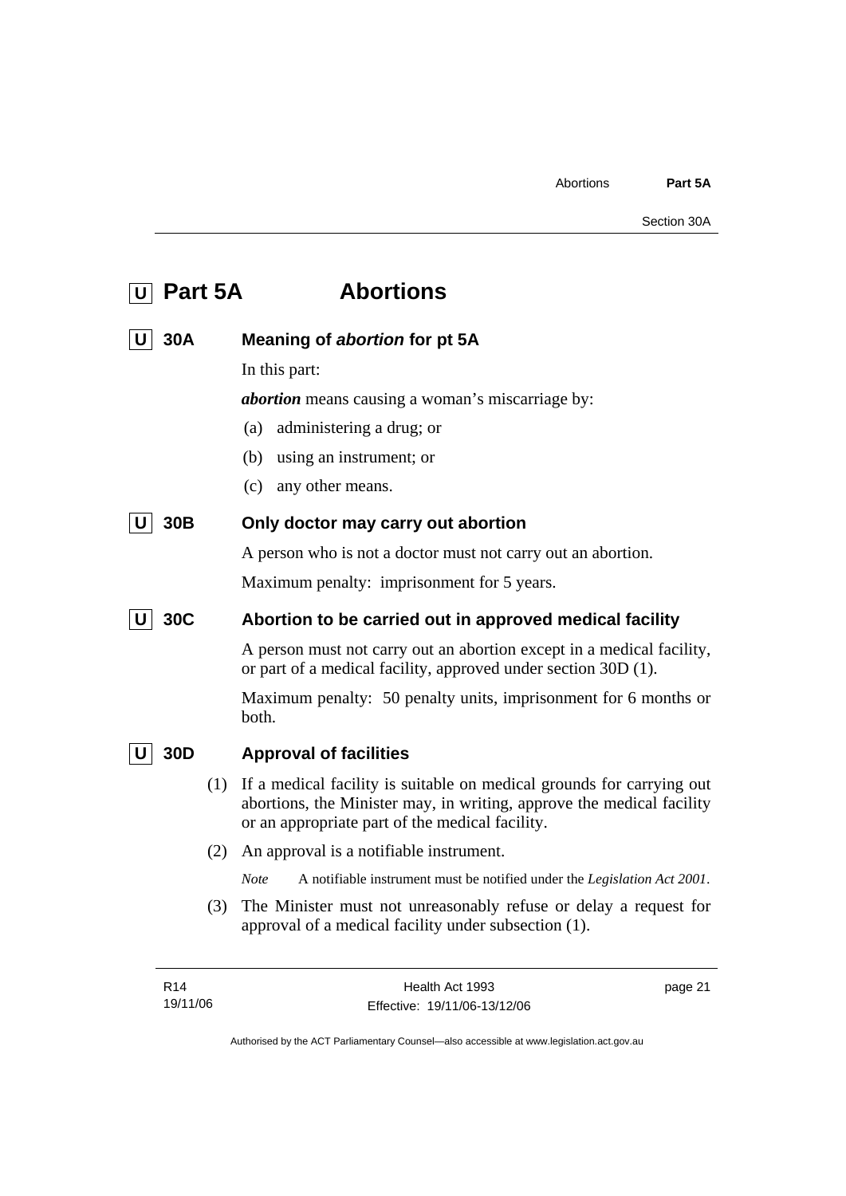# U Part 5A Abortions

## U 30A Meaning of *abortion* for pt 5A

In this part:

***abortion*** means causing a woman's miscarriage by:

(a) administering a drug; or

(b) using an instrument; or

(c) any other means.

## U 30B Only doctor may carry out abortion

A person who is not a doctor must not carry out an abortion.

Maximum penalty: imprisonment for 5 years.

## U 30C Abortion to be carried out in approved medical facility

A person must not carry out an abortion except in a medical facility, or part of a medical facility, approved under section 30D (1).

Maximum penalty: 50 penalty units, imprisonment for 6 months or both.

## U 30D Approval of facilities

(1) If a medical facility is suitable on medical grounds for carrying out abortions, the Minister may, in writing, approve the medical facility or an appropriate part of the medical facility.

(2) An approval is a notifiable instrument.

*Note* A notifiable instrument must be notified under the *Legislation Act 2001*.

(3) The Minister must not unreasonably refuse or delay a request for approval of a medical facility under subsection (1).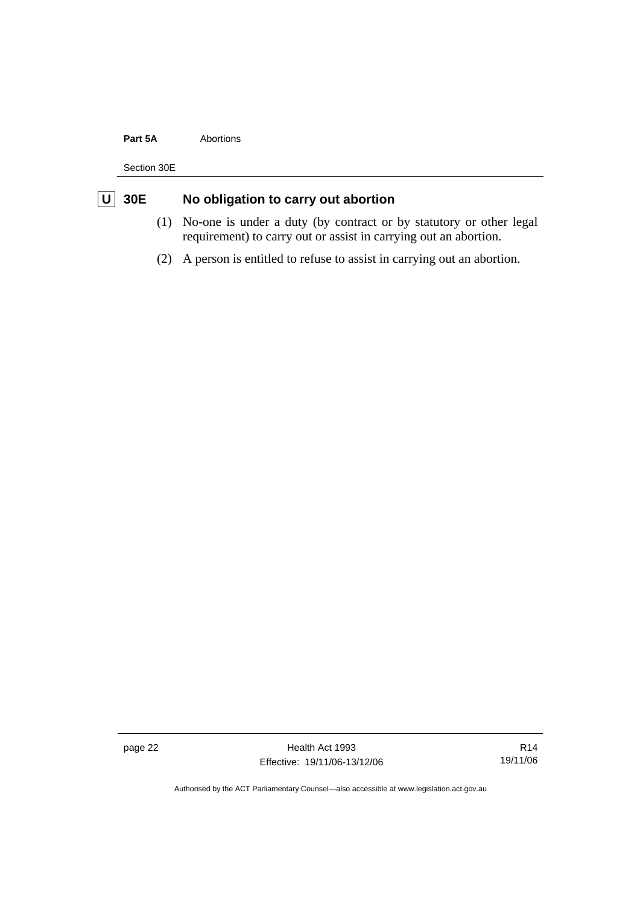## U 30E No obligation to carry out abortion

(1) No-one is under a duty (by contract or by statutory or other legal requirement) to carry out or assist in carrying out an abortion.

(2) A person is entitled to refuse to assist in carrying out an abortion.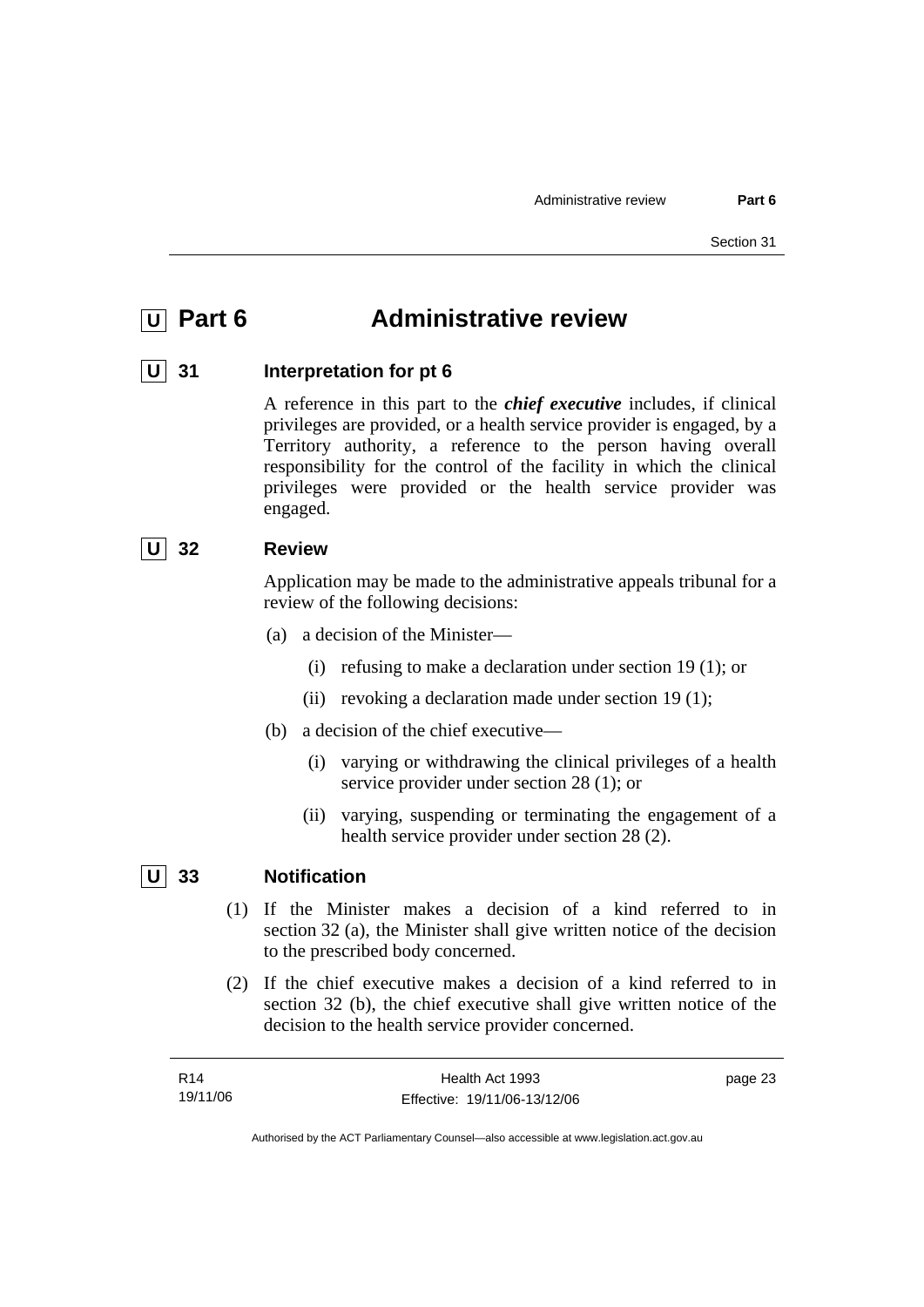# U Part 6 Administrative review

## U 31 Interpretation for pt 6

A reference in this part to the ***chief executive*** includes, if clinical privileges are provided, or a health service provider is engaged, by a Territory authority, a reference to the person having overall responsibility for the control of the facility in which the clinical privileges were provided or the health service provider was engaged.

## U 32 Review

Application may be made to the administrative appeals tribunal for a review of the following decisions:

(a) a decision of the Minister—

(i) refusing to make a declaration under section 19 (1); or

(ii) revoking a declaration made under section 19 (1);

(b) a decision of the chief executive—

(i) varying or withdrawing the clinical privileges of a health service provider under section 28 (1); or

(ii) varying, suspending or terminating the engagement of a health service provider under section 28 (2).

## U 33 Notification

(1) If the Minister makes a decision of a kind referred to in section 32 (a), the Minister shall give written notice of the decision to the prescribed body concerned.

(2) If the chief executive makes a decision of a kind referred to in section 32 (b), the chief executive shall give written notice of the decision to the health service provider concerned.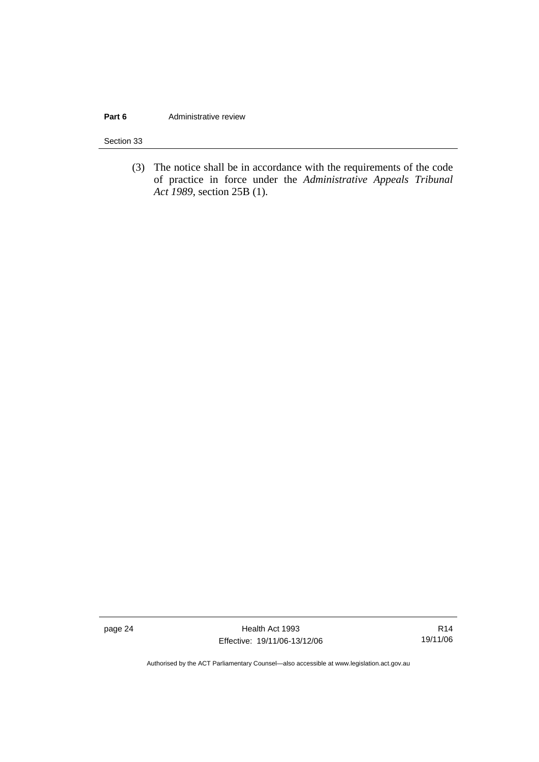(3) The notice shall be in accordance with the requirements of the code of practice in force under the *Administrative Appeals Tribunal Act 1989*, section 25B (1).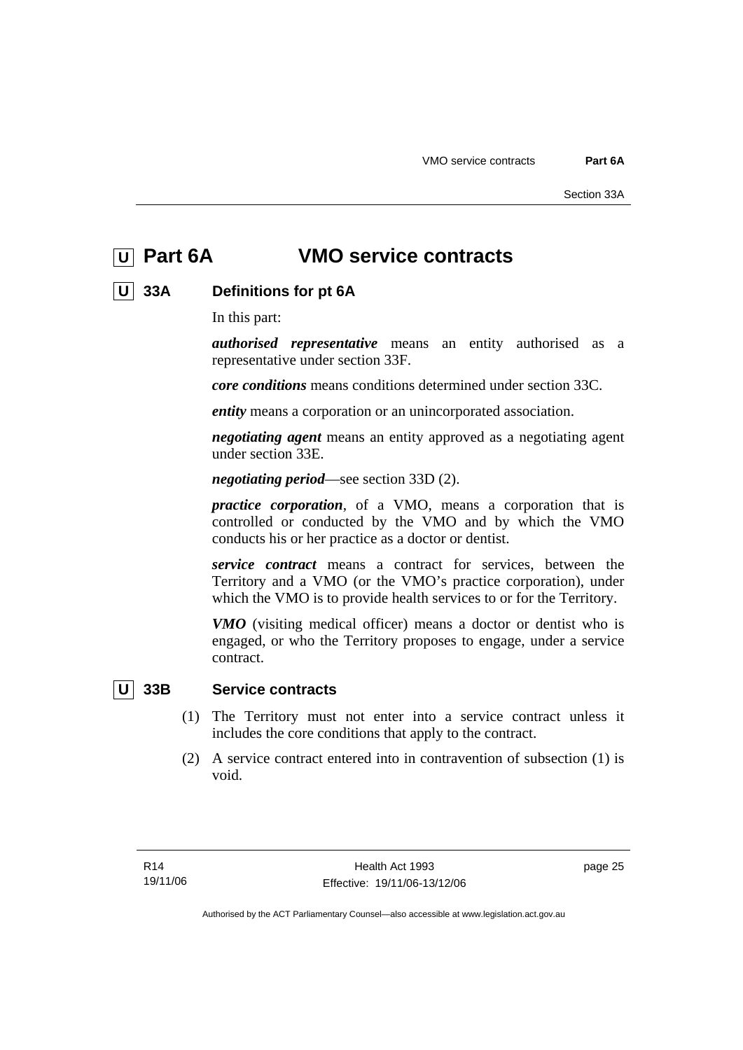# U Part 6A VMO service contracts

## U 33A Definitions for pt 6A

In this part:

***authorised representative*** means an entity authorised as a representative under section 33F.

***core conditions*** means conditions determined under section 33C.

***entity*** means a corporation or an unincorporated association.

***negotiating agent*** means an entity approved as a negotiating agent under section 33E.

***negotiating period***—see section 33D (2).

***practice corporation***, of a VMO, means a corporation that is controlled or conducted by the VMO and by which the VMO conducts his or her practice as a doctor or dentist.

***service contract*** means a contract for services, between the Territory and a VMO (or the VMO's practice corporation), under which the VMO is to provide health services to or for the Territory.

***VMO*** (visiting medical officer) means a doctor or dentist who is engaged, or who the Territory proposes to engage, under a service contract.

## U 33B Service contracts

(1) The Territory must not enter into a service contract unless it includes the core conditions that apply to the contract.

(2) A service contract entered into in contravention of subsection (1) is void.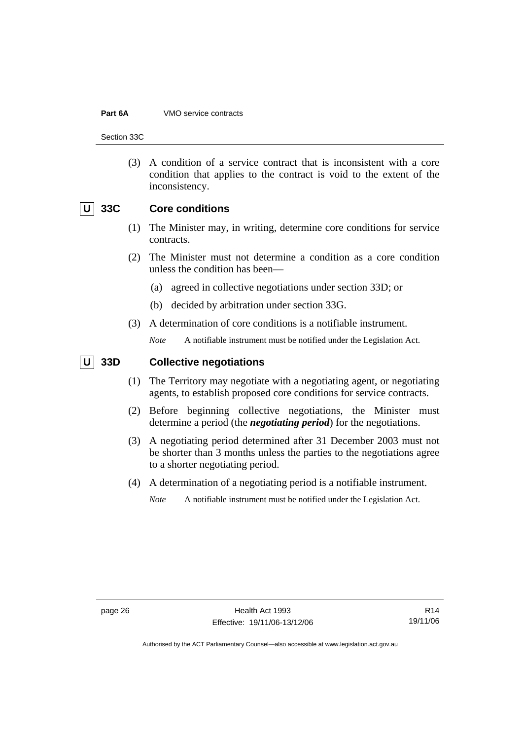(3) A condition of a service contract that is inconsistent with a core condition that applies to the contract is void to the extent of the inconsistency.

### U 33C Core conditions

(1) The Minister may, in writing, determine core conditions for service contracts.

(2) The Minister must not determine a condition as a core condition unless the condition has been—

(a) agreed in collective negotiations under section 33D; or

(b) decided by arbitration under section 33G.

(3) A determination of core conditions is a notifiable instrument.

*Note* A notifiable instrument must be notified under the Legislation Act.

### U 33D Collective negotiations

(1) The Territory may negotiate with a negotiating agent, or negotiating agents, to establish proposed core conditions for service contracts.

(2) Before beginning collective negotiations, the Minister must determine a period (the ***negotiating period***) for the negotiations.

(3) A negotiating period determined after 31 December 2003 must not be shorter than 3 months unless the parties to the negotiations agree to a shorter negotiating period.

(4) A determination of a negotiating period is a notifiable instrument.

*Note* A notifiable instrument must be notified under the Legislation Act.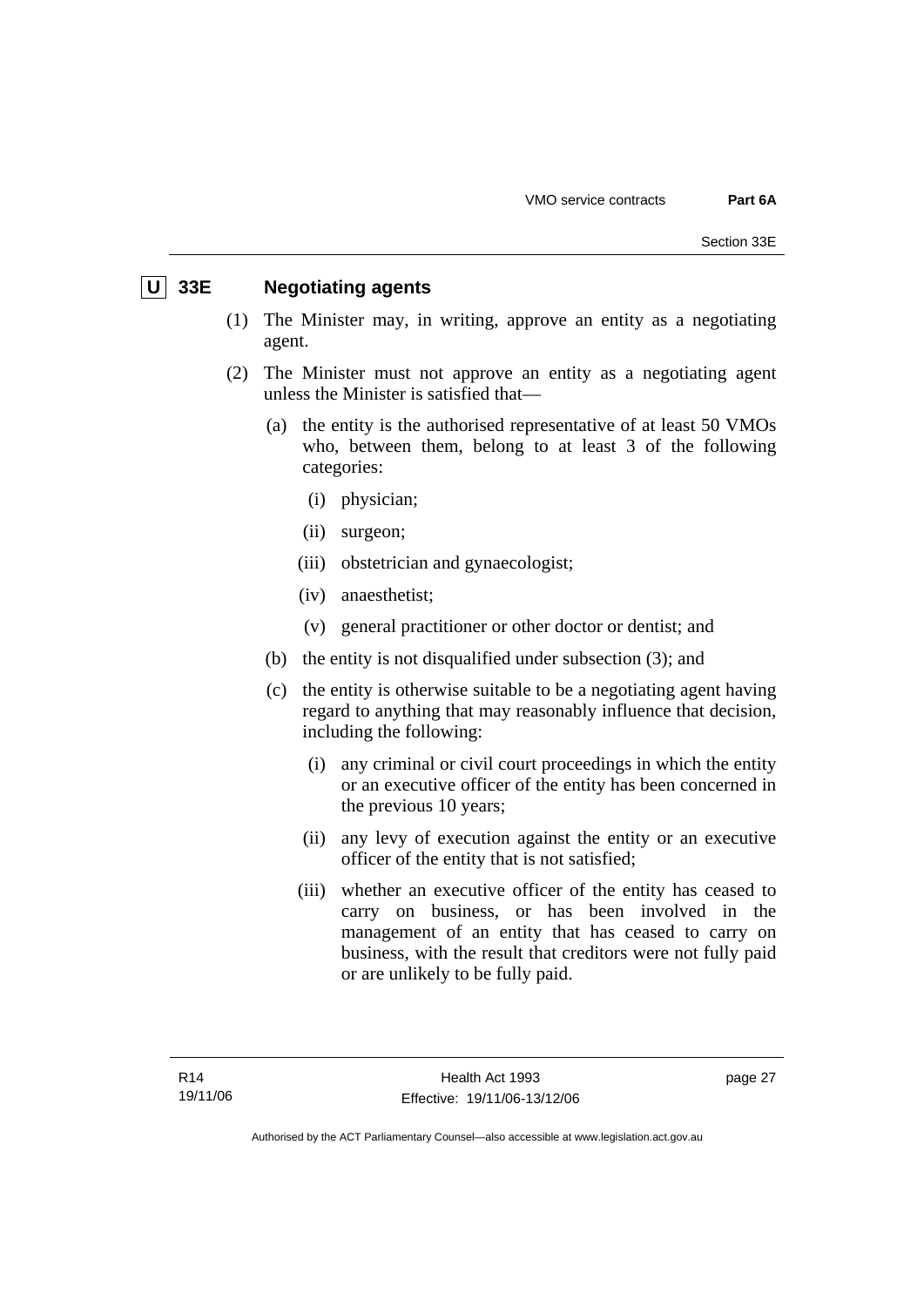## U 33E Negotiating agents

(1) The Minister may, in writing, approve an entity as a negotiating agent.

(2) The Minister must not approve an entity as a negotiating agent unless the Minister is satisfied that—

(a) the entity is the authorised representative of at least 50 VMOs who, between them, belong to at least 3 of the following categories:

(i) physician;

(ii) surgeon;

(iii) obstetrician and gynaecologist;

(iv) anaesthetist;

(v) general practitioner or other doctor or dentist; and

(b) the entity is not disqualified under subsection (3); and

(c) the entity is otherwise suitable to be a negotiating agent having regard to anything that may reasonably influence that decision, including the following:

(i) any criminal or civil court proceedings in which the entity or an executive officer of the entity has been concerned in the previous 10 years;

(ii) any levy of execution against the entity or an executive officer of the entity that is not satisfied;

(iii) whether an executive officer of the entity has ceased to carry on business, or has been involved in the management of an entity that has ceased to carry on business, with the result that creditors were not fully paid or are unlikely to be fully paid.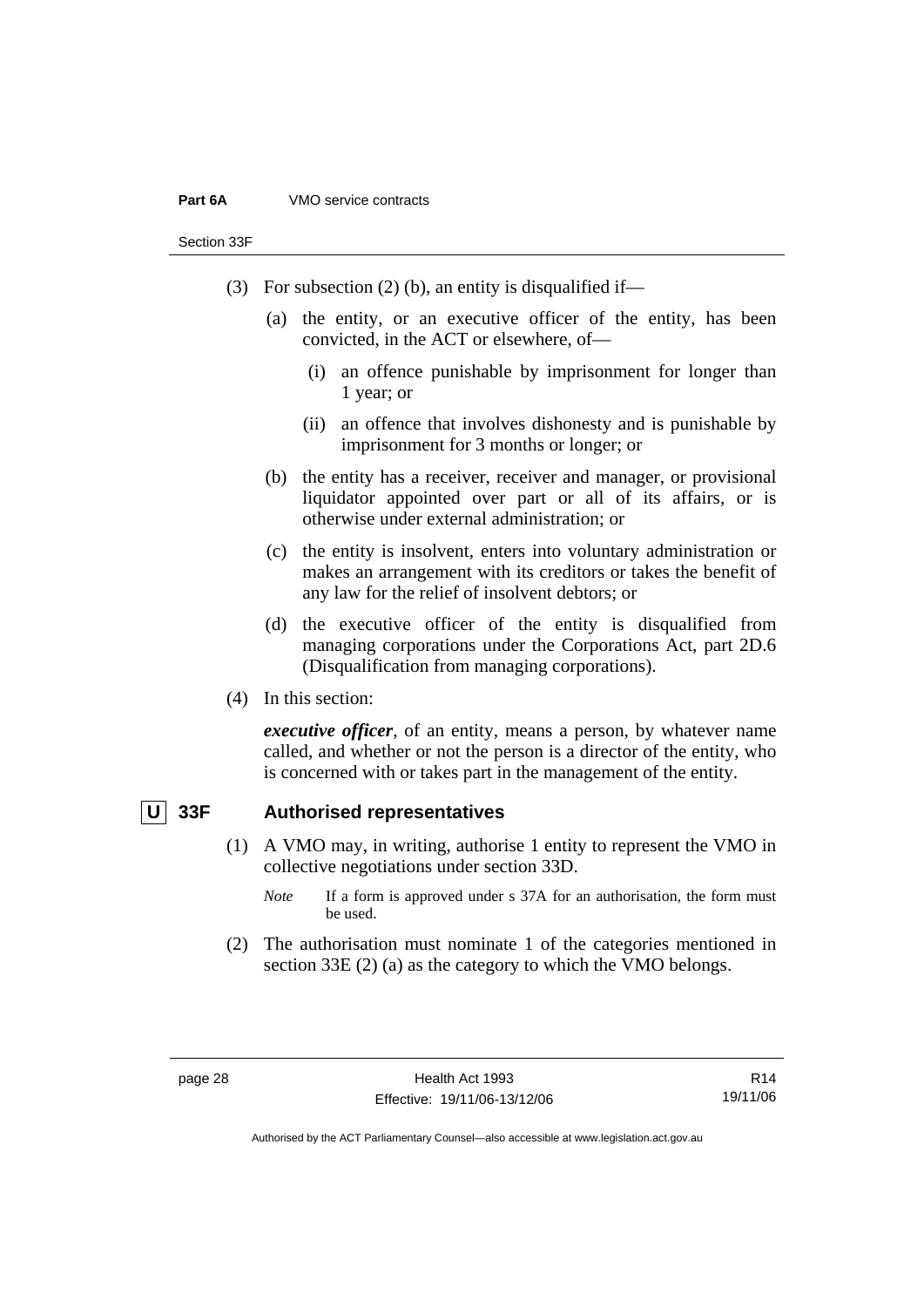(3) For subsection (2) (b), an entity is disqualified if—

(a) the entity, or an executive officer of the entity, has been convicted, in the ACT or elsewhere, of—

(i) an offence punishable by imprisonment for longer than 1 year; or

(ii) an offence that involves dishonesty and is punishable by imprisonment for 3 months or longer; or

(b) the entity has a receiver, receiver and manager, or provisional liquidator appointed over part or all of its affairs, or is otherwise under external administration; or

(c) the entity is insolvent, enters into voluntary administration or makes an arrangement with its creditors or takes the benefit of any law for the relief of insolvent debtors; or

(d) the executive officer of the entity is disqualified from managing corporations under the Corporations Act, part 2D.6 (Disqualification from managing corporations).

(4) In this section:

***executive officer***, of an entity, means a person, by whatever name called, and whether or not the person is a director of the entity, who is concerned with or takes part in the management of the entity.

## U 33F Authorised representatives

(1) A VMO may, in writing, authorise 1 entity to represent the VMO in collective negotiations under section 33D.

*Note* If a form is approved under s 37A for an authorisation, the form must be used.

(2) The authorisation must nominate 1 of the categories mentioned in section 33E (2) (a) as the category to which the VMO belongs.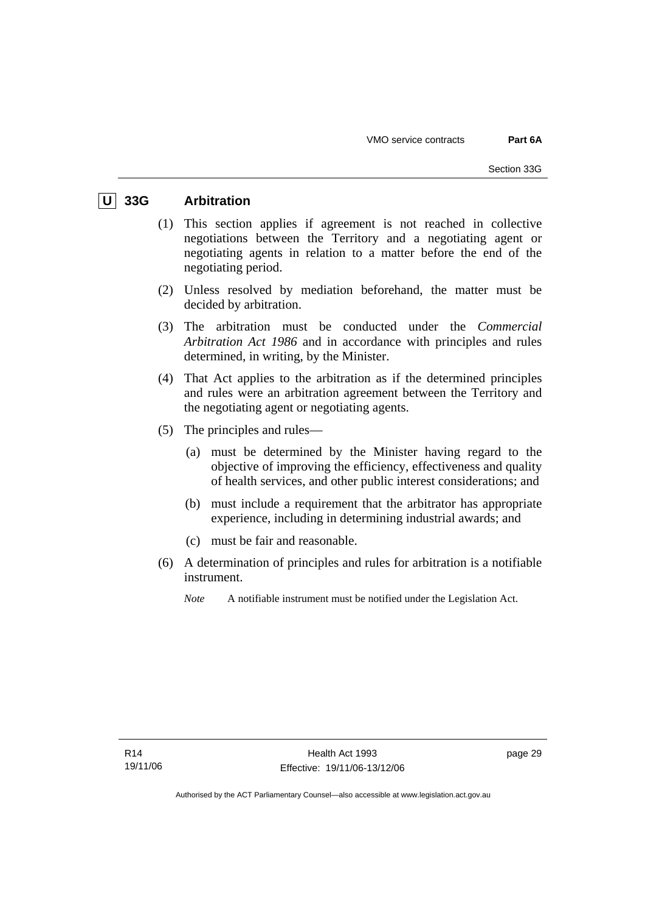## U 33G Arbitration

(1) This section applies if agreement is not reached in collective negotiations between the Territory and a negotiating agent or negotiating agents in relation to a matter before the end of the negotiating period.

(2) Unless resolved by mediation beforehand, the matter must be decided by arbitration.

(3) The arbitration must be conducted under the *Commercial Arbitration Act 1986* and in accordance with principles and rules determined, in writing, by the Minister.

(4) That Act applies to the arbitration as if the determined principles and rules were an arbitration agreement between the Territory and the negotiating agent or negotiating agents.

(5) The principles and rules—

(a) must be determined by the Minister having regard to the objective of improving the efficiency, effectiveness and quality of health services, and other public interest considerations; and

(b) must include a requirement that the arbitrator has appropriate experience, including in determining industrial awards; and

(c) must be fair and reasonable.

(6) A determination of principles and rules for arbitration is a notifiable instrument.

*Note* A notifiable instrument must be notified under the Legislation Act.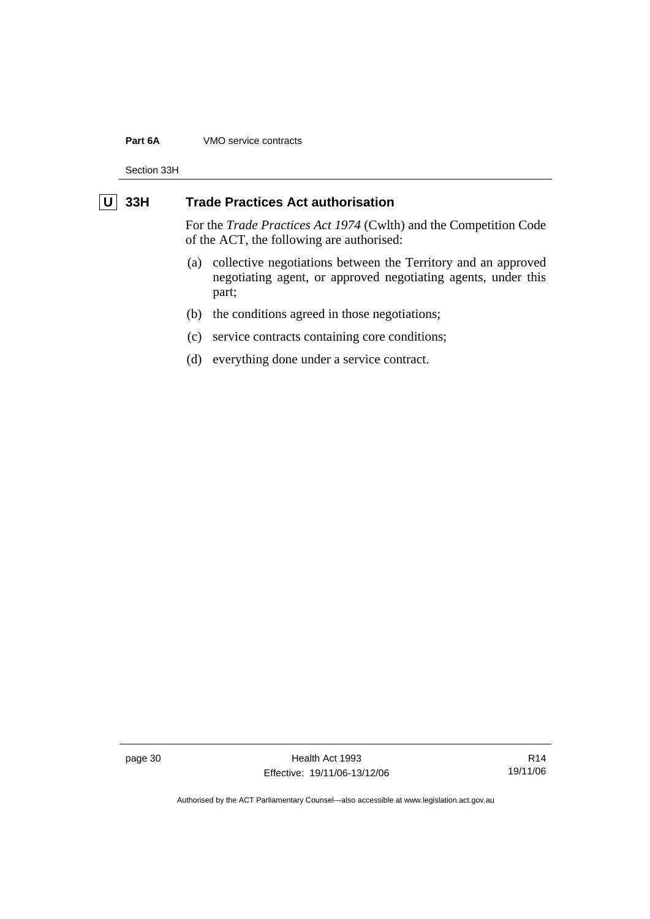## U 33H Trade Practices Act authorisation

For the *Trade Practices Act 1974* (Cwlth) and the Competition Code of the ACT, the following are authorised:

(a) collective negotiations between the Territory and an approved negotiating agent, or approved negotiating agents, under this part;

(b) the conditions agreed in those negotiations;

(c) service contracts containing core conditions;

(d) everything done under a service contract.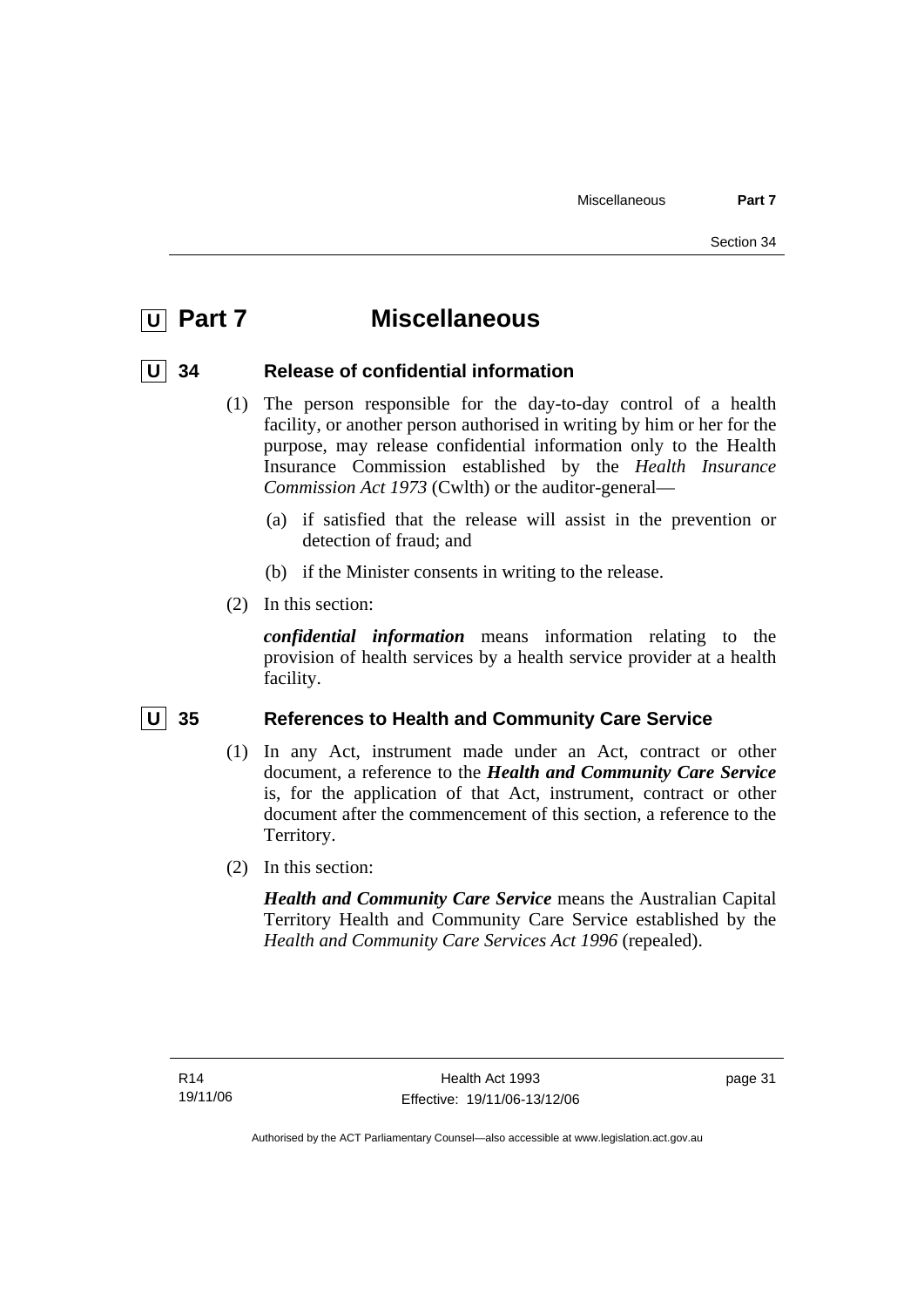# U Part 7 Miscellaneous

## U 34 Release of confidential information

(1) The person responsible for the day-to-day control of a health facility, or another person authorised in writing by him or her for the purpose, may release confidential information only to the Health Insurance Commission established by the *Health Insurance Commission Act 1973* (Cwlth) or the auditor-general—

(a) if satisfied that the release will assist in the prevention or detection of fraud; and

(b) if the Minister consents in writing to the release.

(2) In this section:

***confidential information*** means information relating to the provision of health services by a health service provider at a health facility.

## U 35 References to Health and Community Care Service

(1) In any Act, instrument made under an Act, contract or other document, a reference to the ***Health and Community Care Service*** is, for the application of that Act, instrument, contract or other document after the commencement of this section, a reference to the Territory.

(2) In this section:

***Health and Community Care Service*** means the Australian Capital Territory Health and Community Care Service established by the *Health and Community Care Services Act 1996* (repealed).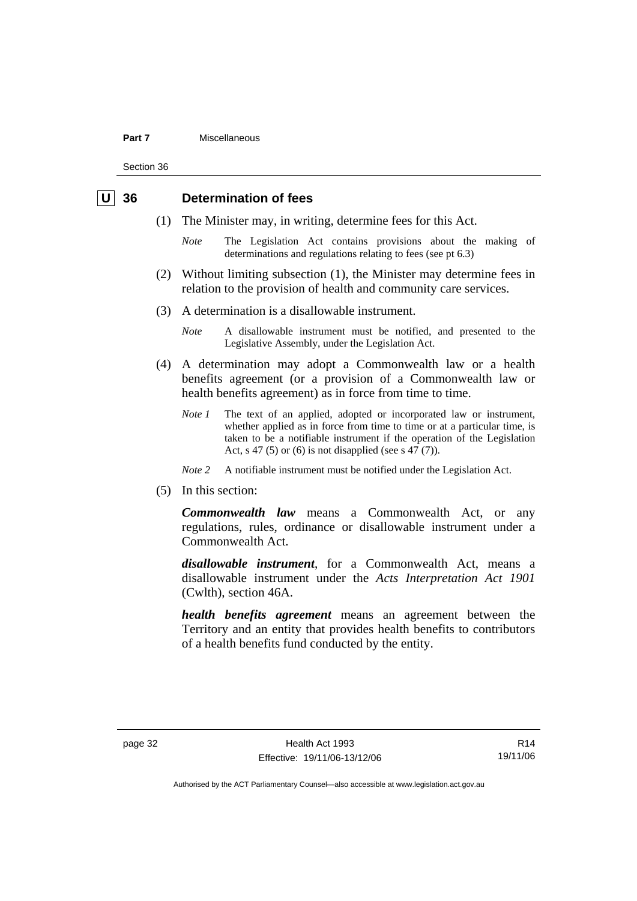## U 36 Determination of fees

(1) The Minister may, in writing, determine fees for this Act.

*Note* The Legislation Act contains provisions about the making of determinations and regulations relating to fees (see pt 6.3)

(2) Without limiting subsection (1), the Minister may determine fees in relation to the provision of health and community care services.

(3) A determination is a disallowable instrument.

*Note* A disallowable instrument must be notified, and presented to the Legislative Assembly, under the Legislation Act.

(4) A determination may adopt a Commonwealth law or a health benefits agreement (or a provision of a Commonwealth law or health benefits agreement) as in force from time to time.

*Note 1* The text of an applied, adopted or incorporated law or instrument, whether applied as in force from time to time or at a particular time, is taken to be a notifiable instrument if the operation of the Legislation Act, s 47 (5) or (6) is not disapplied (see s 47 (7)).

*Note 2* A notifiable instrument must be notified under the Legislation Act.

(5) In this section:

***Commonwealth law*** means a Commonwealth Act, or any regulations, rules, ordinance or disallowable instrument under a Commonwealth Act.

***disallowable instrument***, for a Commonwealth Act, means a disallowable instrument under the *Acts Interpretation Act 1901* (Cwlth), section 46A.

***health benefits agreement*** means an agreement between the Territory and an entity that provides health benefits to contributors of a health benefits fund conducted by the entity.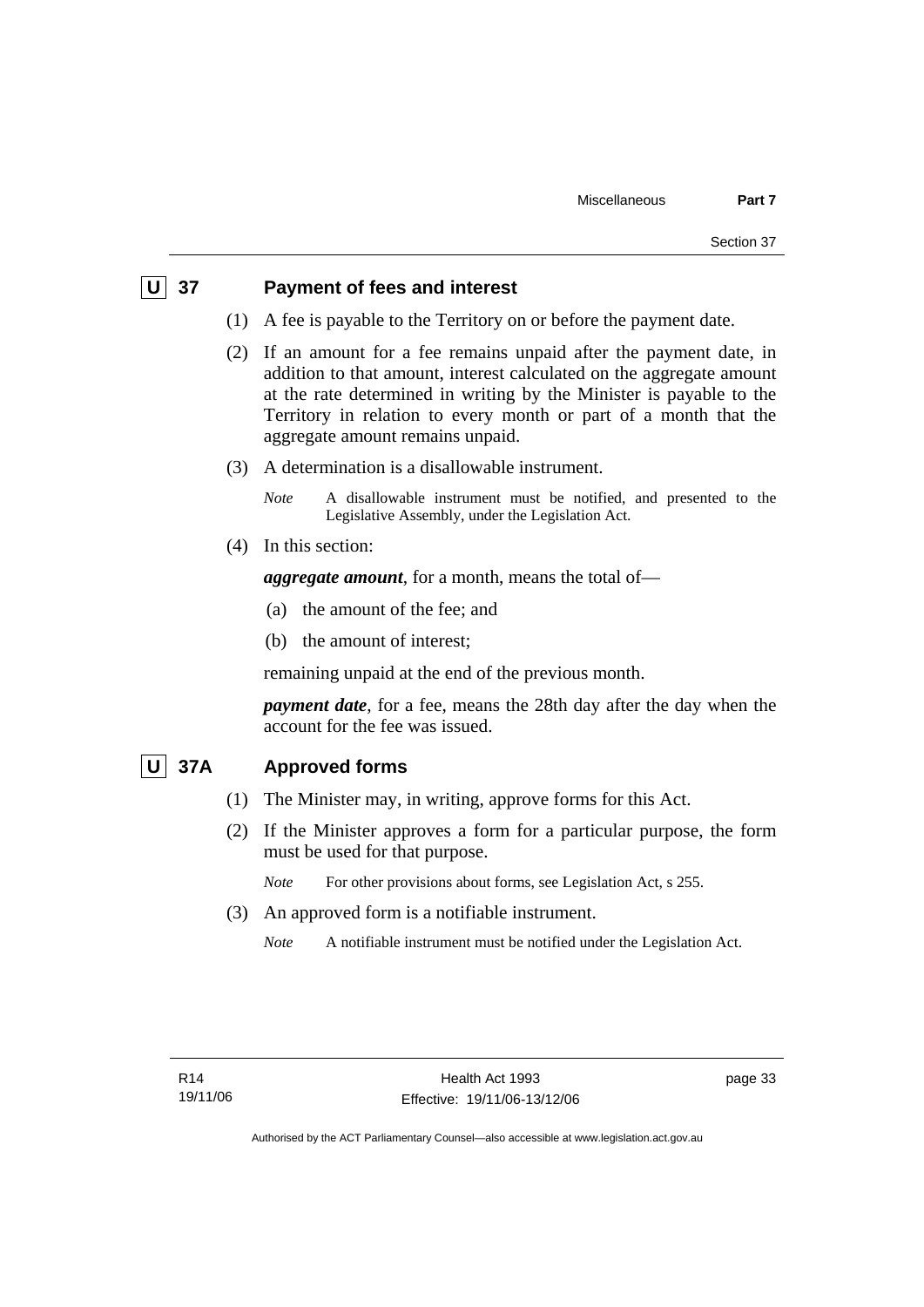## U 37 Payment of fees and interest

(1) A fee is payable to the Territory on or before the payment date.

(2) If an amount for a fee remains unpaid after the payment date, in addition to that amount, interest calculated on the aggregate amount at the rate determined in writing by the Minister is payable to the Territory in relation to every month or part of a month that the aggregate amount remains unpaid.

(3) A determination is a disallowable instrument.

*Note* A disallowable instrument must be notified, and presented to the Legislative Assembly, under the Legislation Act.

(4) In this section:

***aggregate amount***, for a month, means the total of—

(a) the amount of the fee; and

(b) the amount of interest;

remaining unpaid at the end of the previous month.

***payment date***, for a fee, means the 28th day after the day when the account for the fee was issued.

## U 37A Approved forms

(1) The Minister may, in writing, approve forms for this Act.

(2) If the Minister approves a form for a particular purpose, the form must be used for that purpose.

*Note* For other provisions about forms, see Legislation Act, s 255.

(3) An approved form is a notifiable instrument.

*Note* A notifiable instrument must be notified under the Legislation Act.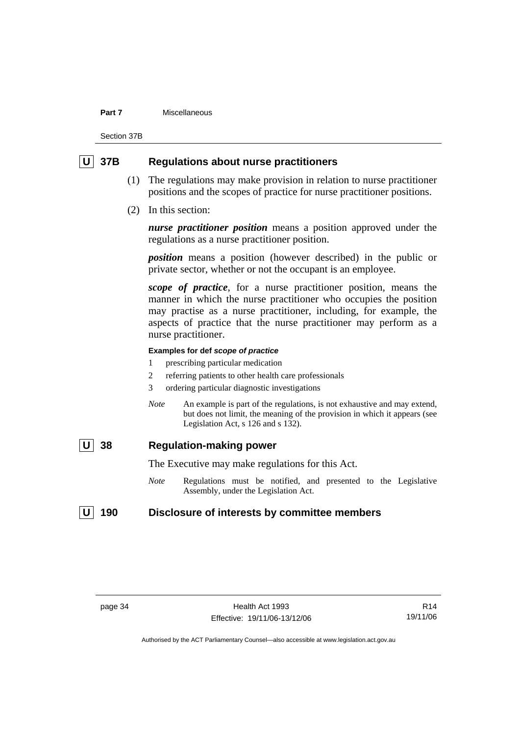## U 37B Regulations about nurse practitioners

(1) The regulations may make provision in relation to nurse practitioner positions and the scopes of practice for nurse practitioner positions.

(2) In this section:

***nurse practitioner position*** means a position approved under the regulations as a nurse practitioner position.

***position*** means a position (however described) in the public or private sector, whether or not the occupant is an employee.

***scope of practice***, for a nurse practitioner position, means the manner in which the nurse practitioner who occupies the position may practise as a nurse practitioner, including, for example, the aspects of practice that the nurse practitioner may perform as a nurse practitioner.

**Examples for def *scope of practice***

1 prescribing particular medication
2 referring patients to other health care professionals
3 ordering particular diagnostic investigations

*Note* An example is part of the regulations, is not exhaustive and may extend, but does not limit, the meaning of the provision in which it appears (see Legislation Act, s 126 and s 132).

## U 38 Regulation-making power

The Executive may make regulations for this Act.

*Note* Regulations must be notified, and presented to the Legislative Assembly, under the Legislation Act.

## U 190 Disclosure of interests by committee members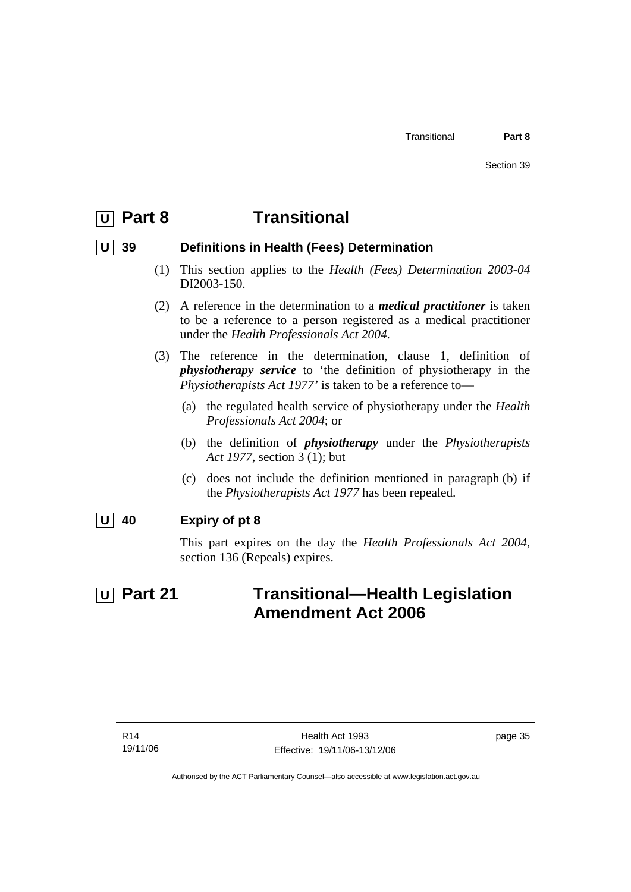# U Part 8 Transitional

## U 39 Definitions in Health (Fees) Determination

(1) This section applies to the *Health (Fees) Determination 2003-04* DI2003-150.

(2) A reference in the determination to a ***medical practitioner*** is taken to be a reference to a person registered as a medical practitioner under the *Health Professionals Act 2004*.

(3) The reference in the determination, clause 1, definition of ***physiotherapy service*** to 'the definition of physiotherapy in the *Physiotherapists Act 1977'* is taken to be a reference to—

(a) the regulated health service of physiotherapy under the *Health Professionals Act 2004*; or

(b) the definition of ***physiotherapy*** under the *Physiotherapists Act 1977*, section 3 (1); but

(c) does not include the definition mentioned in paragraph (b) if the *Physiotherapists Act 1977* has been repealed.

## U 40 Expiry of pt 8

This part expires on the day the *Health Professionals Act 2004*, section 136 (Repeals) expires.

# U Part 21 Transitional—Health Legislation Amendment Act 2006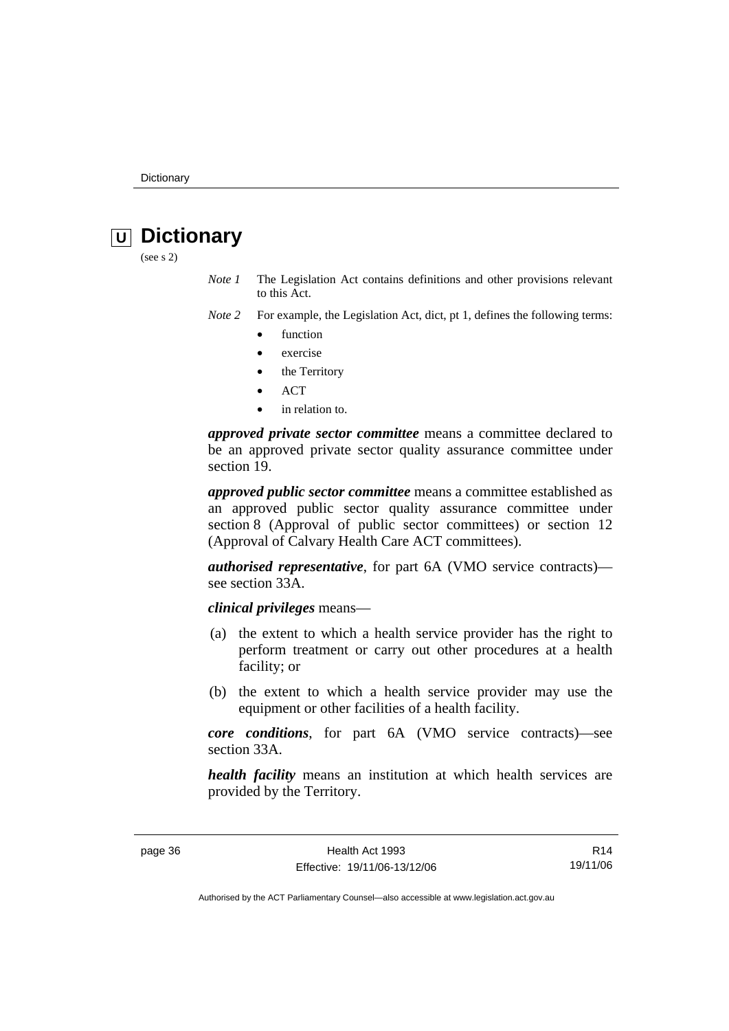# U Dictionary

(see s 2)

*Note 1* The Legislation Act contains definitions and other provisions relevant to this Act.

*Note 2* For example, the Legislation Act, dict, pt 1, defines the following terms:

- function
- exercise
- the Territory
- ACT
- in relation to.

***approved private sector committee*** means a committee declared to be an approved private sector quality assurance committee under section 19.

***approved public sector committee*** means a committee established as an approved public sector quality assurance committee under section 8 (Approval of public sector committees) or section 12 (Approval of Calvary Health Care ACT committees).

***authorised representative***, for part 6A (VMO service contracts)—see section 33A.

***clinical privileges*** means—

(a) the extent to which a health service provider has the right to perform treatment or carry out other procedures at a health facility; or

(b) the extent to which a health service provider may use the equipment or other facilities of a health facility.

***core conditions***, for part 6A (VMO service contracts)—see section 33A.

***health facility*** means an institution at which health services are provided by the Territory.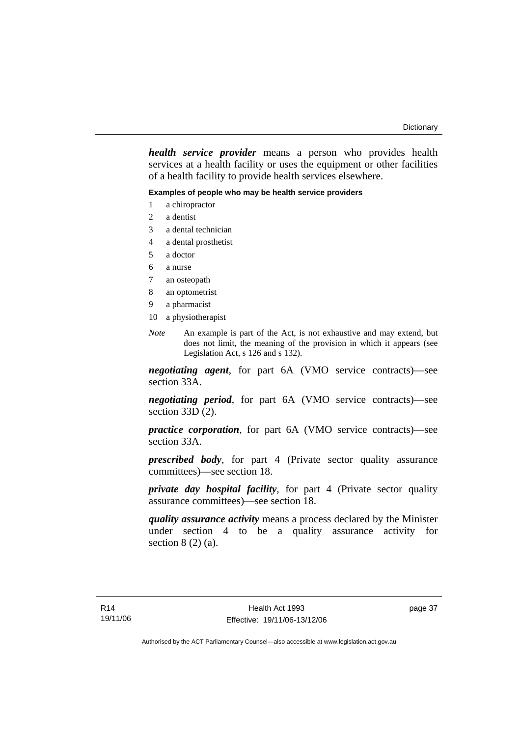***health service provider*** means a person who provides health services at a health facility or uses the equipment or other facilities of a health facility to provide health services elsewhere.

**Examples of people who may be health service providers**

1 a chiropractor
2 a dentist
3 a dental technician
4 a dental prosthetist
5 a doctor
6 a nurse
7 an osteopath
8 an optometrist
9 a pharmacist
10 a physiotherapist

*Note* An example is part of the Act, is not exhaustive and may extend, but does not limit, the meaning of the provision in which it appears (see Legislation Act, s 126 and s 132).

***negotiating agent***, for part 6A (VMO service contracts)—see section 33A.

***negotiating period***, for part 6A (VMO service contracts)—see section 33D (2).

***practice corporation***, for part 6A (VMO service contracts)—see section 33A.

***prescribed body***, for part 4 (Private sector quality assurance committees)—see section 18.

***private day hospital facility***, for part 4 (Private sector quality assurance committees)—see section 18.

***quality assurance activity*** means a process declared by the Minister under section 4 to be a quality assurance activity for section 8 (2) (a).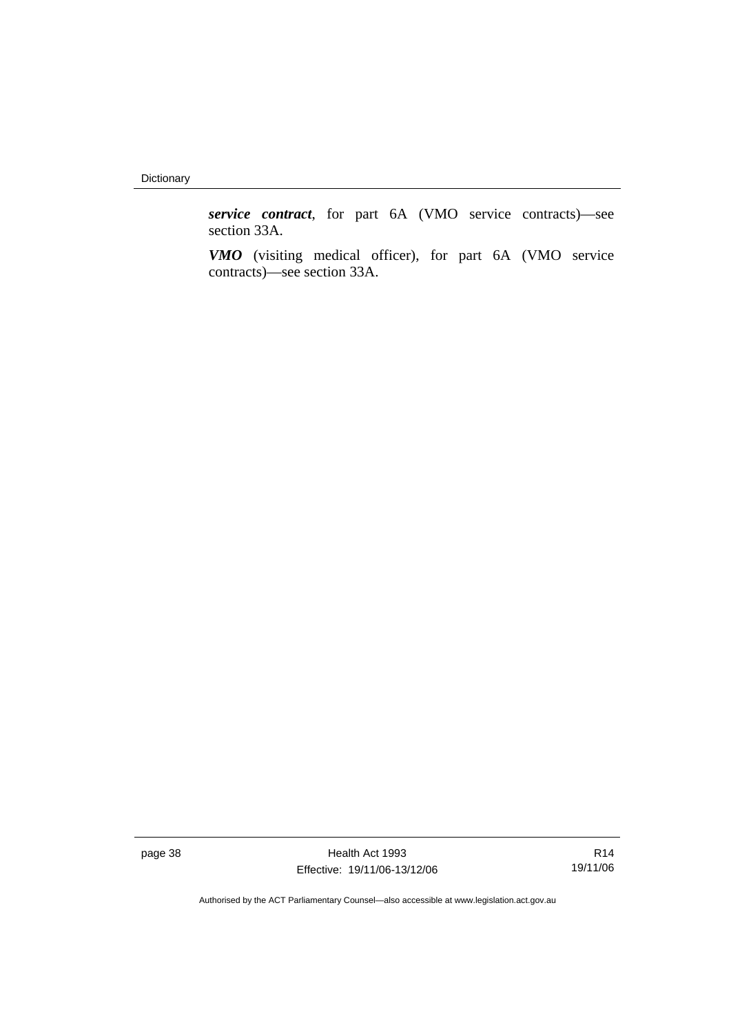***service contract***, for part 6A (VMO service contracts)—see section 33A.

***VMO*** (visiting medical officer), for part 6A (VMO service contracts)—see section 33A.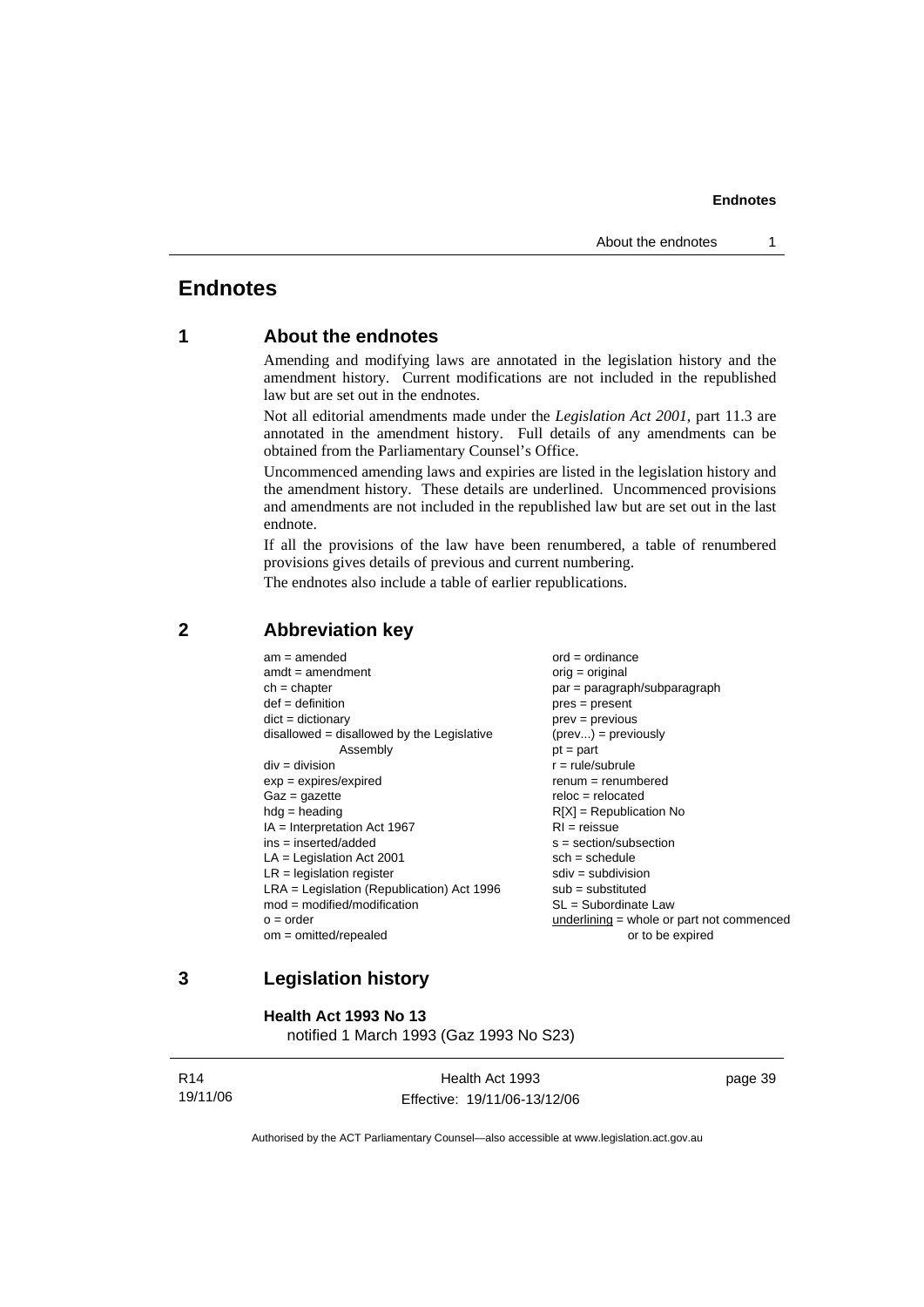# Endnotes

## 1 About the endnotes

Amending and modifying laws are annotated in the legislation history and the amendment history. Current modifications are not included in the republished law but are set out in the endnotes.

Not all editorial amendments made under the *Legislation Act 2001*, part 11.3 are annotated in the amendment history. Full details of any amendments can be obtained from the Parliamentary Counsel's Office.

Uncommenced amending laws and expiries are listed in the legislation history and the amendment history. These details are underlined. Uncommenced provisions and amendments are not included in the republished law but are set out in the last endnote.

If all the provisions of the law have been renumbered, a table of renumbered provisions gives details of previous and current numbering.

The endnotes also include a table of earlier republications.

## 2 Abbreviation key

| | |
|---|---|
| am = amended | ord = ordinance |
| amdt = amendment | orig = original |
| ch = chapter | par = paragraph/subparagraph |
| def = definition | pres = present |
| dict = dictionary | prev = previous |
| disallowed = disallowed by the Legislative Assembly | (prev...) = previously |
| | pt = part |
| div = division | r = rule/subrule |
| exp = expires/expired | renum = renumbered |
| Gaz = gazette | reloc = relocated |
| hdg = heading | R[X] = Republication No |
| IA = Interpretation Act 1967 | RI = reissue |
| ins = inserted/added | s = section/subsection |
| LA = Legislation Act 2001 | sch = schedule |
| LR = legislation register | sdiv = subdivision |
| LRA = Legislation (Republication) Act 1996 | sub = substituted |
| mod = modified/modification | SL = Subordinate Law |
| o = order | <u>underlining</u> = whole or part not commenced or to be expired |
| om = omitted/repealed | |

## 3 Legislation history

**Health Act 1993 No 13**
notified 1 March 1993 (Gaz 1993 No S23)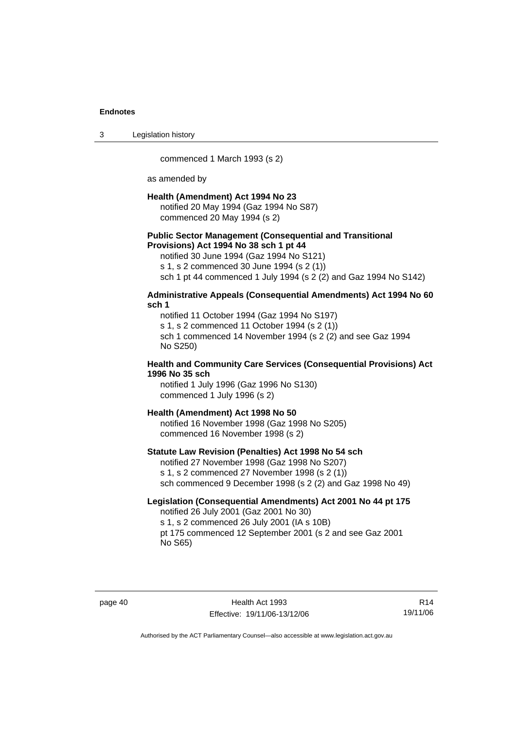commenced 1 March 1993 (s 2)

as amended by

**Health (Amendment) Act 1994 No 23**
notified 20 May 1994 (Gaz 1994 No S87)
commenced 20 May 1994 (s 2)

**Public Sector Management (Consequential and Transitional Provisions) Act 1994 No 38 sch 1 pt 44**
notified 30 June 1994 (Gaz 1994 No S121)
s 1, s 2 commenced 30 June 1994 (s 2 (1))
sch 1 pt 44 commenced 1 July 1994 (s 2 (2) and Gaz 1994 No S142)

**Administrative Appeals (Consequential Amendments) Act 1994 No 60 sch 1**
notified 11 October 1994 (Gaz 1994 No S197)
s 1, s 2 commenced 11 October 1994 (s 2 (1))
sch 1 commenced 14 November 1994 (s 2 (2) and see Gaz 1994 No S250)

**Health and Community Care Services (Consequential Provisions) Act 1996 No 35 sch**
notified 1 July 1996 (Gaz 1996 No S130)
commenced 1 July 1996 (s 2)

**Health (Amendment) Act 1998 No 50**
notified 16 November 1998 (Gaz 1998 No S205)
commenced 16 November 1998 (s 2)

**Statute Law Revision (Penalties) Act 1998 No 54 sch**
notified 27 November 1998 (Gaz 1998 No S207)
s 1, s 2 commenced 27 November 1998 (s 2 (1))
sch commenced 9 December 1998 (s 2 (2) and Gaz 1998 No 49)

**Legislation (Consequential Amendments) Act 2001 No 44 pt 175**
notified 26 July 2001 (Gaz 2001 No 30)
s 1, s 2 commenced 26 July 2001 (IA s 10B)
pt 175 commenced 12 September 2001 (s 2 and see Gaz 2001 No S65)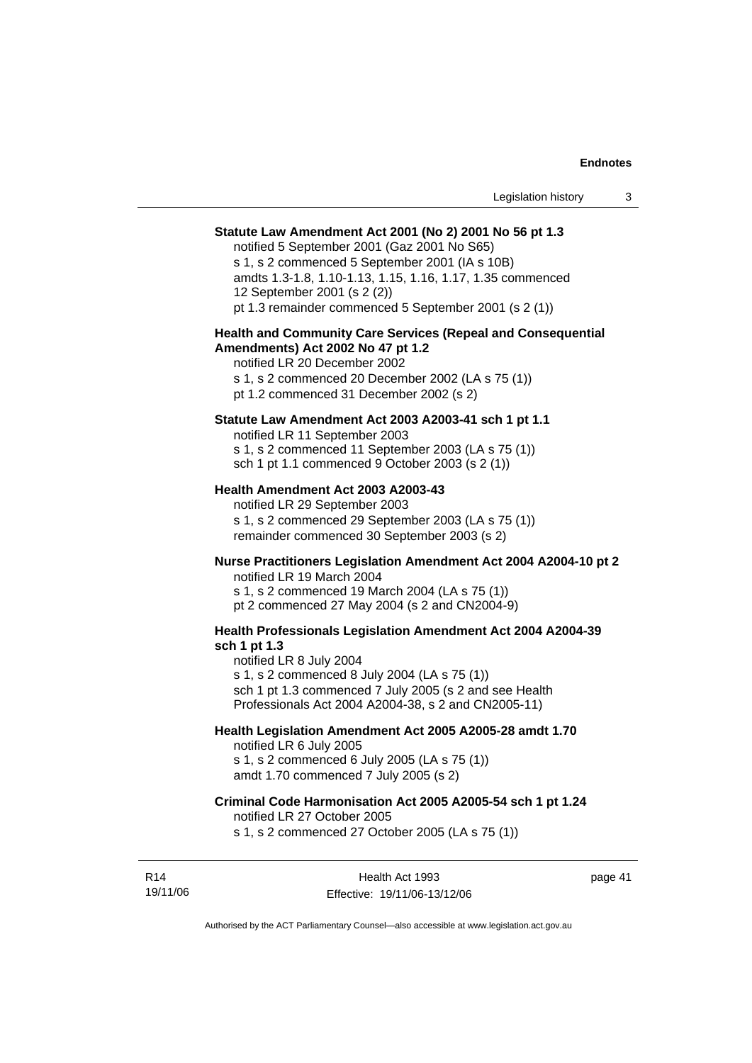**Statute Law Amendment Act 2001 (No 2) 2001 No 56 pt 1.3**

notified 5 September 2001 (Gaz 2001 No S65)
s 1, s 2 commenced 5 September 2001 (IA s 10B)
amdts 1.3-1.8, 1.10-1.13, 1.15, 1.16, 1.17, 1.35 commenced 12 September 2001 (s 2 (2))
pt 1.3 remainder commenced 5 September 2001 (s 2 (1))

**Health and Community Care Services (Repeal and Consequential Amendments) Act 2002 No 47 pt 1.2**

notified LR 20 December 2002
s 1, s 2 commenced 20 December 2002 (LA s 75 (1))
pt 1.2 commenced 31 December 2002 (s 2)

**Statute Law Amendment Act 2003 A2003-41 sch 1 pt 1.1**

notified LR 11 September 2003
s 1, s 2 commenced 11 September 2003 (LA s 75 (1))
sch 1 pt 1.1 commenced 9 October 2003 (s 2 (1))

**Health Amendment Act 2003 A2003-43**

notified LR 29 September 2003
s 1, s 2 commenced 29 September 2003 (LA s 75 (1))
remainder commenced 30 September 2003 (s 2)

**Nurse Practitioners Legislation Amendment Act 2004 A2004-10 pt 2**

notified LR 19 March 2004
s 1, s 2 commenced 19 March 2004 (LA s 75 (1))
pt 2 commenced 27 May 2004 (s 2 and CN2004-9)

**Health Professionals Legislation Amendment Act 2004 A2004-39 sch 1 pt 1.3**

notified LR 8 July 2004
s 1, s 2 commenced 8 July 2004 (LA s 75 (1))
sch 1 pt 1.3 commenced 7 July 2005 (s 2 and see Health Professionals Act 2004 A2004-38, s 2 and CN2005-11)

**Health Legislation Amendment Act 2005 A2005-28 amdt 1.70**

notified LR 6 July 2005
s 1, s 2 commenced 6 July 2005 (LA s 75 (1))
amdt 1.70 commenced 7 July 2005 (s 2)

**Criminal Code Harmonisation Act 2005 A2005-54 sch 1 pt 1.24**

notified LR 27 October 2005
s 1, s 2 commenced 27 October 2005 (LA s 75 (1))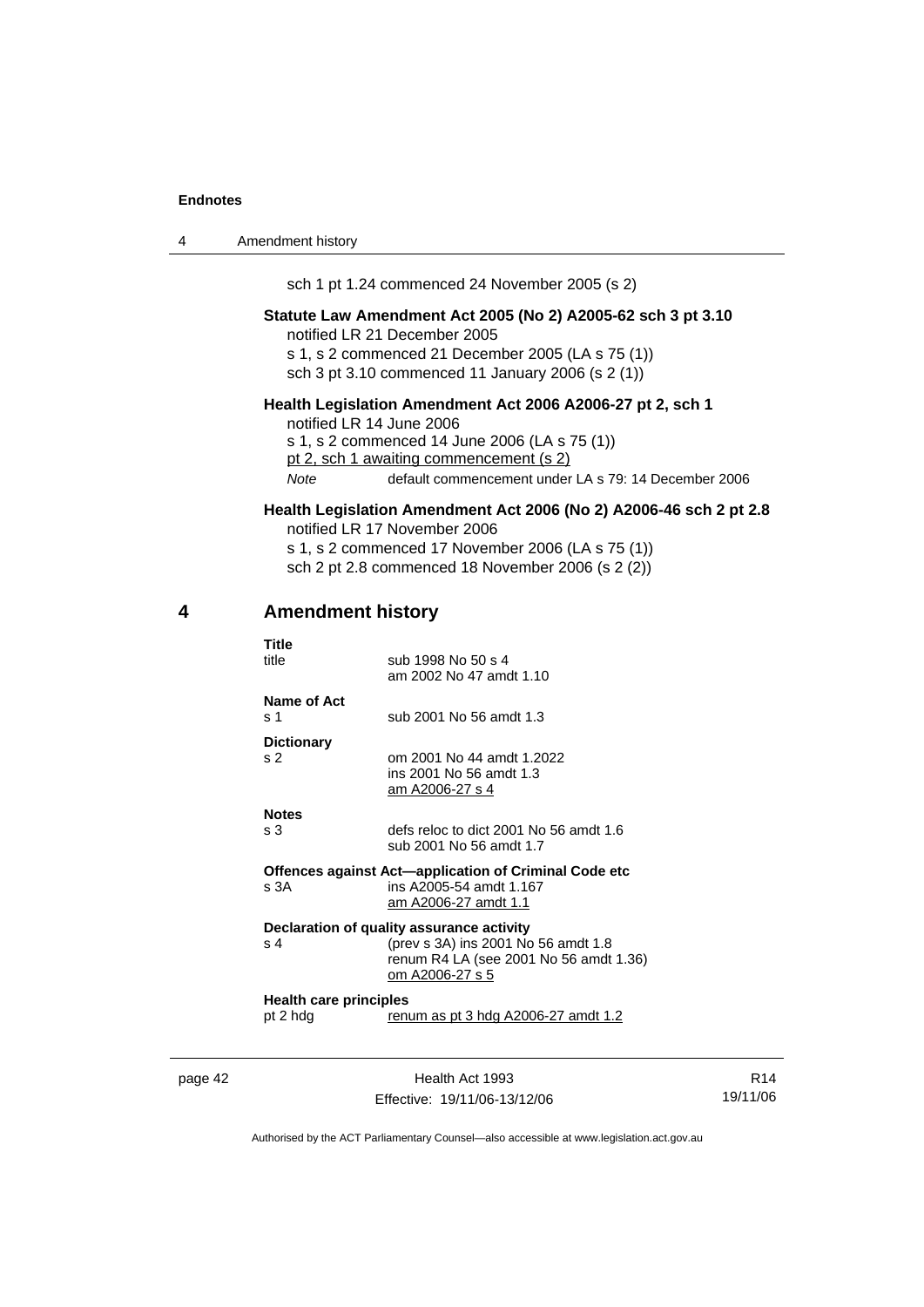sch 1 pt 1.24 commenced 24 November 2005 (s 2)

**Statute Law Amendment Act 2005 (No 2) A2005-62 sch 3 pt 3.10**
notified LR 21 December 2005
s 1, s 2 commenced 21 December 2005 (LA s 75 (1))
sch 3 pt 3.10 commenced 11 January 2006 (s 2 (1))

**Health Legislation Amendment Act 2006 A2006-27 pt 2, sch 1**
notified LR 14 June 2006
s 1, s 2 commenced 14 June 2006 (LA s 75 (1))
pt 2, sch 1 awaiting commencement (s 2)
*Note* default commencement under LA s 79: 14 December 2006

**Health Legislation Amendment Act 2006 (No 2) A2006-46 sch 2 pt 2.8**
notified LR 17 November 2006
s 1, s 2 commenced 17 November 2006 (LA s 75 (1))
sch 2 pt 2.8 commenced 18 November 2006 (s 2 (2))

## 4 Amendment history

**Title**
title — sub 1998 No 50 s 4
am 2002 No 47 amdt 1.10

**Name of Act**
s 1 — sub 2001 No 56 amdt 1.3

**Dictionary**
s 2 — om 2001 No 44 amdt 1.2022
ins 2001 No 56 amdt 1.3
am A2006-27 s 4

**Notes**
s 3 — defs reloc to dict 2001 No 56 amdt 1.6
sub 2001 No 56 amdt 1.7

**Offences against Act—application of Criminal Code etc**
s 3A — ins A2005-54 amdt 1.167
am A2006-27 amdt 1.1

**Declaration of quality assurance activity**
s 4 — (prev s 3A) ins 2001 No 56 amdt 1.8
renum R4 LA (see 2001 No 56 amdt 1.36)
om A2006-27 s 5

**Health care principles**
pt 2 hdg — renum as pt 3 hdg A2006-27 amdt 1.2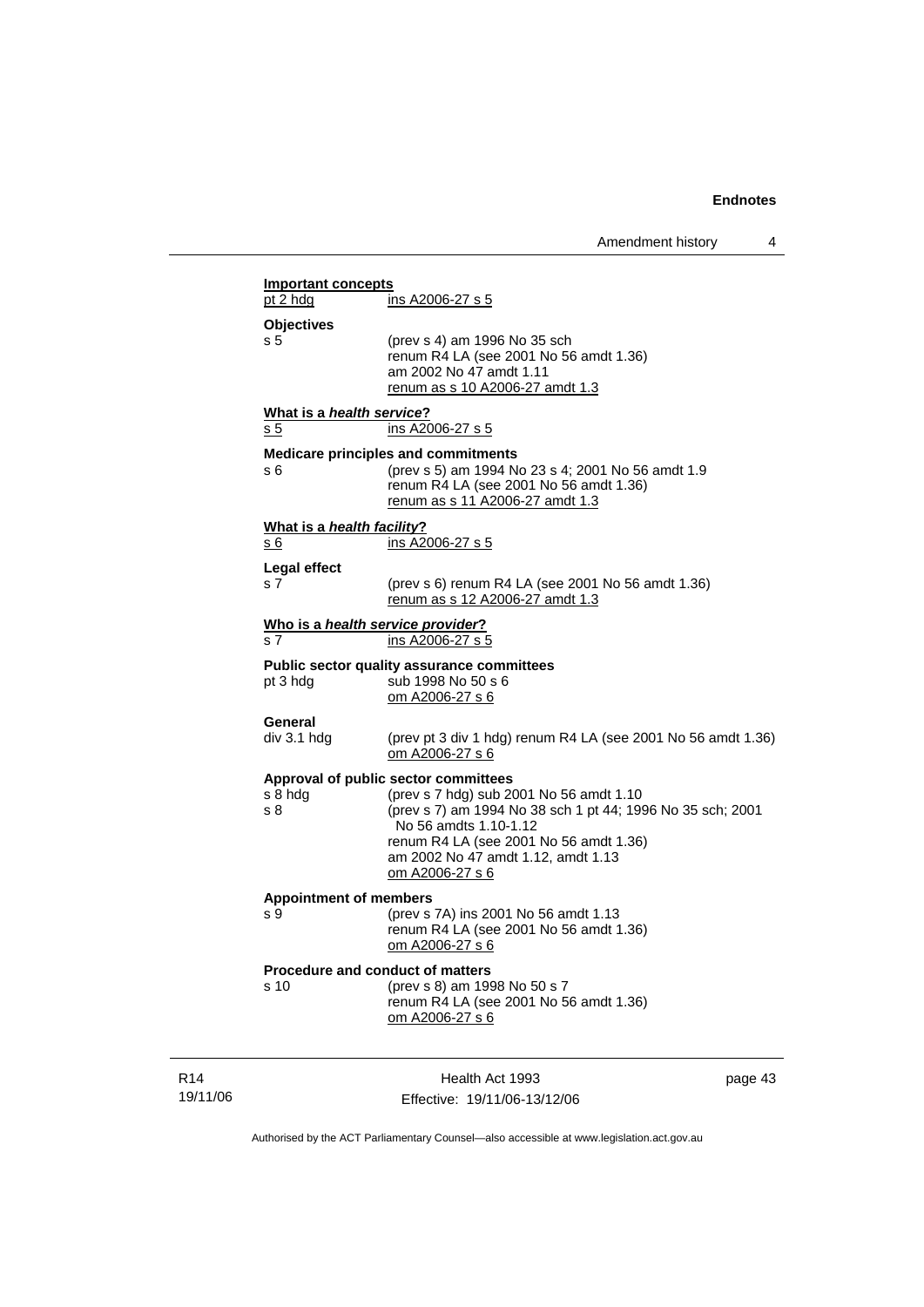**Important concepts**

pt 2 hdg ins A2006-27 s 5

**Objectives**

s 5 (prev s 4) am 1996 No 35 sch
renum R4 LA (see 2001 No 56 amdt 1.36)
am 2002 No 47 amdt 1.11
renum as s 10 A2006-27 amdt 1.3

**What is a *health service*?**

s 5 ins A2006-27 s 5

**Medicare principles and commitments**

s 6 (prev s 5) am 1994 No 23 s 4; 2001 No 56 amdt 1.9
renum R4 LA (see 2001 No 56 amdt 1.36)
renum as s 11 A2006-27 amdt 1.3

**What is a *health facility*?**

s 6 ins A2006-27 s 5

**Legal effect**

s 7 (prev s 6) renum R4 LA (see 2001 No 56 amdt 1.36)
renum as s 12 A2006-27 amdt 1.3

**Who is a *health service provider*?**

s 7 ins A2006-27 s 5

**Public sector quality assurance committees**

pt 3 hdg sub 1998 No 50 s 6
om A2006-27 s 6

**General**

div 3.1 hdg (prev pt 3 div 1 hdg) renum R4 LA (see 2001 No 56 amdt 1.36)
om A2006-27 s 6

**Approval of public sector committees**

s 8 hdg (prev s 7 hdg) sub 2001 No 56 amdt 1.10

s 8 (prev s 7) am 1994 No 38 sch 1 pt 44; 1996 No 35 sch; 2001 No 56 amdts 1.10-1.12
renum R4 LA (see 2001 No 56 amdt 1.36)
am 2002 No 47 amdt 1.12, amdt 1.13
om A2006-27 s 6

**Appointment of members**

s 9 (prev s 7A) ins 2001 No 56 amdt 1.13
renum R4 LA (see 2001 No 56 amdt 1.36)
om A2006-27 s 6

**Procedure and conduct of matters**

s 10 (prev s 8) am 1998 No 50 s 7
renum R4 LA (see 2001 No 56 amdt 1.36)
om A2006-27 s 6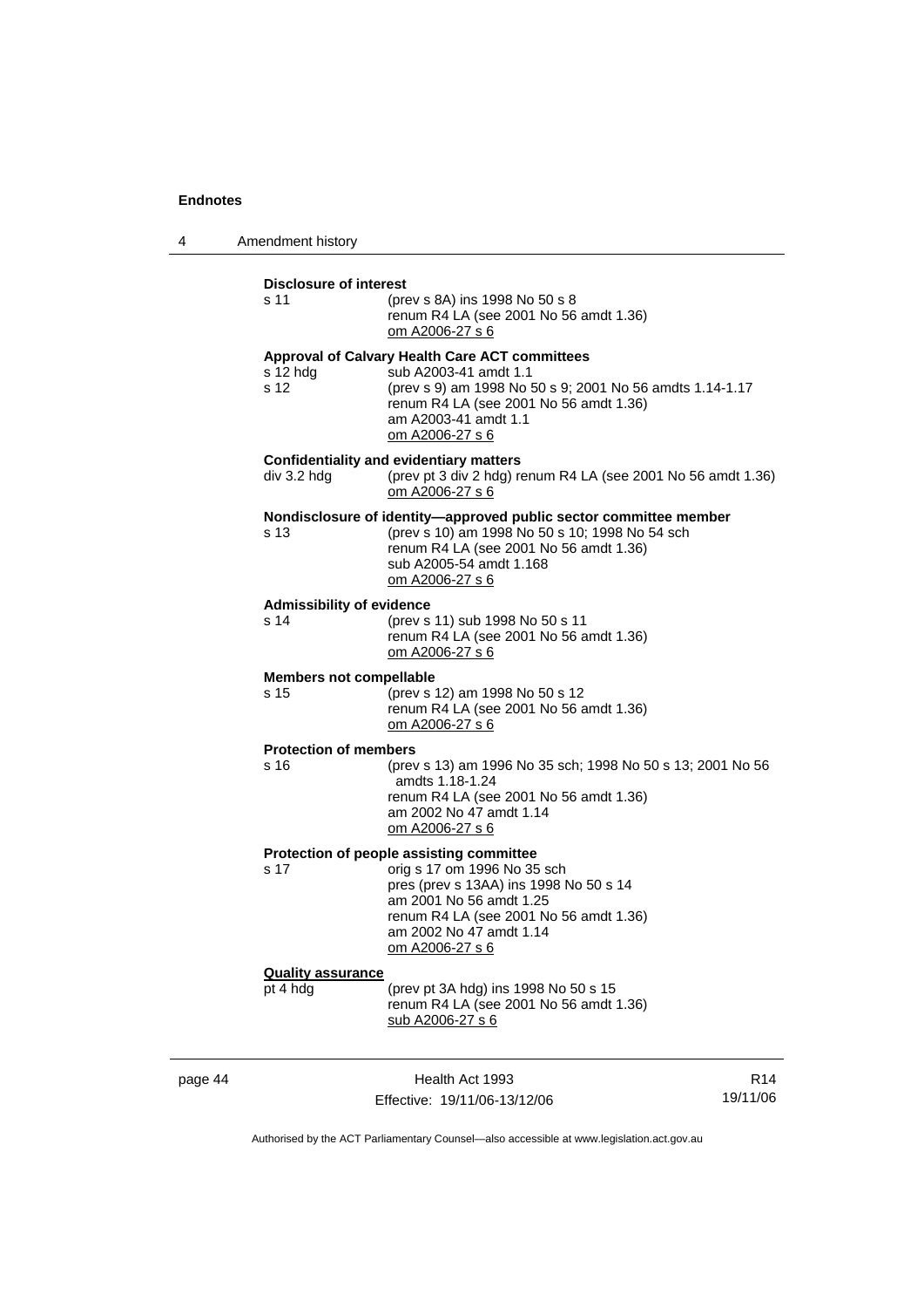**Disclosure of interest**

s 11 (prev s 8A) ins 1998 No 50 s 8
renum R4 LA (see 2001 No 56 amdt 1.36)
om A2006-27 s 6

**Approval of Calvary Health Care ACT committees**

s 12 hdg sub A2003-41 amdt 1.1

s 12 (prev s 9) am 1998 No 50 s 9; 2001 No 56 amdts 1.14-1.17
renum R4 LA (see 2001 No 56 amdt 1.36)
am A2003-41 amdt 1.1
om A2006-27 s 6

**Confidentiality and evidentiary matters**

div 3.2 hdg (prev pt 3 div 2 hdg) renum R4 LA (see 2001 No 56 amdt 1.36)
om A2006-27 s 6

**Nondisclosure of identity—approved public sector committee member**

s 13 (prev s 10) am 1998 No 50 s 10; 1998 No 54 sch
renum R4 LA (see 2001 No 56 amdt 1.36)
sub A2005-54 amdt 1.168
om A2006-27 s 6

**Admissibility of evidence**

s 14 (prev s 11) sub 1998 No 50 s 11
renum R4 LA (see 2001 No 56 amdt 1.36)
om A2006-27 s 6

**Members not compellable**

s 15 (prev s 12) am 1998 No 50 s 12
renum R4 LA (see 2001 No 56 amdt 1.36)
om A2006-27 s 6

**Protection of members**

s 16 (prev s 13) am 1996 No 35 sch; 1998 No 50 s 13; 2001 No 56 amdts 1.18-1.24
renum R4 LA (see 2001 No 56 amdt 1.36)
am 2002 No 47 amdt 1.14
om A2006-27 s 6

**Protection of people assisting committee**

s 17 orig s 17 om 1996 No 35 sch
pres (prev s 13AA) ins 1998 No 50 s 14
am 2001 No 56 amdt 1.25
renum R4 LA (see 2001 No 56 amdt 1.36)
am 2002 No 47 amdt 1.14
om A2006-27 s 6

**Quality assurance**

pt 4 hdg (prev pt 3A hdg) ins 1998 No 50 s 15
renum R4 LA (see 2001 No 56 amdt 1.36)
sub A2006-27 s 6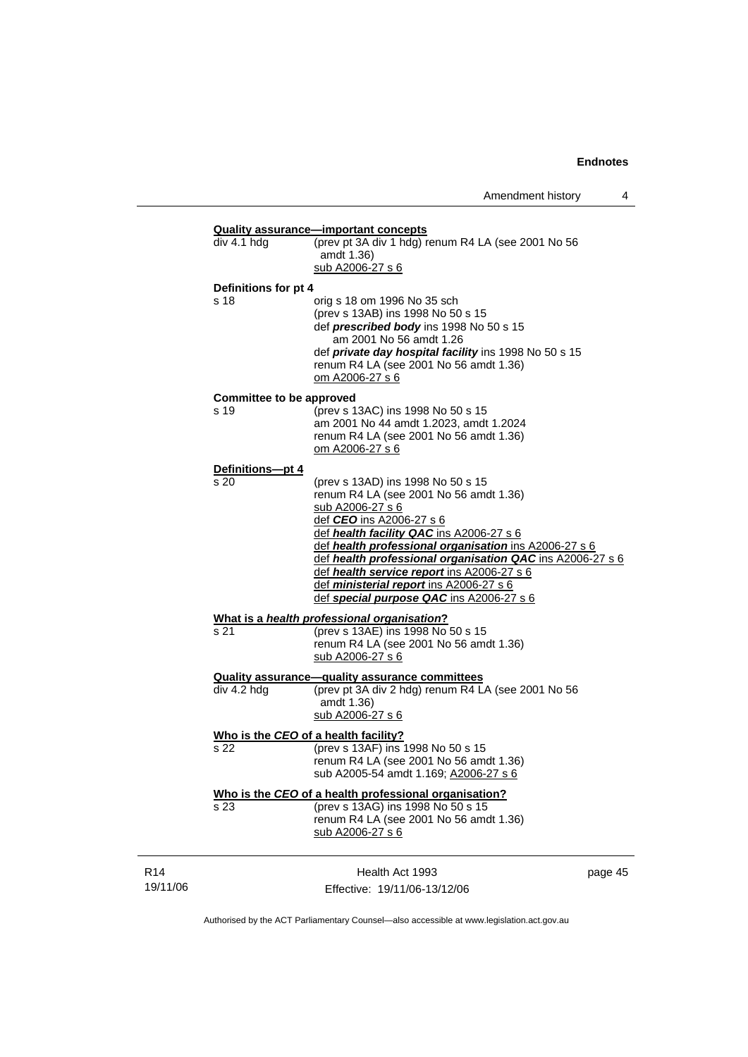**Quality assurance—important concepts**

div 4.1 hdg — (prev pt 3A div 1 hdg) renum R4 LA (see 2001 No 56 amdt 1.36)
sub A2006-27 s 6

**Definitions for pt 4**

s 18 — orig s 18 om 1996 No 35 sch
(prev s 13AB) ins 1998 No 50 s 15
def ***prescribed body*** ins 1998 No 50 s 15
am 2001 No 56 amdt 1.26
def ***private day hospital facility*** ins 1998 No 50 s 15
renum R4 LA (see 2001 No 56 amdt 1.36)
om A2006-27 s 6

**Committee to be approved**

s 19 — (prev s 13AC) ins 1998 No 50 s 15
am 2001 No 44 amdt 1.2023, amdt 1.2024
renum R4 LA (see 2001 No 56 amdt 1.36)
om A2006-27 s 6

**Definitions—pt 4**

s 20 — (prev s 13AD) ins 1998 No 50 s 15
renum R4 LA (see 2001 No 56 amdt 1.36)
sub A2006-27 s 6
def ***CEO*** ins A2006-27 s 6
def ***health facility QAC*** ins A2006-27 s 6
def ***health professional organisation*** ins A2006-27 s 6
def ***health professional organisation QAC*** ins A2006-27 s 6
def ***health service report*** ins A2006-27 s 6
def ***ministerial report*** ins A2006-27 s 6
def ***special purpose QAC*** ins A2006-27 s 6

**What is a *health professional organisation*?**

s 21 — (prev s 13AE) ins 1998 No 50 s 15
renum R4 LA (see 2001 No 56 amdt 1.36)
sub A2006-27 s 6

**Quality assurance—quality assurance committees**

div 4.2 hdg — (prev pt 3A div 2 hdg) renum R4 LA (see 2001 No 56 amdt 1.36)
sub A2006-27 s 6

**Who is the *CEO* of a health facility?**

s 22 — (prev s 13AF) ins 1998 No 50 s 15
renum R4 LA (see 2001 No 56 amdt 1.36)
sub A2005-54 amdt 1.169; A2006-27 s 6

**Who is the *CEO* of a health professional organisation?**

s 23 — (prev s 13AG) ins 1998 No 50 s 15
renum R4 LA (see 2001 No 56 amdt 1.36)
sub A2006-27 s 6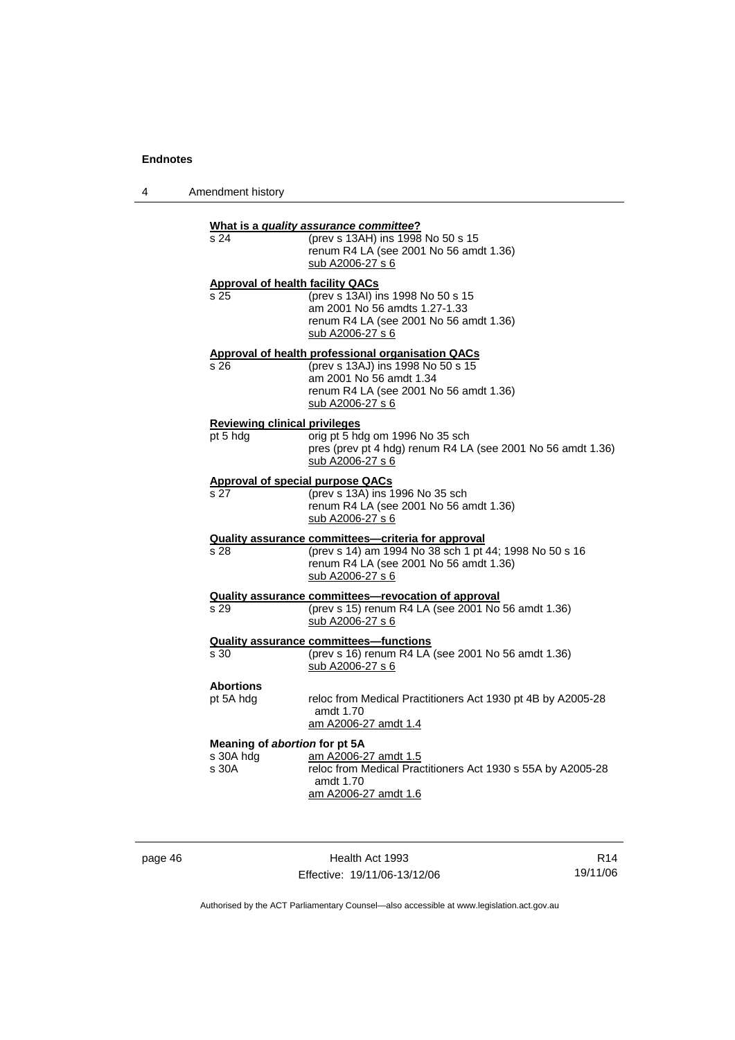## 4 Amendment history

**What is a *quality assurance committee*?**

s 24 (prev s 13AH) ins 1998 No 50 s 15
renum R4 LA (see 2001 No 56 amdt 1.36)
sub A2006-27 s 6

**Approval of health facility QACs**

s 25 (prev s 13AI) ins 1998 No 50 s 15
am 2001 No 56 amdts 1.27-1.33
renum R4 LA (see 2001 No 56 amdt 1.36)
sub A2006-27 s 6

**Approval of health professional organisation QACs**

s 26 (prev s 13AJ) ins 1998 No 50 s 15
am 2001 No 56 amdt 1.34
renum R4 LA (see 2001 No 56 amdt 1.36)
sub A2006-27 s 6

**Reviewing clinical privileges**

pt 5 hdg orig pt 5 hdg om 1996 No 35 sch
pres (prev pt 4 hdg) renum R4 LA (see 2001 No 56 amdt 1.36)
sub A2006-27 s 6

**Approval of special purpose QACs**

s 27 (prev s 13A) ins 1996 No 35 sch
renum R4 LA (see 2001 No 56 amdt 1.36)
sub A2006-27 s 6

**Quality assurance committees—criteria for approval**

s 28 (prev s 14) am 1994 No 38 sch 1 pt 44; 1998 No 50 s 16
renum R4 LA (see 2001 No 56 amdt 1.36)
sub A2006-27 s 6

**Quality assurance committees—revocation of approval**

s 29 (prev s 15) renum R4 LA (see 2001 No 56 amdt 1.36)
sub A2006-27 s 6

**Quality assurance committees—functions**

s 30 (prev s 16) renum R4 LA (see 2001 No 56 amdt 1.36)
sub A2006-27 s 6

**Abortions**

pt 5A hdg reloc from Medical Practitioners Act 1930 pt 4B by A2005-28 amdt 1.70
am A2006-27 amdt 1.4

**Meaning of *abortion* for pt 5A**

s 30A hdg am A2006-27 amdt 1.5
s 30A reloc from Medical Practitioners Act 1930 s 55A by A2005-28 amdt 1.70
am A2006-27 amdt 1.6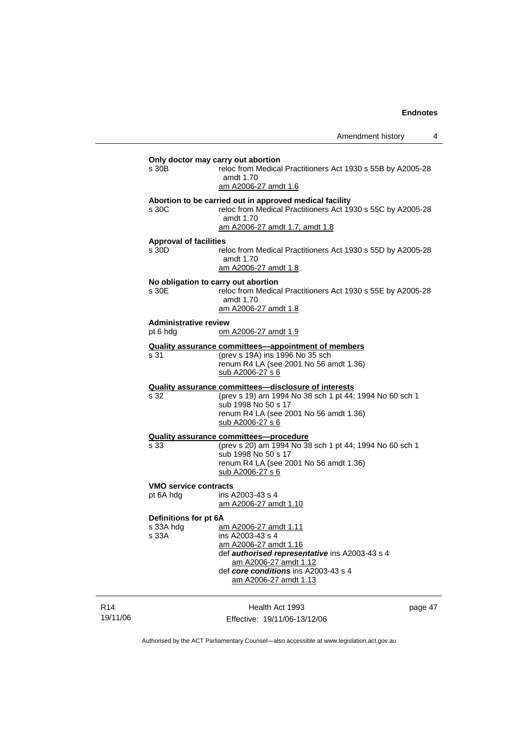**Only doctor may carry out abortion**

s 30B — reloc from Medical Practitioners Act 1930 s 55B by A2005-28 amdt 1.70
am A2006-27 amdt 1.6

**Abortion to be carried out in approved medical facility**

s 30C — reloc from Medical Practitioners Act 1930 s 55C by A2005-28 amdt 1.70
am A2006-27 amdt 1.7, amdt 1.8

**Approval of facilities**

s 30D — reloc from Medical Practitioners Act 1930 s 55D by A2005-28 amdt 1.70
am A2006-27 amdt 1.8

**No obligation to carry out abortion**

s 30E — reloc from Medical Practitioners Act 1930 s 55E by A2005-28 amdt 1.70
am A2006-27 amdt 1.8

**Administrative review**

pt 6 hdg — om A2006-27 amdt 1.9

**Quality assurance committees—appointment of members**

s 31 — (prev s 19A) ins 1996 No 35 sch
renum R4 LA (see 2001 No 56 amdt 1.36)
sub A2006-27 s 6

**Quality assurance committees—disclosure of interests**

s 32 — (prev s 19) am 1994 No 38 sch 1 pt 44; 1994 No 60 sch 1
sub 1998 No 50 s 17
renum R4 LA (see 2001 No 56 amdt 1.36)
sub A2006-27 s 6

**Quality assurance committees—procedure**

s 33 — (prev s 20) am 1994 No 38 sch 1 pt 44; 1994 No 60 sch 1
sub 1998 No 50 s 17
renum R4 LA (see 2001 No 56 amdt 1.36)
sub A2006-27 s 6

**VMO service contracts**

pt 6A hdg — ins A2003-43 s 4
am A2006-27 amdt 1.10

**Definitions for pt 6A**

s 33A hdg — am A2006-27 amdt 1.11

s 33A — ins A2003-43 s 4
am A2006-27 amdt 1.16
def ***authorised representative*** ins A2003-43 s 4
am A2006-27 amdt 1.12
def ***core conditions*** ins A2003-43 s 4
am A2006-27 amdt 1.13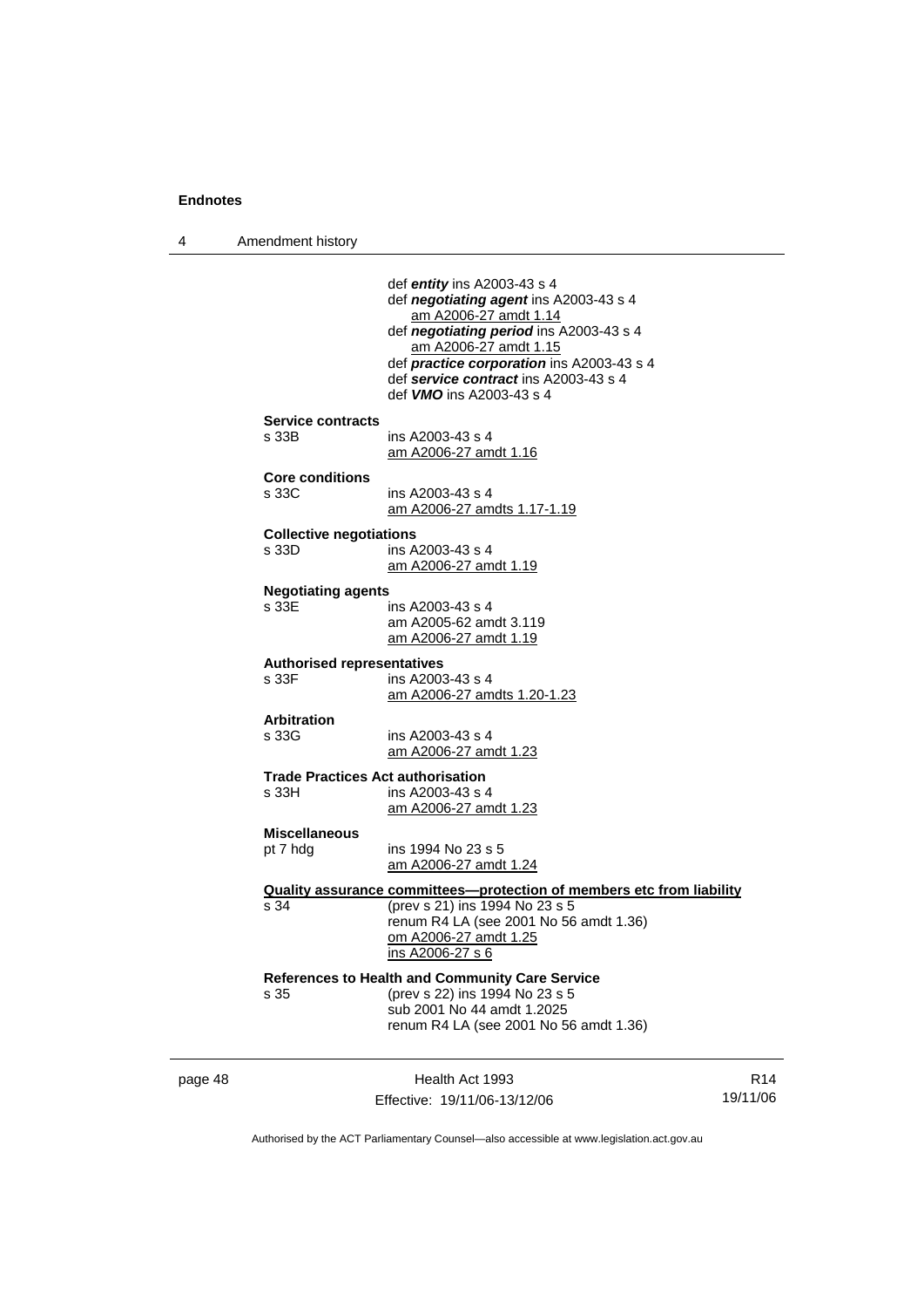def ***entity*** ins A2003-43 s 4
def ***negotiating agent*** ins A2003-43 s 4
am A2006-27 amdt 1.14
def ***negotiating period*** ins A2003-43 s 4
am A2006-27 amdt 1.15
def ***practice corporation*** ins A2003-43 s 4
def ***service contract*** ins A2003-43 s 4
def ***VMO*** ins A2003-43 s 4

**Service contracts**
s 33B ins A2003-43 s 4
am A2006-27 amdt 1.16

**Core conditions**
s 33C ins A2003-43 s 4
am A2006-27 amdts 1.17-1.19

**Collective negotiations**
s 33D ins A2003-43 s 4
am A2006-27 amdt 1.19

**Negotiating agents**
s 33E ins A2003-43 s 4
am A2005-62 amdt 3.119
am A2006-27 amdt 1.19

**Authorised representatives**
s 33F ins A2003-43 s 4
am A2006-27 amdts 1.20-1.23

**Arbitration**
s 33G ins A2003-43 s 4
am A2006-27 amdt 1.23

**Trade Practices Act authorisation**
s 33H ins A2003-43 s 4
am A2006-27 amdt 1.23

**Miscellaneous**
pt 7 hdg ins 1994 No 23 s 5
am A2006-27 amdt 1.24

**Quality assurance committees—protection of members etc from liability**
s 34 (prev s 21) ins 1994 No 23 s 5
renum R4 LA (see 2001 No 56 amdt 1.36)
om A2006-27 amdt 1.25
ins A2006-27 s 6

**References to Health and Community Care Service**
s 35 (prev s 22) ins 1994 No 23 s 5
sub 2001 No 44 amdt 1.2025
renum R4 LA (see 2001 No 56 amdt 1.36)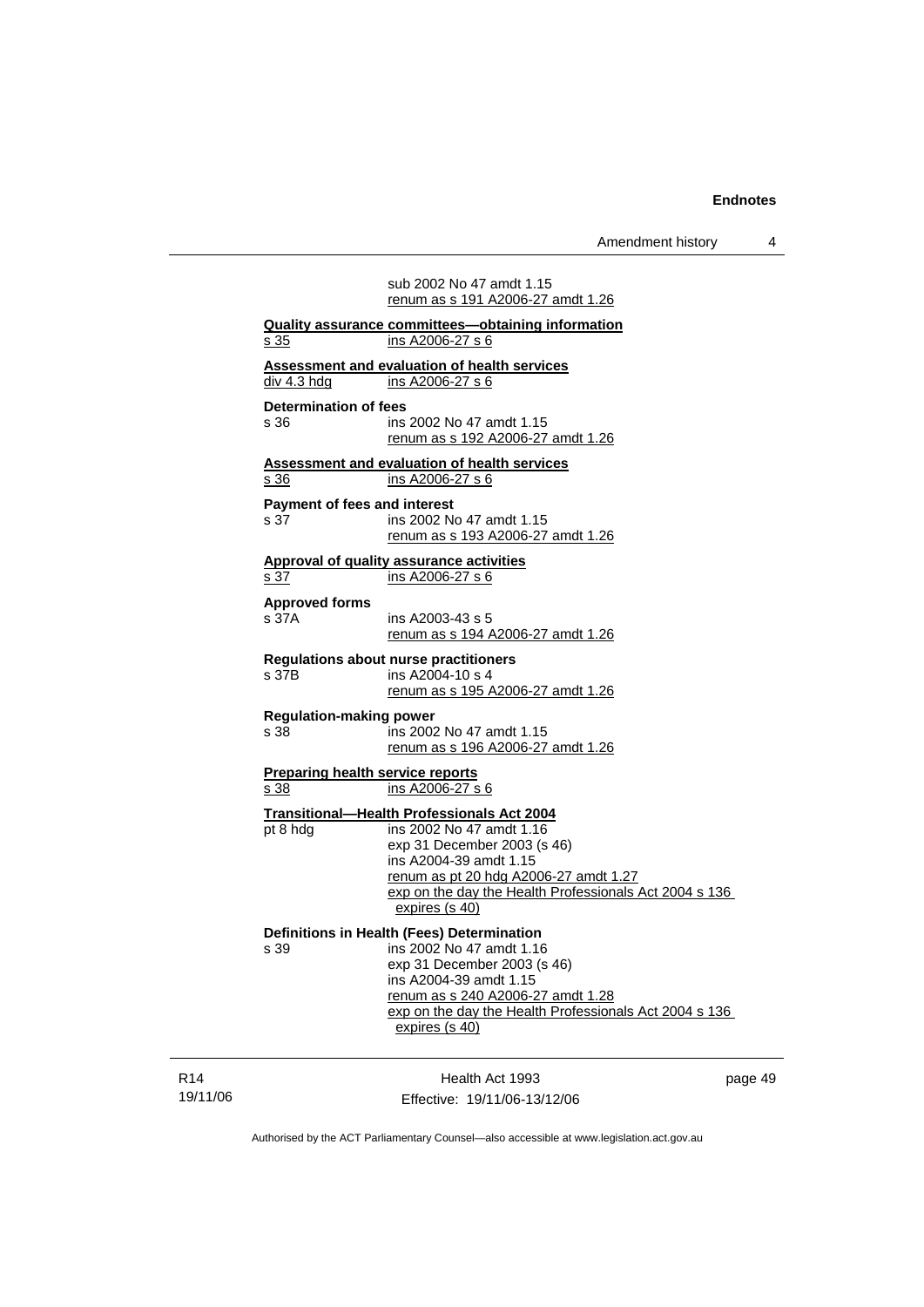sub 2002 No 47 amdt 1.15
renum as s 191 A2006-27 amdt 1.26

**Quality assurance committees—obtaining information**
s 35 ins A2006-27 s 6

**Assessment and evaluation of health services**
div 4.3 hdg ins A2006-27 s 6

**Determination of fees**
s 36 ins 2002 No 47 amdt 1.15
renum as s 192 A2006-27 amdt 1.26

**Assessment and evaluation of health services**
s 36 ins A2006-27 s 6

**Payment of fees and interest**
s 37 ins 2002 No 47 amdt 1.15
renum as s 193 A2006-27 amdt 1.26

**Approval of quality assurance activities**
s 37 ins A2006-27 s 6

**Approved forms**
s 37A ins A2003-43 s 5
renum as s 194 A2006-27 amdt 1.26

**Regulations about nurse practitioners**
s 37B ins A2004-10 s 4
renum as s 195 A2006-27 amdt 1.26

**Regulation-making power**
s 38 ins 2002 No 47 amdt 1.15
renum as s 196 A2006-27 amdt 1.26

**Preparing health service reports**
s 38 ins A2006-27 s 6

**Transitional—Health Professionals Act 2004**
pt 8 hdg ins 2002 No 47 amdt 1.16
exp 31 December 2003 (s 46)
ins A2004-39 amdt 1.15
renum as pt 20 hdg A2006-27 amdt 1.27
exp on the day the Health Professionals Act 2004 s 136 expires (s 40)

**Definitions in Health (Fees) Determination**
s 39 ins 2002 No 47 amdt 1.16
exp 31 December 2003 (s 46)
ins A2004-39 amdt 1.15
renum as s 240 A2006-27 amdt 1.28
exp on the day the Health Professionals Act 2004 s 136 expires (s 40)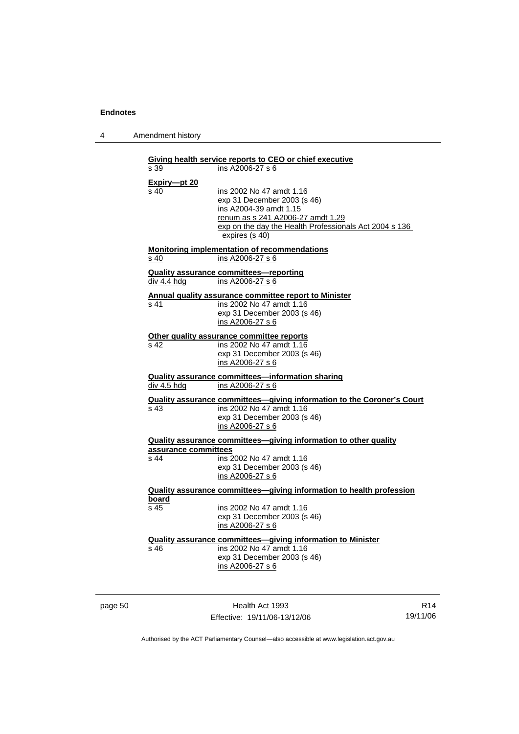**Giving health service reports to CEO or chief executive**

s 39 ins A2006-27 s 6

**Expiry—pt 20**

s 40 ins 2002 No 47 amdt 1.16
exp 31 December 2003 (s 46)
ins A2004-39 amdt 1.15
renum as s 241 A2006-27 amdt 1.29
exp on the day the Health Professionals Act 2004 s 136 expires (s 40)

**Monitoring implementation of recommendations**

s 40 ins A2006-27 s 6

**Quality assurance committees—reporting**

div 4.4 hdg ins A2006-27 s 6

**Annual quality assurance committee report to Minister**

s 41 ins 2002 No 47 amdt 1.16
exp 31 December 2003 (s 46)
ins A2006-27 s 6

**Other quality assurance committee reports**

s 42 ins 2002 No 47 amdt 1.16
exp 31 December 2003 (s 46)
ins A2006-27 s 6

**Quality assurance committees—information sharing**

div 4.5 hdg ins A2006-27 s 6

**Quality assurance committees—giving information to the Coroner's Court**

s 43 ins 2002 No 47 amdt 1.16
exp 31 December 2003 (s 46)
ins A2006-27 s 6

**Quality assurance committees—giving information to other quality assurance committees**

s 44 ins 2002 No 47 amdt 1.16
exp 31 December 2003 (s 46)
ins A2006-27 s 6

**Quality assurance committees—giving information to health profession board**

s 45 ins 2002 No 47 amdt 1.16
exp 31 December 2003 (s 46)
ins A2006-27 s 6

**Quality assurance committees—giving information to Minister**

s 46 ins 2002 No 47 amdt 1.16
exp 31 December 2003 (s 46)
ins A2006-27 s 6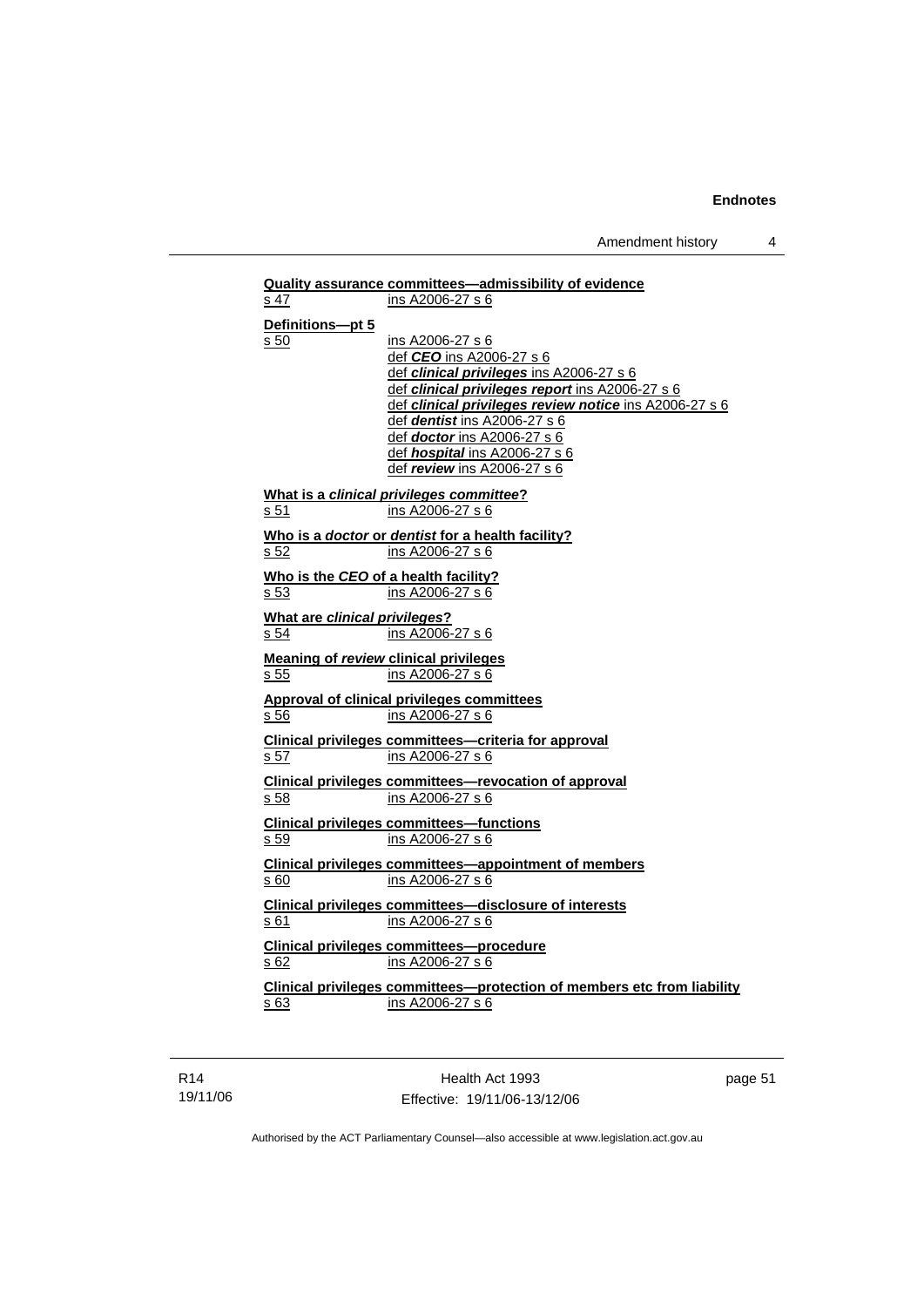**Quality assurance committees—admissibility of evidence**
s 47 ins A2006-27 s 6

**Definitions—pt 5**
s 50 ins A2006-27 s 6
def ***CEO*** ins A2006-27 s 6
def ***clinical privileges*** ins A2006-27 s 6
def ***clinical privileges report*** ins A2006-27 s 6
def ***clinical privileges review notice*** ins A2006-27 s 6
def ***dentist*** ins A2006-27 s 6
def ***doctor*** ins A2006-27 s 6
def ***hospital*** ins A2006-27 s 6
def ***review*** ins A2006-27 s 6

**What is a *clinical privileges committee*?**
s 51 ins A2006-27 s 6

**Who is a *doctor* or *dentist* for a health facility?**
s 52 ins A2006-27 s 6

**Who is the *CEO* of a health facility?**
s 53 ins A2006-27 s 6

**What are *clinical privileges*?**
s 54 ins A2006-27 s 6

**Meaning of *review* clinical privileges**
s 55 ins A2006-27 s 6

**Approval of clinical privileges committees**
s 56 ins A2006-27 s 6

**Clinical privileges committees—criteria for approval**
s 57 ins A2006-27 s 6

**Clinical privileges committees—revocation of approval**
s 58 ins A2006-27 s 6

**Clinical privileges committees—functions**
s 59 ins A2006-27 s 6

**Clinical privileges committees—appointment of members**
s 60 ins A2006-27 s 6

**Clinical privileges committees—disclosure of interests**
s 61 ins A2006-27 s 6

**Clinical privileges committees—procedure**
s 62 ins A2006-27 s 6

**Clinical privileges committees—protection of members etc from liability**
s 63 ins A2006-27 s 6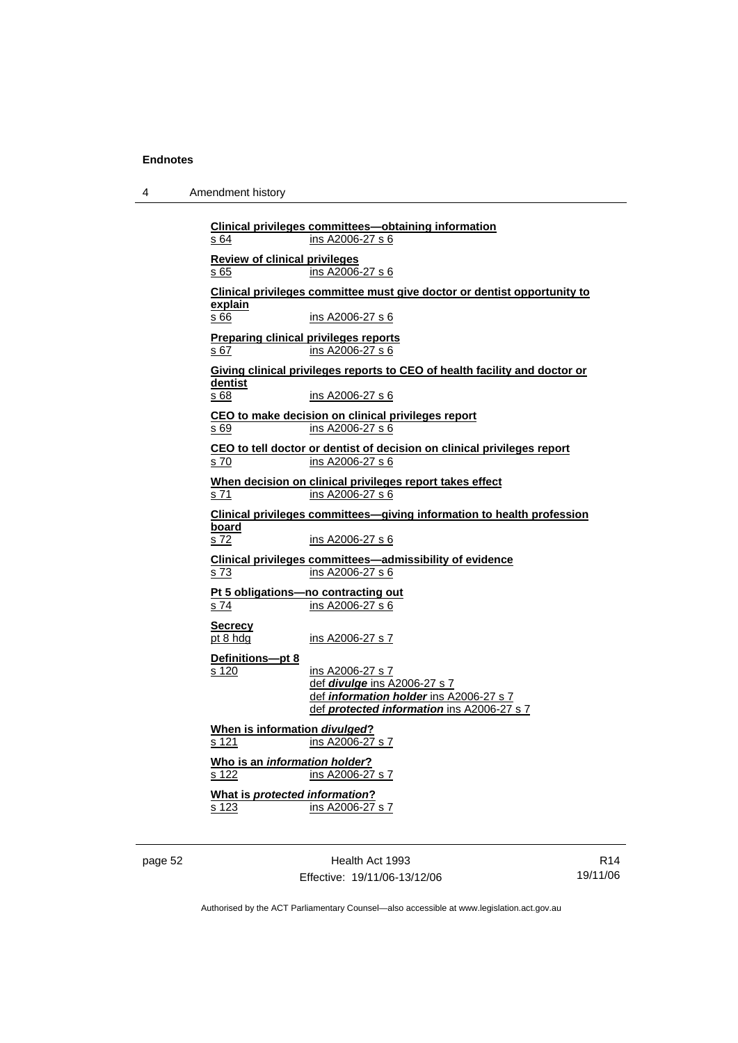**Clinical privileges committees—obtaining information**
s 64 ins A2006-27 s 6

**Review of clinical privileges**
s 65 ins A2006-27 s 6

**Clinical privileges committee must give doctor or dentist opportunity to explain**
s 66 ins A2006-27 s 6

**Preparing clinical privileges reports**
s 67 ins A2006-27 s 6

**Giving clinical privileges reports to CEO of health facility and doctor or dentist**
s 68 ins A2006-27 s 6

**CEO to make decision on clinical privileges report**
s 69 ins A2006-27 s 6

**CEO to tell doctor or dentist of decision on clinical privileges report**
s 70 ins A2006-27 s 6

**When decision on clinical privileges report takes effect**
s 71 ins A2006-27 s 6

**Clinical privileges committees—giving information to health profession board**
s 72 ins A2006-27 s 6

**Clinical privileges committees—admissibility of evidence**
s 73 ins A2006-27 s 6

**Pt 5 obligations—no contracting out**
s 74 ins A2006-27 s 6

**Secrecy**
pt 8 hdg ins A2006-27 s 7

**Definitions—pt 8**
s 120 ins A2006-27 s 7
def ***divulge*** ins A2006-27 s 7
def ***information holder*** ins A2006-27 s 7
def ***protected information*** ins A2006-27 s 7

**When is information *divulged*?**
s 121 ins A2006-27 s 7

**Who is an *information holder*?**
s 122 ins A2006-27 s 7

**What is *protected information*?**
s 123 ins A2006-27 s 7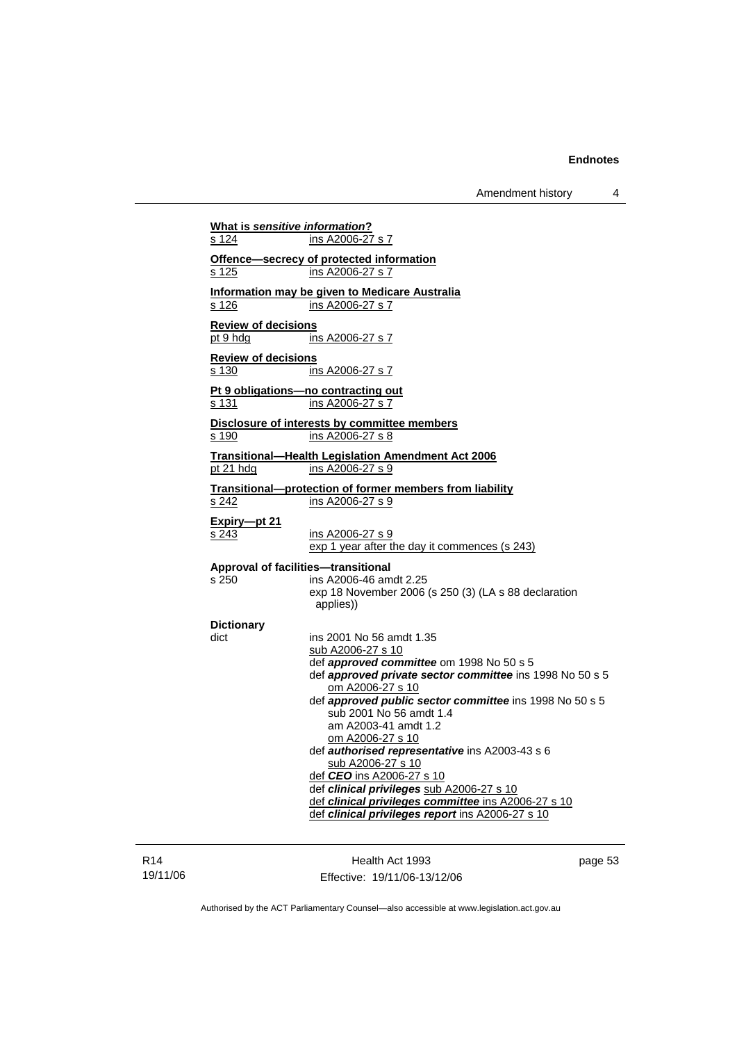**What is *sensitive information*?**
s 124 ins A2006-27 s 7

**Offence—secrecy of protected information**
s 125 ins A2006-27 s 7

**Information may be given to Medicare Australia**
s 126 ins A2006-27 s 7

**Review of decisions**
pt 9 hdg ins A2006-27 s 7

**Review of decisions**
s 130 ins A2006-27 s 7

**Pt 9 obligations—no contracting out**
s 131 ins A2006-27 s 7

**Disclosure of interests by committee members**
s 190 ins A2006-27 s 8

**Transitional—Health Legislation Amendment Act 2006**
pt 21 hdg ins A2006-27 s 9

**Transitional—protection of former members from liability**
s 242 ins A2006-27 s 9

**Expiry—pt 21**
s 243 ins A2006-27 s 9
exp 1 year after the day it commences (s 243)

**Approval of facilities—transitional**
s 250 ins A2006-46 amdt 2.25
exp 18 November 2006 (s 250 (3) (LA s 88 declaration applies))

**Dictionary**
dict ins 2001 No 56 amdt 1.35
sub A2006-27 s 10
def ***approved committee*** om 1998 No 50 s 5
def ***approved private sector committee*** ins 1998 No 50 s 5
om A2006-27 s 10
def ***approved public sector committee*** ins 1998 No 50 s 5
sub 2001 No 56 amdt 1.4
am A2003-41 amdt 1.2
om A2006-27 s 10
def ***authorised representative*** ins A2003-43 s 6
sub A2006-27 s 10
def ***CEO*** ins A2006-27 s 10
def ***clinical privileges*** sub A2006-27 s 10
def ***clinical privileges committee*** ins A2006-27 s 10
def ***clinical privileges report*** ins A2006-27 s 10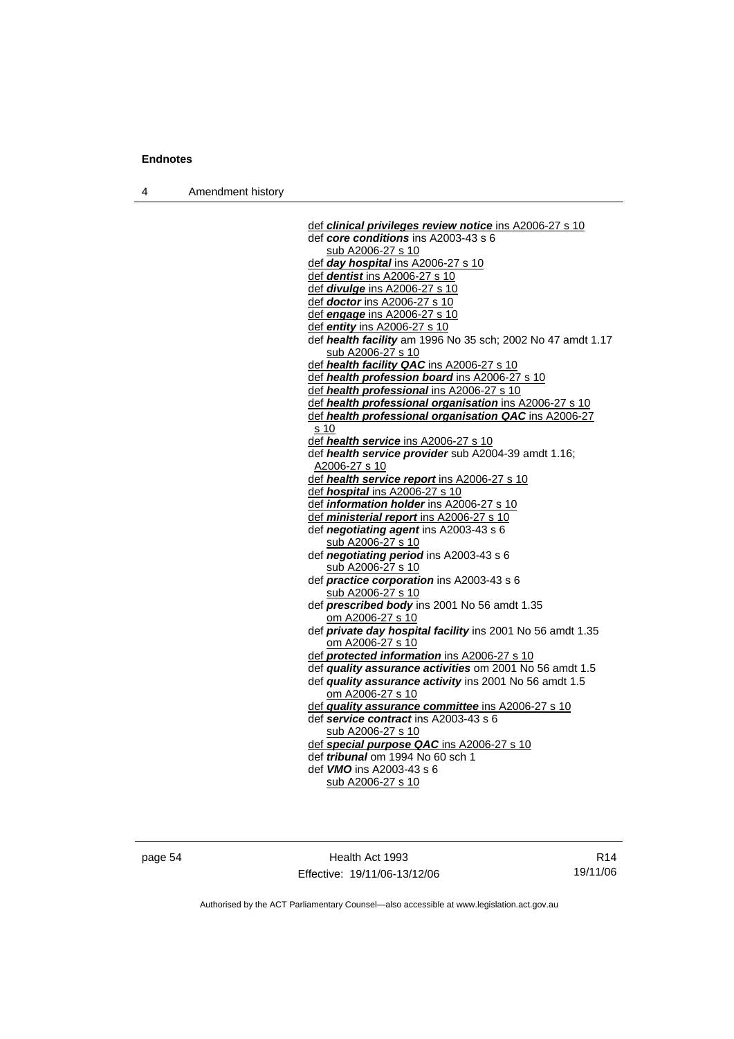def ***clinical privileges review notice*** ins A2006-27 s 10
def ***core conditions*** ins A2003-43 s 6
  sub A2006-27 s 10
def ***day hospital*** ins A2006-27 s 10
def ***dentist*** ins A2006-27 s 10
def ***divulge*** ins A2006-27 s 10
def ***doctor*** ins A2006-27 s 10
def ***engage*** ins A2006-27 s 10
def ***entity*** ins A2006-27 s 10
def ***health facility*** am 1996 No 35 sch; 2002 No 47 amdt 1.17
  sub A2006-27 s 10
def ***health facility QAC*** ins A2006-27 s 10
def ***health profession board*** ins A2006-27 s 10
def ***health professional*** ins A2006-27 s 10
def ***health professional organisation*** ins A2006-27 s 10
def ***health professional organisation QAC*** ins A2006-27 s 10
def ***health service*** ins A2006-27 s 10
def ***health service provider*** sub A2004-39 amdt 1.16; A2006-27 s 10
def ***health service report*** ins A2006-27 s 10
def ***hospital*** ins A2006-27 s 10
def ***information holder*** ins A2006-27 s 10
def ***ministerial report*** ins A2006-27 s 10
def ***negotiating agent*** ins A2003-43 s 6
  sub A2006-27 s 10
def ***negotiating period*** ins A2003-43 s 6
  sub A2006-27 s 10
def ***practice corporation*** ins A2003-43 s 6
  sub A2006-27 s 10
def ***prescribed body*** ins 2001 No 56 amdt 1.35
  om A2006-27 s 10
def ***private day hospital facility*** ins 2001 No 56 amdt 1.35
  om A2006-27 s 10
def ***protected information*** ins A2006-27 s 10
def ***quality assurance activities*** om 2001 No 56 amdt 1.5
def ***quality assurance activity*** ins 2001 No 56 amdt 1.5
  om A2006-27 s 10
def ***quality assurance committee*** ins A2006-27 s 10
def ***service contract*** ins A2003-43 s 6
  sub A2006-27 s 10
def ***special purpose QAC*** ins A2006-27 s 10
def ***tribunal*** om 1994 No 60 sch 1
def ***VMO*** ins A2003-43 s 6
  sub A2006-27 s 10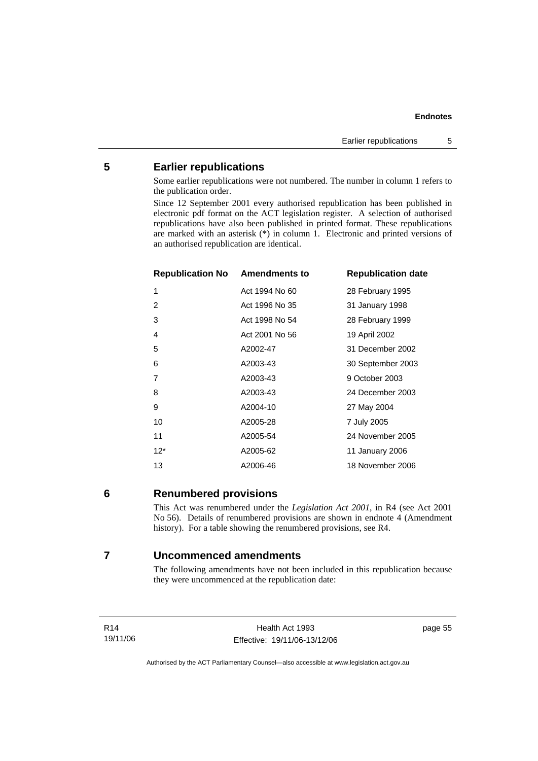## 5 Earlier republications

Some earlier republications were not numbered. The number in column 1 refers to the publication order.

Since 12 September 2001 every authorised republication has been published in electronic pdf format on the ACT legislation register. A selection of authorised republications have also been published in printed format. These republications are marked with an asterisk (*) in column 1. Electronic and printed versions of an authorised republication are identical.

| Republication No | Amendments to | Republication date |
|---|---|---|
| 1 | Act 1994 No 60 | 28 February 1995 |
| 2 | Act 1996 No 35 | 31 January 1998 |
| 3 | Act 1998 No 54 | 28 February 1999 |
| 4 | Act 2001 No 56 | 19 April 2002 |
| 5 | A2002-47 | 31 December 2002 |
| 6 | A2003-43 | 30 September 2003 |
| 7 | A2003-43 | 9 October 2003 |
| 8 | A2003-43 | 24 December 2003 |
| 9 | A2004-10 | 27 May 2004 |
| 10 | A2005-28 | 7 July 2005 |
| 11 | A2005-54 | 24 November 2005 |
| 12* | A2005-62 | 11 January 2006 |
| 13 | A2006-46 | 18 November 2006 |

## 6 Renumbered provisions

This Act was renumbered under the *Legislation Act 2001*, in R4 (see Act 2001 No 56). Details of renumbered provisions are shown in endnote 4 (Amendment history). For a table showing the renumbered provisions, see R4.

## 7 Uncommenced amendments

The following amendments have not been included in this republication because they were uncommenced at the republication date: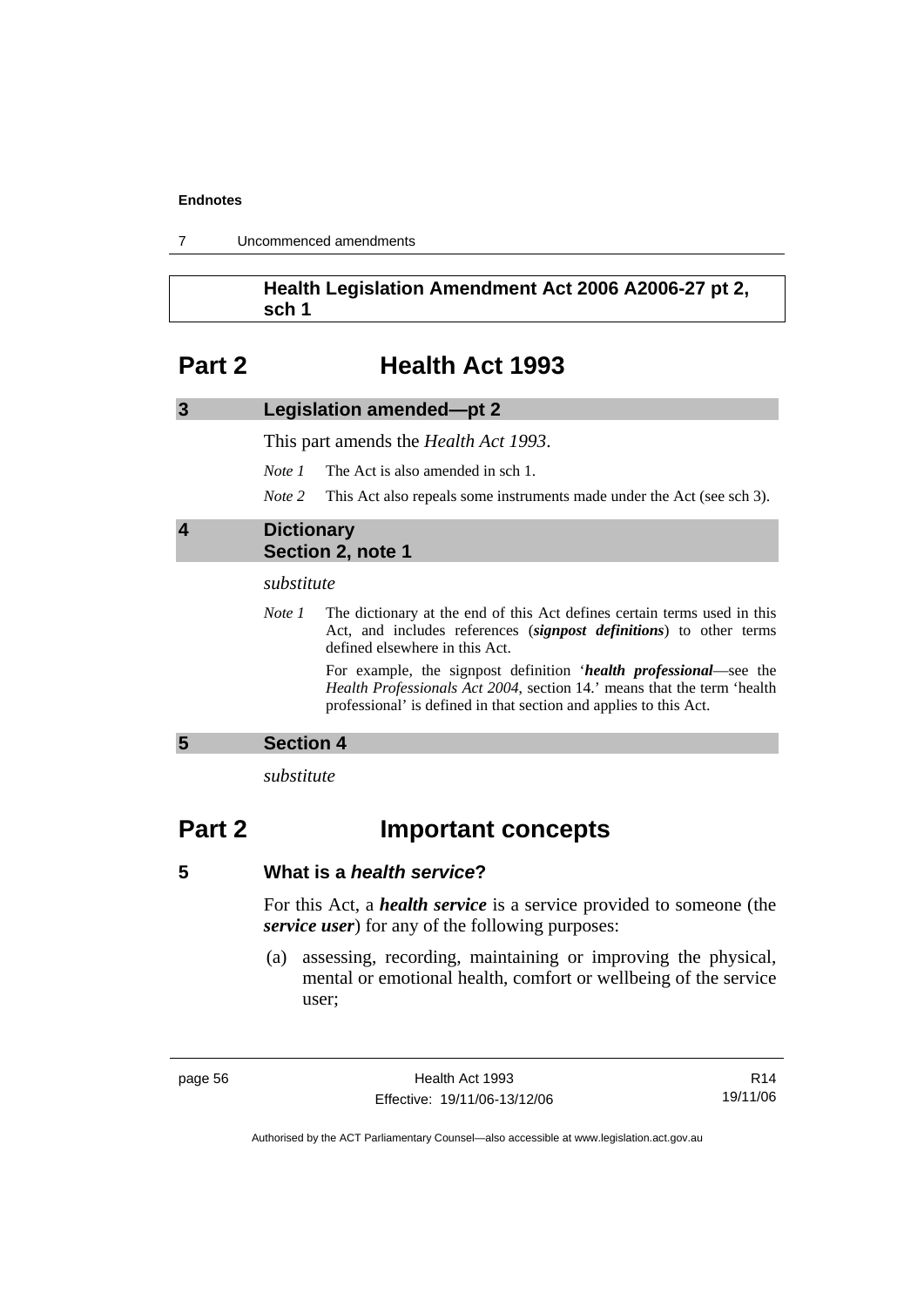**Health Legislation Amendment Act 2006 A2006-27 pt 2, sch 1**

# Part 2 Health Act 1993

## 3 Legislation amended—pt 2

This part amends the *Health Act 1993*.

*Note 1* The Act is also amended in sch 1.

*Note 2* This Act also repeals some instruments made under the Act (see sch 3).

## 4 Dictionary Section 2, note 1

*substitute*

*Note 1* The dictionary at the end of this Act defines certain terms used in this Act, and includes references (***signpost definitions***) to other terms defined elsewhere in this Act.

For example, the signpost definition '***health professional***—see the *Health Professionals Act 2004*, section 14.' means that the term 'health professional' is defined in that section and applies to this Act.

## 5 Section 4

*substitute*

# Part 2 Important concepts

### 5 What is a *health service*?

For this Act, a ***health service*** is a service provided to someone (the ***service user***) for any of the following purposes:

(a) assessing, recording, maintaining or improving the physical, mental or emotional health, comfort or wellbeing of the service user;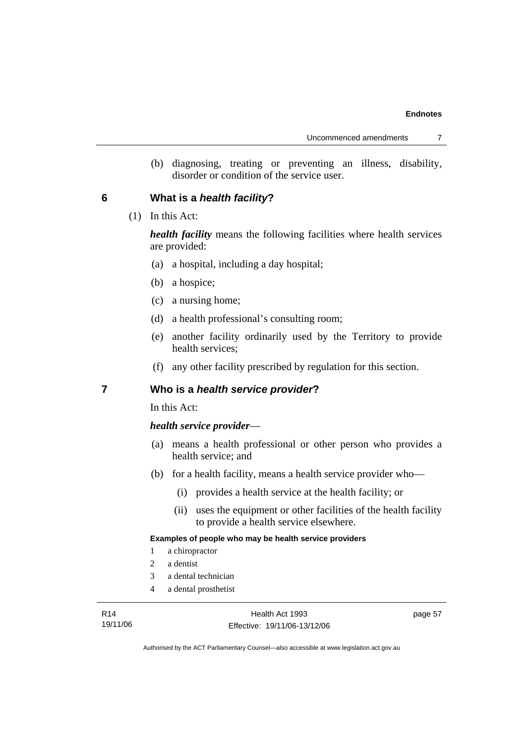(b) diagnosing, treating or preventing an illness, disability, disorder or condition of the service user.

## 6 What is a *health facility*?

(1) In this Act:

***health facility*** means the following facilities where health services are provided:

(a) a hospital, including a day hospital;

(b) a hospice;

(c) a nursing home;

(d) a health professional's consulting room;

(e) another facility ordinarily used by the Territory to provide health services;

(f) any other facility prescribed by regulation for this section.

## 7 Who is a *health service provider*?

In this Act:

***health service provider***—

(a) means a health professional or other person who provides a health service; and

(b) for a health facility, means a health service provider who—

(i) provides a health service at the health facility; or

(ii) uses the equipment or other facilities of the health facility to provide a health service elsewhere.

**Examples of people who may be health service providers**

1 a chiropractor

2 a dentist

3 a dental technician

4 a dental prosthetist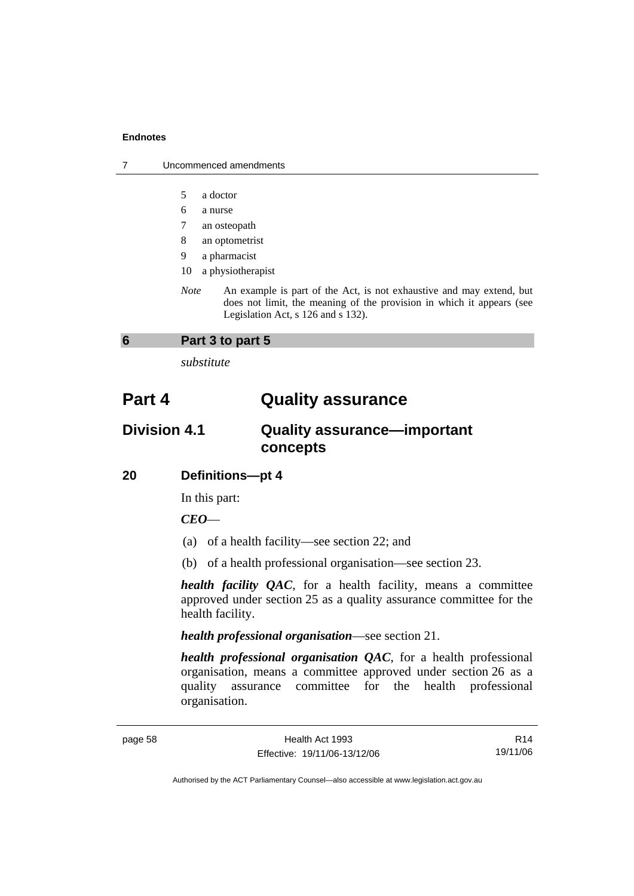5 a doctor

6 a nurse

7 an osteopath

8 an optometrist

9 a pharmacist

10 a physiotherapist

*Note* An example is part of the Act, is not exhaustive and may extend, but does not limit, the meaning of the provision in which it appears (see Legislation Act, s 126 and s 132).

### 6 Part 3 to part 5

*substitute*

# Part 4 Quality assurance

## Division 4.1 Quality assurance—important concepts

### 20 Definitions—pt 4

In this part:

***CEO***—

(a) of a health facility—see section 22; and

(b) of a health professional organisation—see section 23.

***health facility QAC***, for a health facility, means a committee approved under section 25 as a quality assurance committee for the health facility.

***health professional organisation***—see section 21.

***health professional organisation QAC***, for a health professional organisation, means a committee approved under section 26 as a quality assurance committee for the health professional organisation.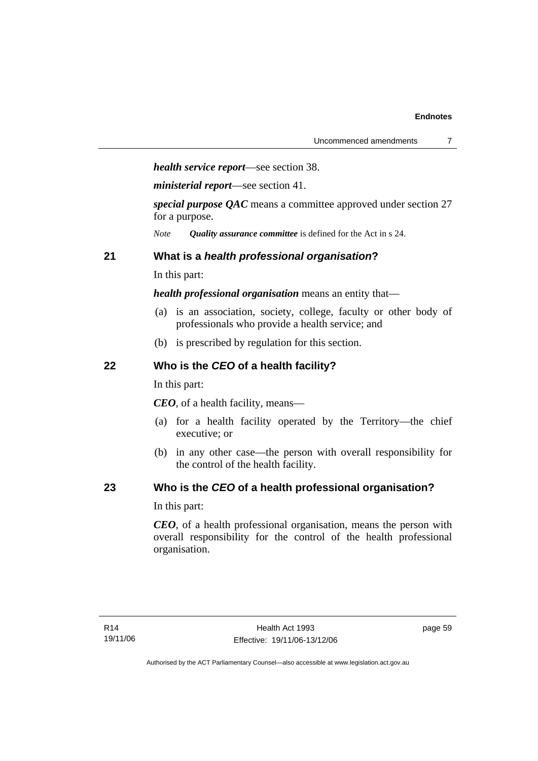***health service report***—see section 38.

***ministerial report***—see section 41.

***special purpose QAC*** means a committee approved under section 27 for a purpose.

*Note* ***Quality assurance committee*** is defined for the Act in s 24.

## 21 What is a *health professional organisation*?

In this part:

***health professional organisation*** means an entity that—

(a) is an association, society, college, faculty or other body of professionals who provide a health service; and

(b) is prescribed by regulation for this section.

## 22 Who is the *CEO* of a health facility?

In this part:

***CEO***, of a health facility, means—

(a) for a health facility operated by the Territory—the chief executive; or

(b) in any other case—the person with overall responsibility for the control of the health facility.

## 23 Who is the *CEO* of a health professional organisation?

In this part:

***CEO***, of a health professional organisation, means the person with overall responsibility for the control of the health professional organisation.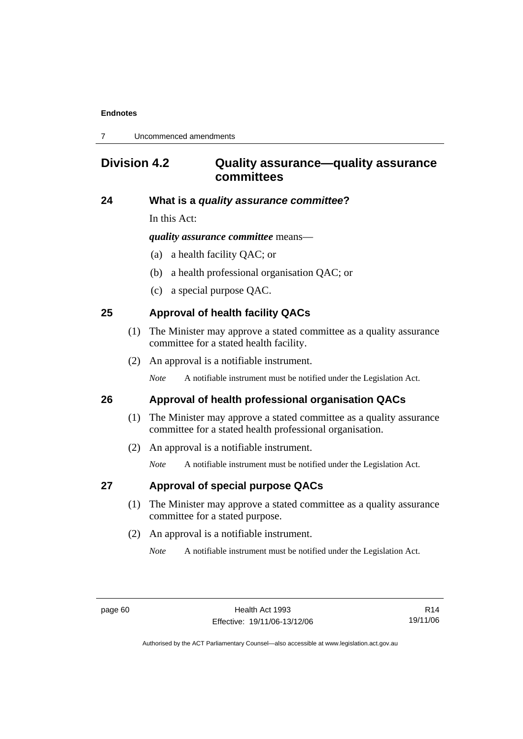## Division 4.2 Quality assurance—quality assurance committees

### 24 What is a *quality assurance committee*?

In this Act:

***quality assurance committee*** means—

(a) a health facility QAC; or

(b) a health professional organisation QAC; or

(c) a special purpose QAC.

### 25 Approval of health facility QACs

(1) The Minister may approve a stated committee as a quality assurance committee for a stated health facility.

(2) An approval is a notifiable instrument.

*Note* A notifiable instrument must be notified under the Legislation Act.

### 26 Approval of health professional organisation QACs

(1) The Minister may approve a stated committee as a quality assurance committee for a stated health professional organisation.

(2) An approval is a notifiable instrument.

*Note* A notifiable instrument must be notified under the Legislation Act.

### 27 Approval of special purpose QACs

(1) The Minister may approve a stated committee as a quality assurance committee for a stated purpose.

(2) An approval is a notifiable instrument.

*Note* A notifiable instrument must be notified under the Legislation Act.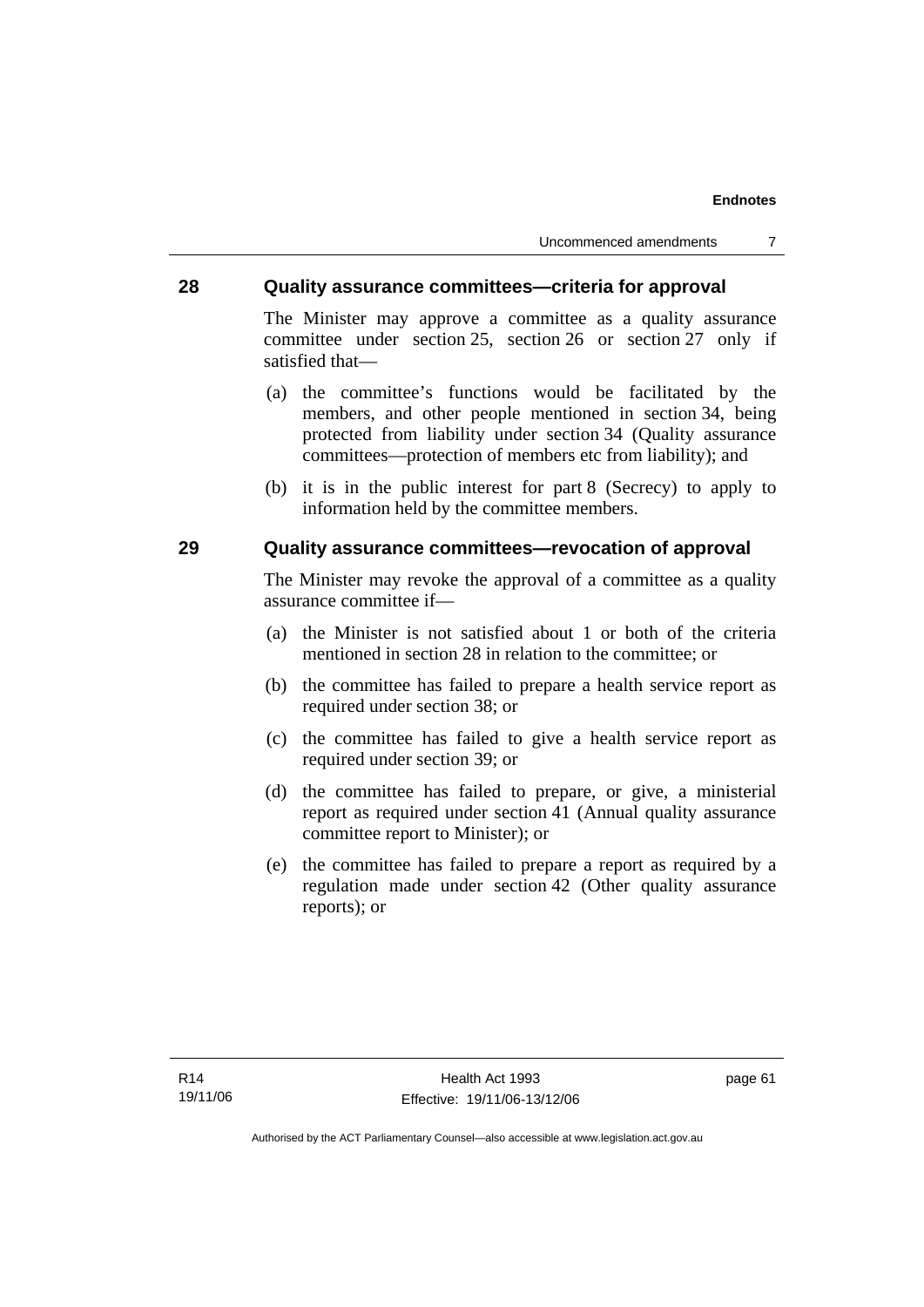## 28 Quality assurance committees—criteria for approval

The Minister may approve a committee as a quality assurance committee under section 25, section 26 or section 27 only if satisfied that—

(a) the committee's functions would be facilitated by the members, and other people mentioned in section 34, being protected from liability under section 34 (Quality assurance committees—protection of members etc from liability); and

(b) it is in the public interest for part 8 (Secrecy) to apply to information held by the committee members.

## 29 Quality assurance committees—revocation of approval

The Minister may revoke the approval of a committee as a quality assurance committee if—

(a) the Minister is not satisfied about 1 or both of the criteria mentioned in section 28 in relation to the committee; or

(b) the committee has failed to prepare a health service report as required under section 38; or

(c) the committee has failed to give a health service report as required under section 39; or

(d) the committee has failed to prepare, or give, a ministerial report as required under section 41 (Annual quality assurance committee report to Minister); or

(e) the committee has failed to prepare a report as required by a regulation made under section 42 (Other quality assurance reports); or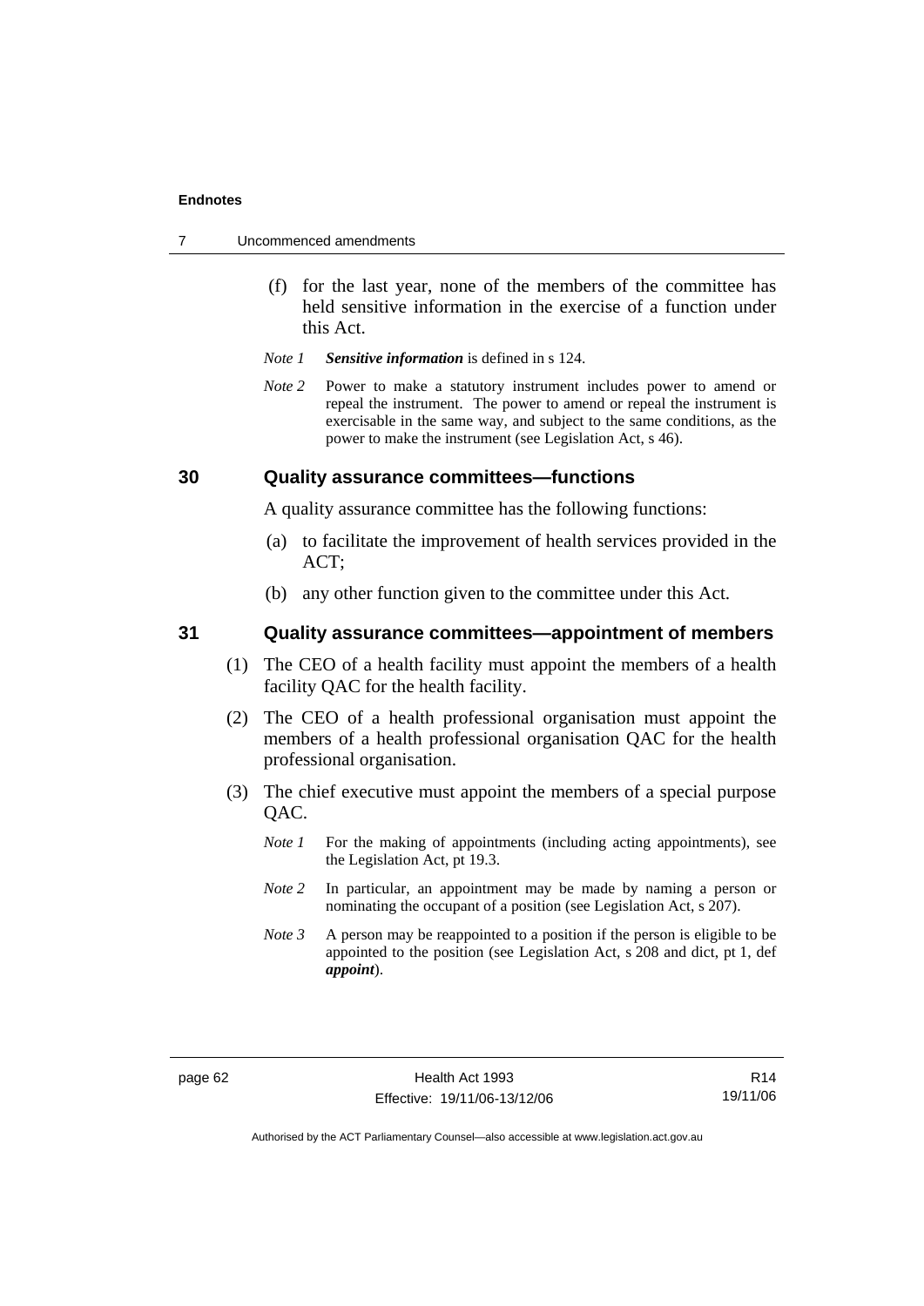(f) for the last year, none of the members of the committee has held sensitive information in the exercise of a function under this Act.

*Note 1* ***Sensitive information*** is defined in s 124.

*Note 2* Power to make a statutory instrument includes power to amend or repeal the instrument. The power to amend or repeal the instrument is exercisable in the same way, and subject to the same conditions, as the power to make the instrument (see Legislation Act, s 46).

## 30 Quality assurance committees—functions

A quality assurance committee has the following functions:

(a) to facilitate the improvement of health services provided in the ACT;

(b) any other function given to the committee under this Act.

## 31 Quality assurance committees—appointment of members

(1) The CEO of a health facility must appoint the members of a health facility QAC for the health facility.

(2) The CEO of a health professional organisation must appoint the members of a health professional organisation QAC for the health professional organisation.

(3) The chief executive must appoint the members of a special purpose QAC.

*Note 1* For the making of appointments (including acting appointments), see the Legislation Act, pt 19.3.

*Note 2* In particular, an appointment may be made by naming a person or nominating the occupant of a position (see Legislation Act, s 207).

*Note 3* A person may be reappointed to a position if the person is eligible to be appointed to the position (see Legislation Act, s 208 and dict, pt 1, def ***appoint***).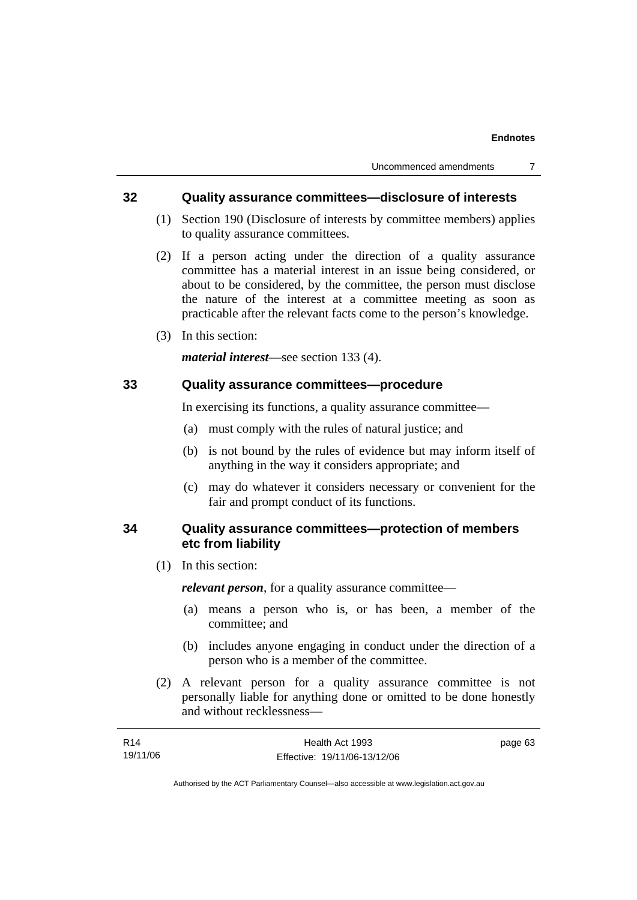## 32 Quality assurance committees—disclosure of interests

(1) Section 190 (Disclosure of interests by committee members) applies to quality assurance committees.

(2) If a person acting under the direction of a quality assurance committee has a material interest in an issue being considered, or about to be considered, by the committee, the person must disclose the nature of the interest at a committee meeting as soon as practicable after the relevant facts come to the person's knowledge.

(3) In this section:

***material interest***—see section 133 (4).

## 33 Quality assurance committees—procedure

In exercising its functions, a quality assurance committee—

(a) must comply with the rules of natural justice; and

(b) is not bound by the rules of evidence but may inform itself of anything in the way it considers appropriate; and

(c) may do whatever it considers necessary or convenient for the fair and prompt conduct of its functions.

## 34 Quality assurance committees—protection of members etc from liability

(1) In this section:

***relevant person***, for a quality assurance committee—

(a) means a person who is, or has been, a member of the committee; and

(b) includes anyone engaging in conduct under the direction of a person who is a member of the committee.

(2) A relevant person for a quality assurance committee is not personally liable for anything done or omitted to be done honestly and without recklessness—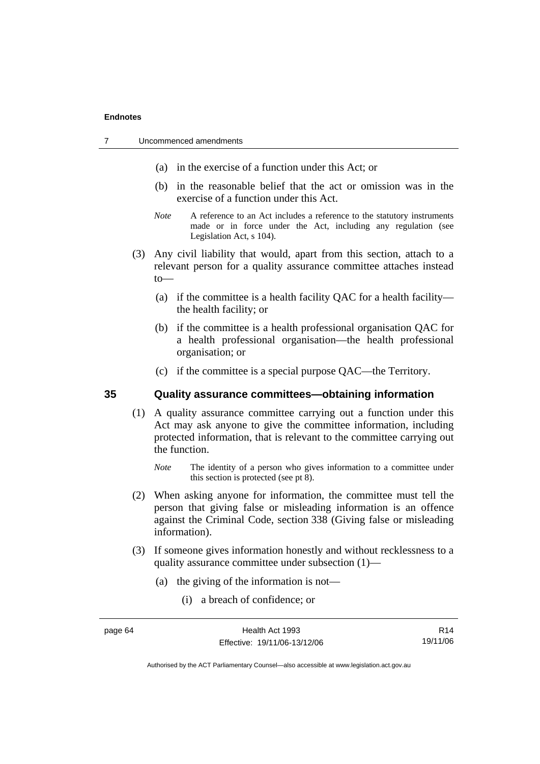- (a) in the exercise of a function under this Act; or
- (b) in the reasonable belief that the act or omission was in the exercise of a function under this Act.

*Note* A reference to an Act includes a reference to the statutory instruments made or in force under the Act, including any regulation (see Legislation Act, s 104).

(3) Any civil liability that would, apart from this section, attach to a relevant person for a quality assurance committee attaches instead to—

- (a) if the committee is a health facility QAC for a health facility—the health facility; or
- (b) if the committee is a health professional organisation QAC for a health professional organisation—the health professional organisation; or
- (c) if the committee is a special purpose QAC—the Territory.

### 35 Quality assurance committees—obtaining information

(1) A quality assurance committee carrying out a function under this Act may ask anyone to give the committee information, including protected information, that is relevant to the committee carrying out the function.

*Note* The identity of a person who gives information to a committee under this section is protected (see pt 8).

(2) When asking anyone for information, the committee must tell the person that giving false or misleading information is an offence against the Criminal Code, section 338 (Giving false or misleading information).

(3) If someone gives information honestly and without recklessness to a quality assurance committee under subsection (1)—

- (a) the giving of the information is not—
  - (i) a breach of confidence; or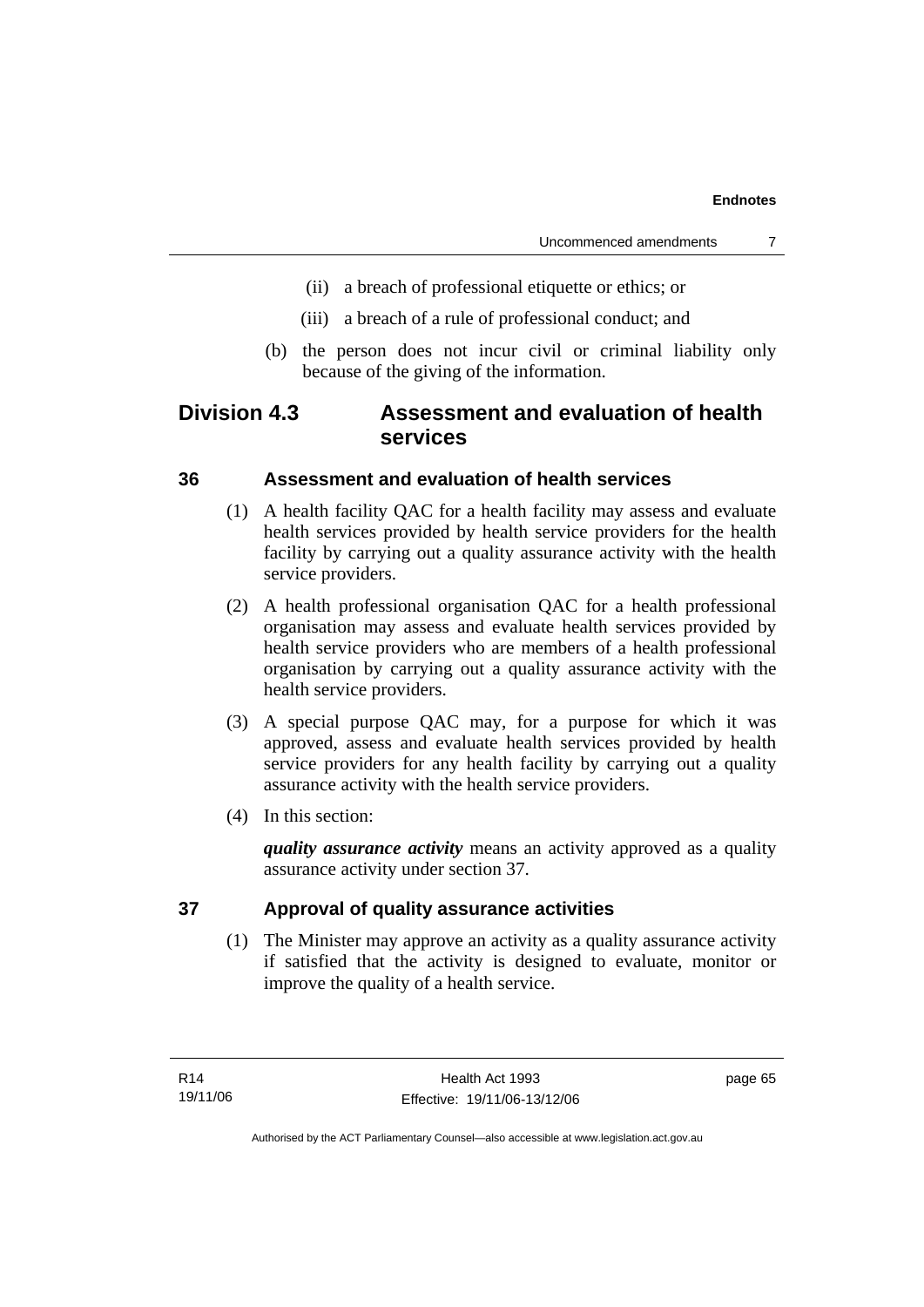(ii) a breach of professional etiquette or ethics; or

(iii) a breach of a rule of professional conduct; and

(b) the person does not incur civil or criminal liability only because of the giving of the information.

## Division 4.3 Assessment and evaluation of health services

### 36 Assessment and evaluation of health services

(1) A health facility QAC for a health facility may assess and evaluate health services provided by health service providers for the health facility by carrying out a quality assurance activity with the health service providers.

(2) A health professional organisation QAC for a health professional organisation may assess and evaluate health services provided by health service providers who are members of a health professional organisation by carrying out a quality assurance activity with the health service providers.

(3) A special purpose QAC may, for a purpose for which it was approved, assess and evaluate health services provided by health service providers for any health facility by carrying out a quality assurance activity with the health service providers.

(4) In this section:

***quality assurance activity*** means an activity approved as a quality assurance activity under section 37.

### 37 Approval of quality assurance activities

(1) The Minister may approve an activity as a quality assurance activity if satisfied that the activity is designed to evaluate, monitor or improve the quality of a health service.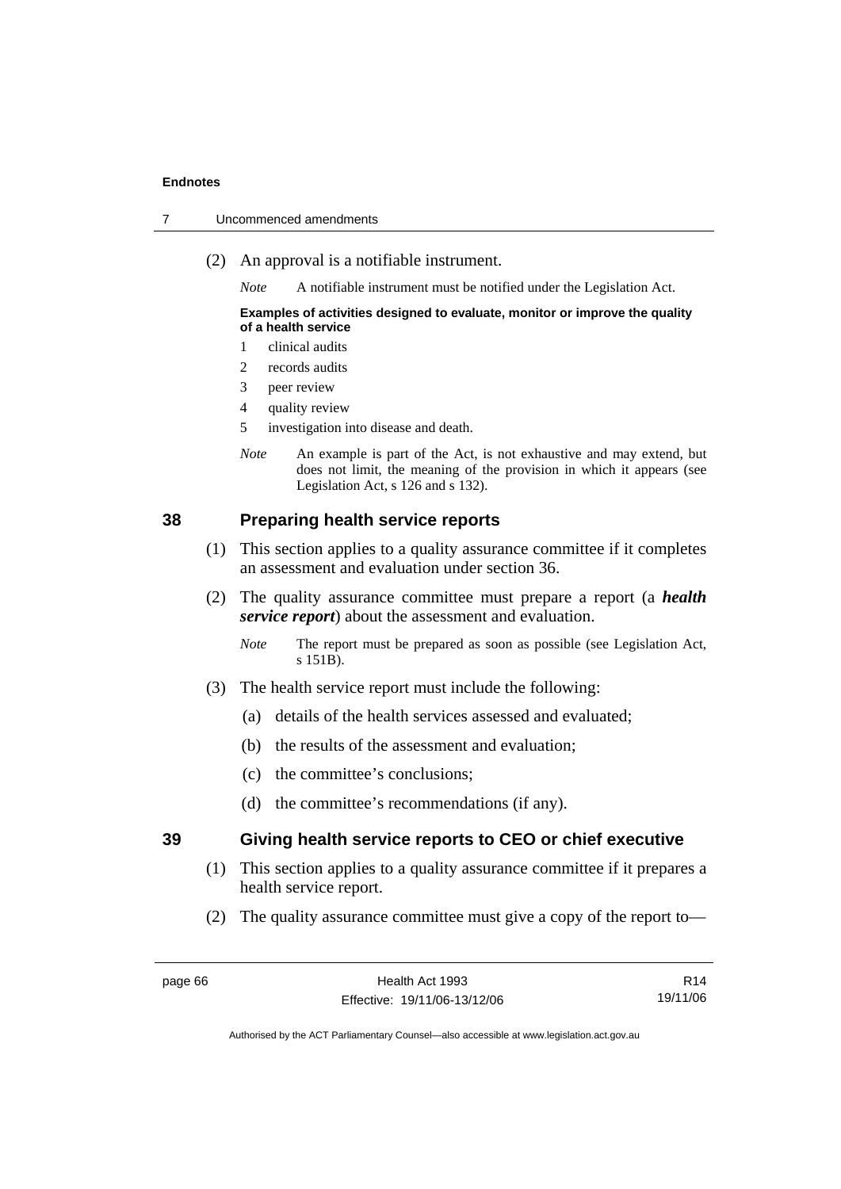(2) An approval is a notifiable instrument.

*Note* A notifiable instrument must be notified under the Legislation Act.

**Examples of activities designed to evaluate, monitor or improve the quality of a health service**

1 clinical audits
2 records audits
3 peer review
4 quality review
5 investigation into disease and death.

*Note* An example is part of the Act, is not exhaustive and may extend, but does not limit, the meaning of the provision in which it appears (see Legislation Act, s 126 and s 132).

## 38 Preparing health service reports

(1) This section applies to a quality assurance committee if it completes an assessment and evaluation under section 36.

(2) The quality assurance committee must prepare a report (a ***health service report***) about the assessment and evaluation.

*Note* The report must be prepared as soon as possible (see Legislation Act, s 151B).

(3) The health service report must include the following:

(a) details of the health services assessed and evaluated;

(b) the results of the assessment and evaluation;

(c) the committee's conclusions;

(d) the committee's recommendations (if any).

## 39 Giving health service reports to CEO or chief executive

(1) This section applies to a quality assurance committee if it prepares a health service report.

(2) The quality assurance committee must give a copy of the report to—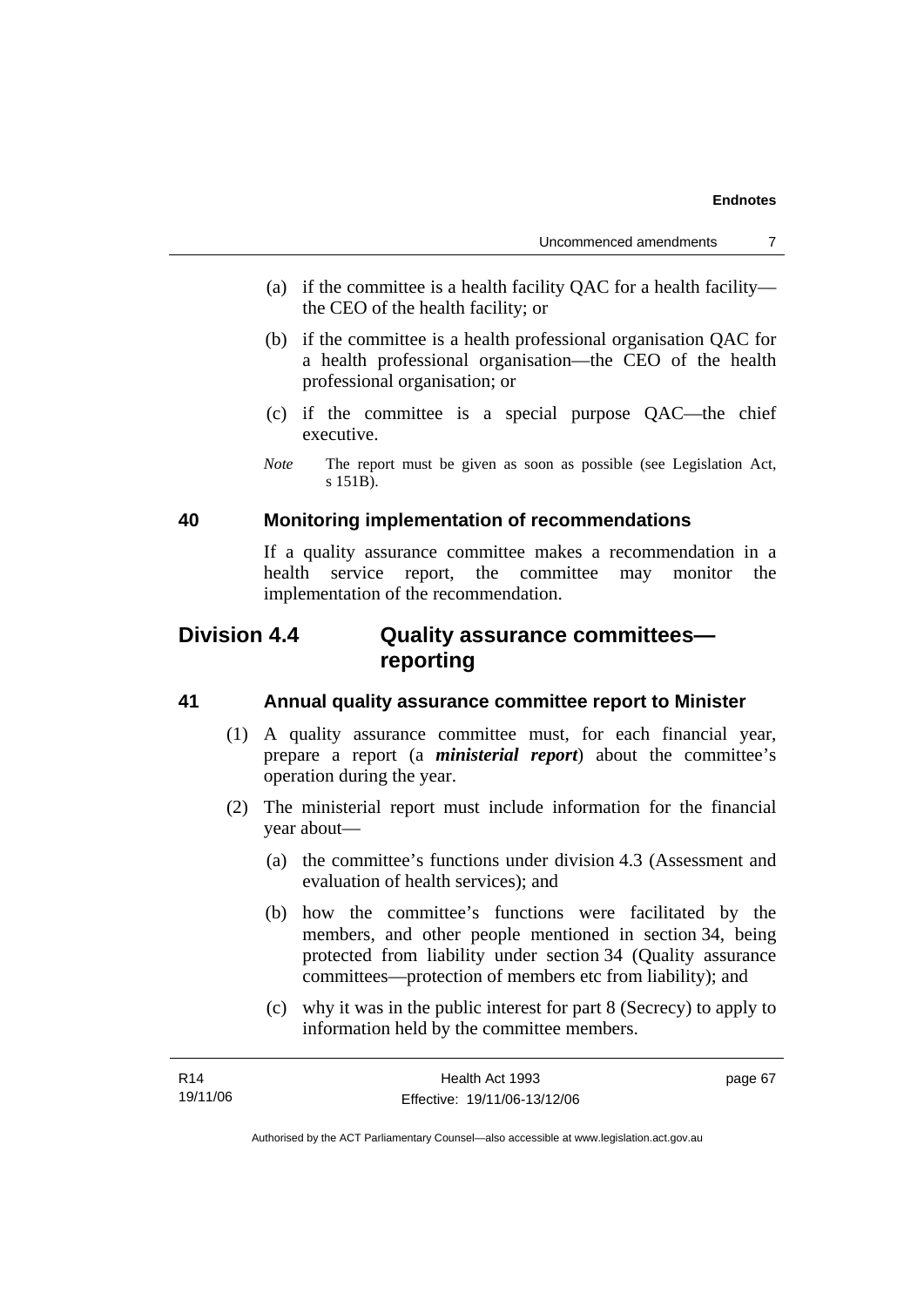(a) if the committee is a health facility QAC for a health facility—the CEO of the health facility; or

(b) if the committee is a health professional organisation QAC for a health professional organisation—the CEO of the health professional organisation; or

(c) if the committee is a special purpose QAC—the chief executive.

*Note* The report must be given as soon as possible (see Legislation Act, s 151B).

### 40 Monitoring implementation of recommendations

If a quality assurance committee makes a recommendation in a health service report, the committee may monitor the implementation of the recommendation.

## Division 4.4 Quality assurance committees—reporting

### 41 Annual quality assurance committee report to Minister

(1) A quality assurance committee must, for each financial year, prepare a report (a ***ministerial report***) about the committee's operation during the year.

(2) The ministerial report must include information for the financial year about—

(a) the committee's functions under division 4.3 (Assessment and evaluation of health services); and

(b) how the committee's functions were facilitated by the members, and other people mentioned in section 34, being protected from liability under section 34 (Quality assurance committees—protection of members etc from liability); and

(c) why it was in the public interest for part 8 (Secrecy) to apply to information held by the committee members.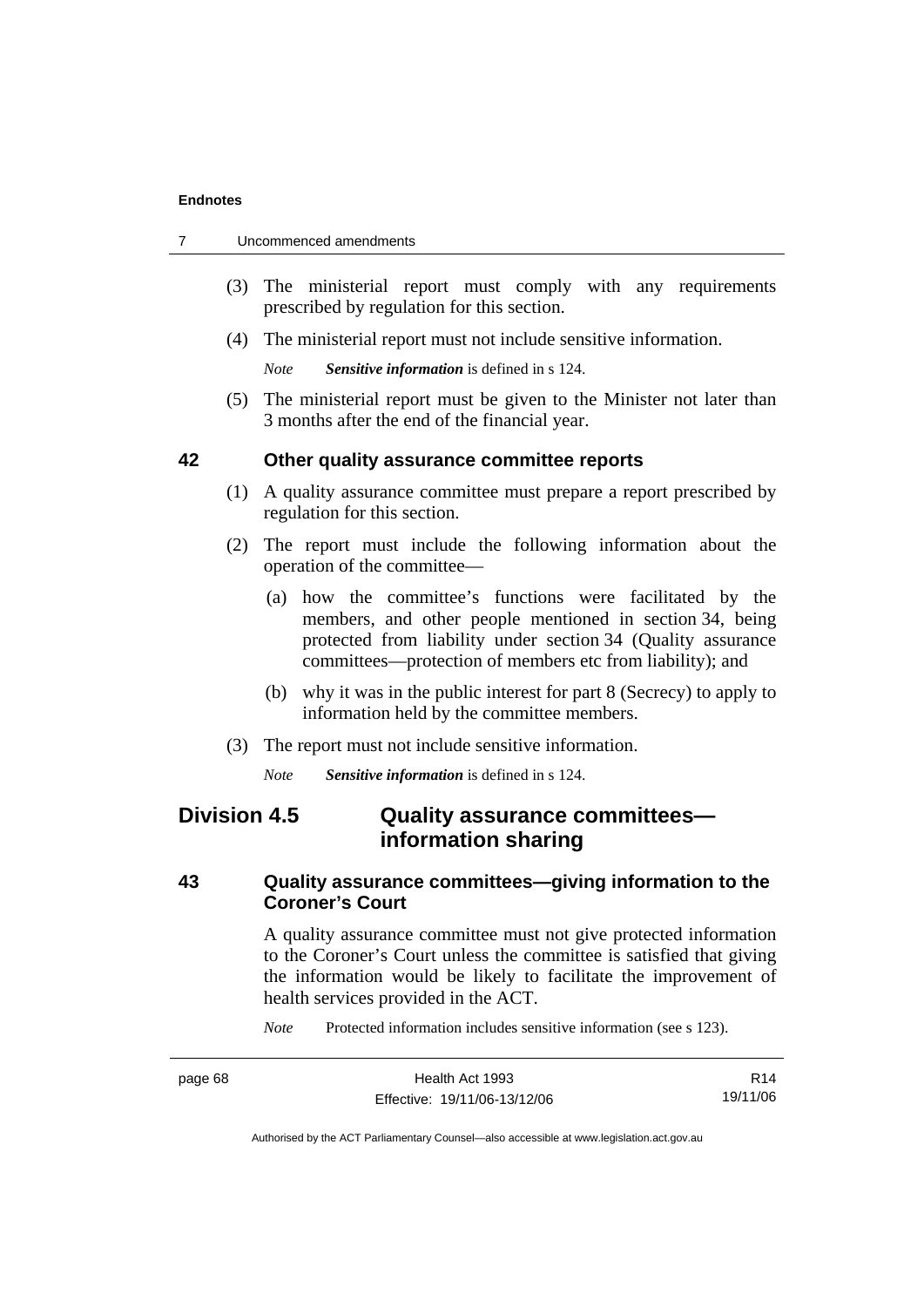(3) The ministerial report must comply with any requirements prescribed by regulation for this section.

(4) The ministerial report must not include sensitive information.

*Note* ***Sensitive information*** is defined in s 124.

(5) The ministerial report must be given to the Minister not later than 3 months after the end of the financial year.

### 42 Other quality assurance committee reports

(1) A quality assurance committee must prepare a report prescribed by regulation for this section.

(2) The report must include the following information about the operation of the committee—

(a) how the committee's functions were facilitated by the members, and other people mentioned in section 34, being protected from liability under section 34 (Quality assurance committees—protection of members etc from liability); and

(b) why it was in the public interest for part 8 (Secrecy) to apply to information held by the committee members.

(3) The report must not include sensitive information.

*Note* ***Sensitive information*** is defined in s 124.

## Division 4.5 Quality assurance committees—information sharing

### 43 Quality assurance committees—giving information to the Coroner's Court

A quality assurance committee must not give protected information to the Coroner's Court unless the committee is satisfied that giving the information would be likely to facilitate the improvement of health services provided in the ACT.

*Note* Protected information includes sensitive information (see s 123).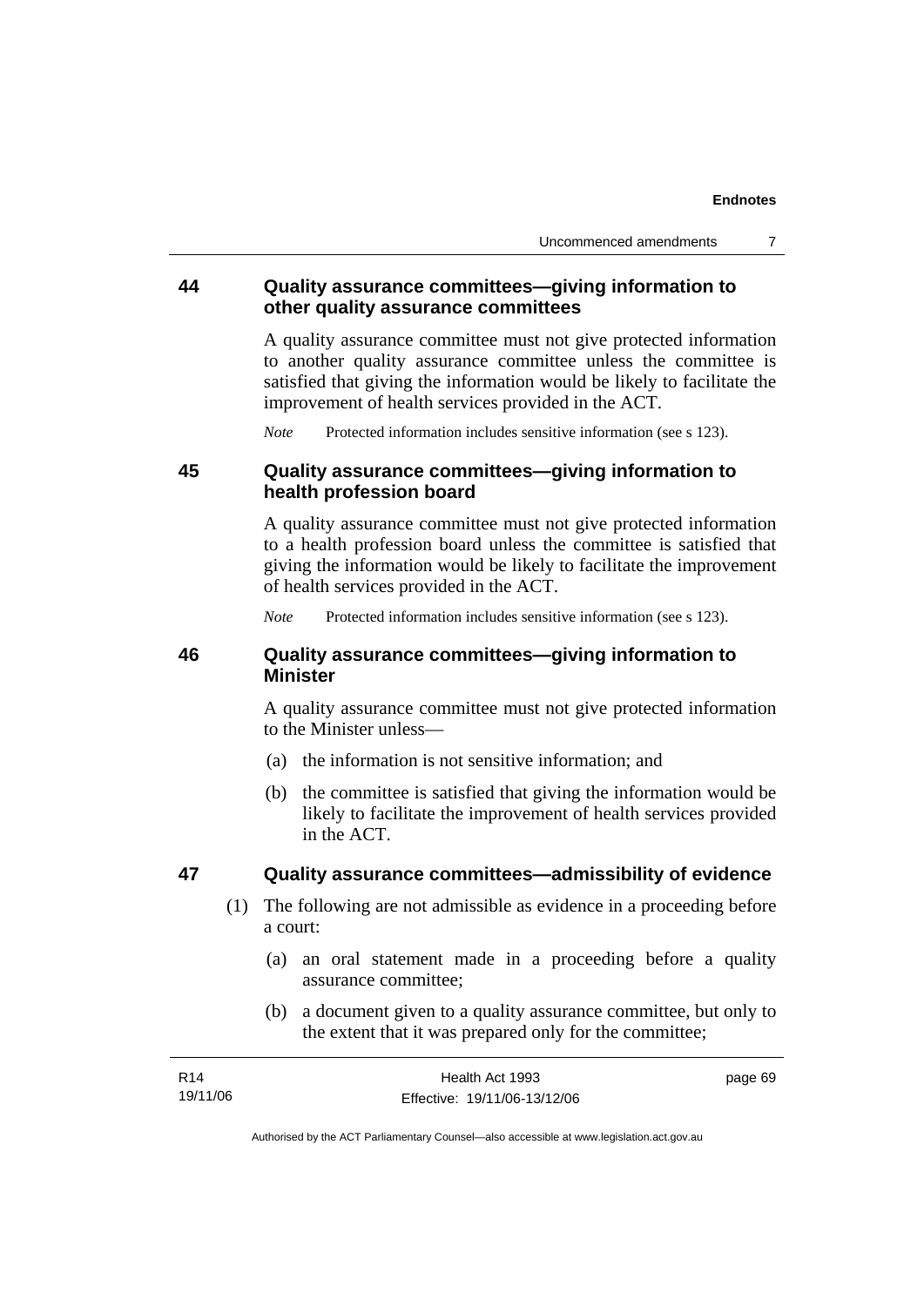### 44 Quality assurance committees—giving information to other quality assurance committees

A quality assurance committee must not give protected information to another quality assurance committee unless the committee is satisfied that giving the information would be likely to facilitate the improvement of health services provided in the ACT.

*Note* Protected information includes sensitive information (see s 123).

### 45 Quality assurance committees—giving information to health profession board

A quality assurance committee must not give protected information to a health profession board unless the committee is satisfied that giving the information would be likely to facilitate the improvement of health services provided in the ACT.

*Note* Protected information includes sensitive information (see s 123).

### 46 Quality assurance committees—giving information to Minister

A quality assurance committee must not give protected information to the Minister unless—

(a) the information is not sensitive information; and

(b) the committee is satisfied that giving the information would be likely to facilitate the improvement of health services provided in the ACT.

### 47 Quality assurance committees—admissibility of evidence

(1) The following are not admissible as evidence in a proceeding before a court:

(a) an oral statement made in a proceeding before a quality assurance committee;

(b) a document given to a quality assurance committee, but only to the extent that it was prepared only for the committee;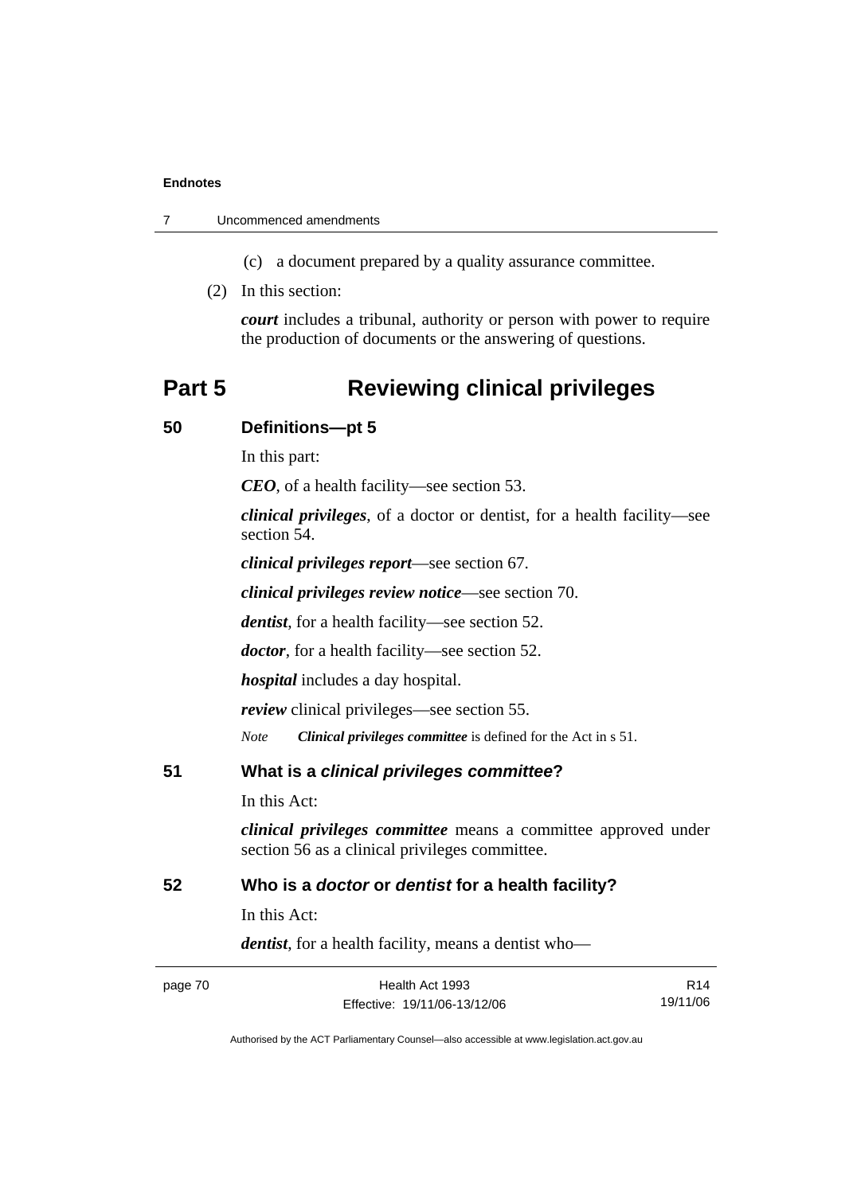(c) a document prepared by a quality assurance committee.

(2) In this section:

***court*** includes a tribunal, authority or person with power to require the production of documents or the answering of questions.

# Part 5 Reviewing clinical privileges

## 50 Definitions—pt 5

In this part:

***CEO***, of a health facility—see section 53.

***clinical privileges***, of a doctor or dentist, for a health facility—see section 54.

***clinical privileges report***—see section 67.

***clinical privileges review notice***—see section 70.

***dentist***, for a health facility—see section 52.

***doctor***, for a health facility—see section 52.

***hospital*** includes a day hospital.

***review*** clinical privileges—see section 55.

*Note* ***Clinical privileges committee*** is defined for the Act in s 51.

## 51 What is a *clinical privileges committee*?

In this Act:

***clinical privileges committee*** means a committee approved under section 56 as a clinical privileges committee.

## 52 Who is a *doctor* or *dentist* for a health facility?

In this Act:

***dentist***, for a health facility, means a dentist who—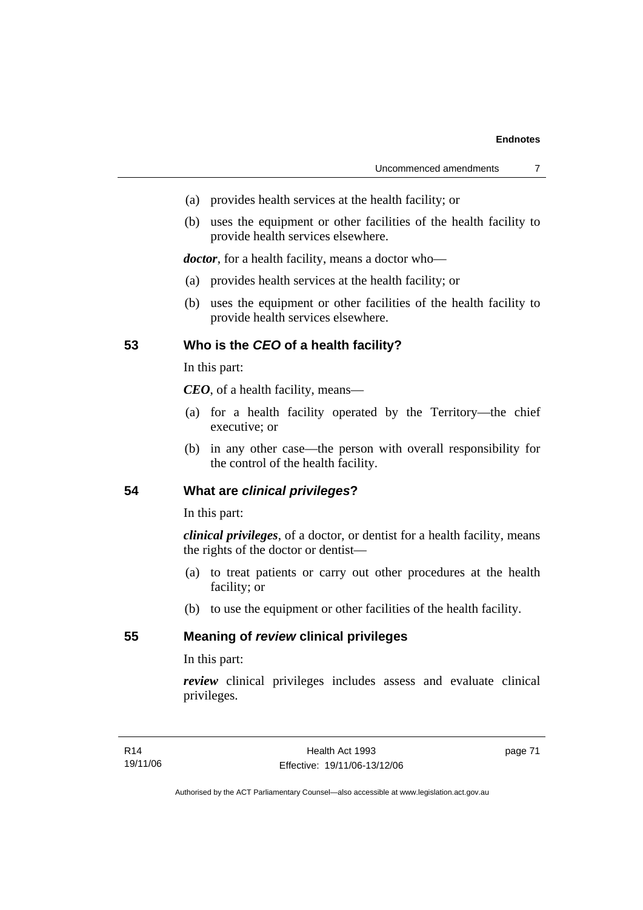(a) provides health services at the health facility; or

(b) uses the equipment or other facilities of the health facility to provide health services elsewhere.

***doctor***, for a health facility, means a doctor who—

(a) provides health services at the health facility; or

(b) uses the equipment or other facilities of the health facility to provide health services elsewhere.

## 53 Who is the *CEO* of a health facility?

In this part:

***CEO***, of a health facility, means—

(a) for a health facility operated by the Territory—the chief executive; or

(b) in any other case—the person with overall responsibility for the control of the health facility.

## 54 What are *clinical privileges*?

In this part:

***clinical privileges***, of a doctor, or dentist for a health facility, means the rights of the doctor or dentist—

(a) to treat patients or carry out other procedures at the health facility; or

(b) to use the equipment or other facilities of the health facility.

## 55 Meaning of *review* clinical privileges

In this part:

***review*** clinical privileges includes assess and evaluate clinical privileges.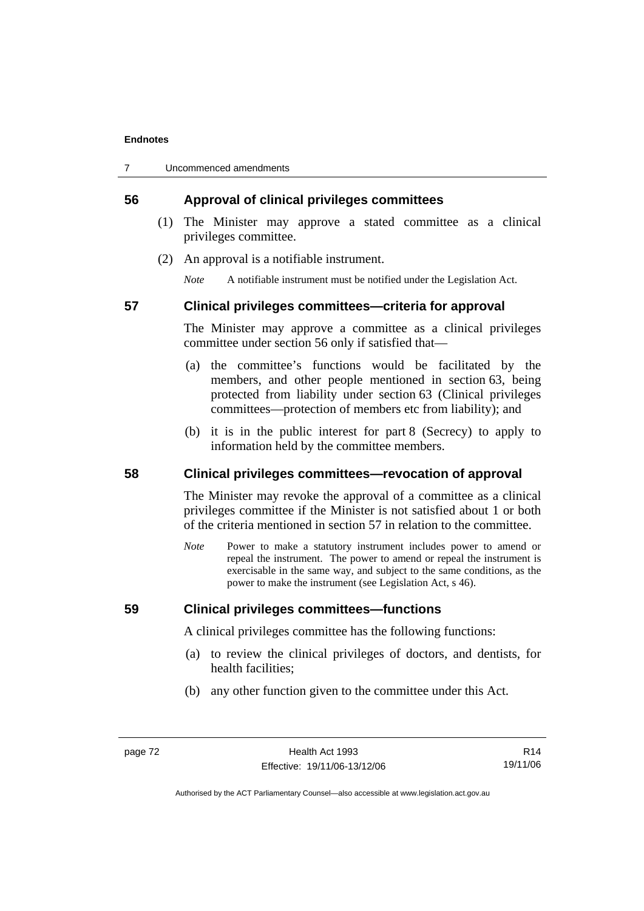## 56 Approval of clinical privileges committees

(1) The Minister may approve a stated committee as a clinical privileges committee.

(2) An approval is a notifiable instrument.

*Note* A notifiable instrument must be notified under the Legislation Act.

## 57 Clinical privileges committees—criteria for approval

The Minister may approve a committee as a clinical privileges committee under section 56 only if satisfied that—

(a) the committee's functions would be facilitated by the members, and other people mentioned in section 63, being protected from liability under section 63 (Clinical privileges committees—protection of members etc from liability); and

(b) it is in the public interest for part 8 (Secrecy) to apply to information held by the committee members.

## 58 Clinical privileges committees—revocation of approval

The Minister may revoke the approval of a committee as a clinical privileges committee if the Minister is not satisfied about 1 or both of the criteria mentioned in section 57 in relation to the committee.

*Note* Power to make a statutory instrument includes power to amend or repeal the instrument. The power to amend or repeal the instrument is exercisable in the same way, and subject to the same conditions, as the power to make the instrument (see Legislation Act, s 46).

## 59 Clinical privileges committees—functions

A clinical privileges committee has the following functions:

(a) to review the clinical privileges of doctors, and dentists, for health facilities;

(b) any other function given to the committee under this Act.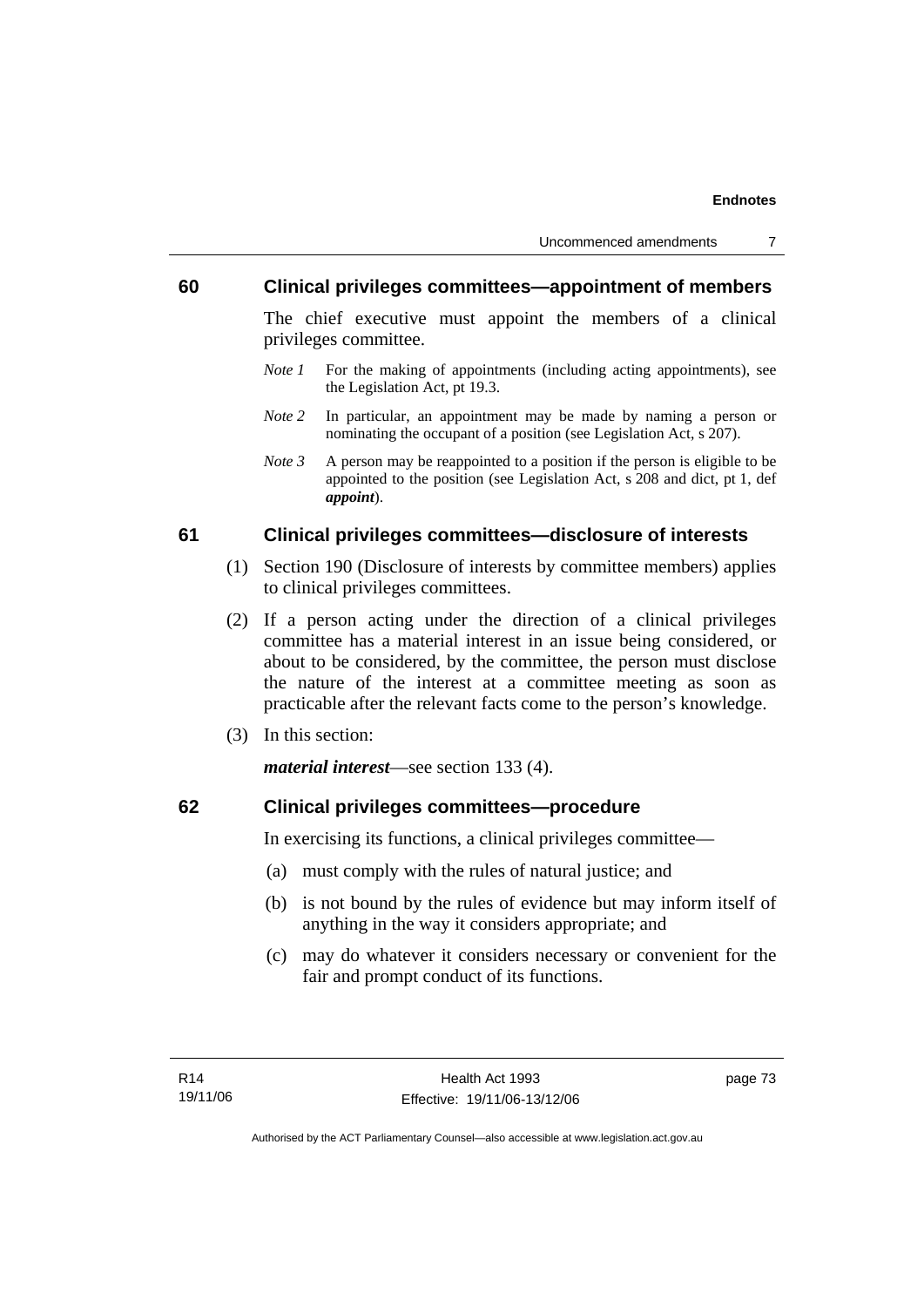## 60 Clinical privileges committees—appointment of members

The chief executive must appoint the members of a clinical privileges committee.

*Note 1* For the making of appointments (including acting appointments), see the Legislation Act, pt 19.3.

*Note 2* In particular, an appointment may be made by naming a person or nominating the occupant of a position (see Legislation Act, s 207).

*Note 3* A person may be reappointed to a position if the person is eligible to be appointed to the position (see Legislation Act, s 208 and dict, pt 1, def ***appoint***).

## 61 Clinical privileges committees—disclosure of interests

(1) Section 190 (Disclosure of interests by committee members) applies to clinical privileges committees.

(2) If a person acting under the direction of a clinical privileges committee has a material interest in an issue being considered, or about to be considered, by the committee, the person must disclose the nature of the interest at a committee meeting as soon as practicable after the relevant facts come to the person's knowledge.

(3) In this section:

***material interest***—see section 133 (4).

## 62 Clinical privileges committees—procedure

In exercising its functions, a clinical privileges committee—

(a) must comply with the rules of natural justice; and

(b) is not bound by the rules of evidence but may inform itself of anything in the way it considers appropriate; and

(c) may do whatever it considers necessary or convenient for the fair and prompt conduct of its functions.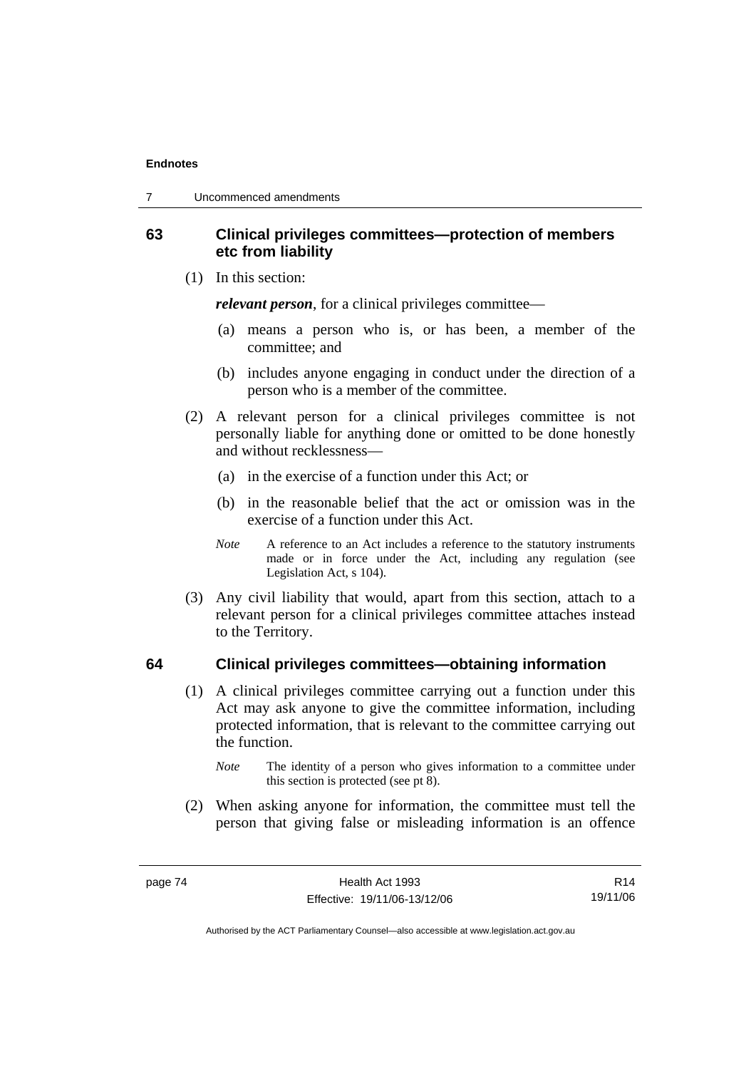## 63 Clinical privileges committees—protection of members etc from liability

(1) In this section:

***relevant person***, for a clinical privileges committee—

(a) means a person who is, or has been, a member of the committee; and

(b) includes anyone engaging in conduct under the direction of a person who is a member of the committee.

(2) A relevant person for a clinical privileges committee is not personally liable for anything done or omitted to be done honestly and without recklessness—

(a) in the exercise of a function under this Act; or

(b) in the reasonable belief that the act or omission was in the exercise of a function under this Act.

*Note* A reference to an Act includes a reference to the statutory instruments made or in force under the Act, including any regulation (see Legislation Act, s 104).

(3) Any civil liability that would, apart from this section, attach to a relevant person for a clinical privileges committee attaches instead to the Territory.

## 64 Clinical privileges committees—obtaining information

(1) A clinical privileges committee carrying out a function under this Act may ask anyone to give the committee information, including protected information, that is relevant to the committee carrying out the function.

*Note* The identity of a person who gives information to a committee under this section is protected (see pt 8).

(2) When asking anyone for information, the committee must tell the person that giving false or misleading information is an offence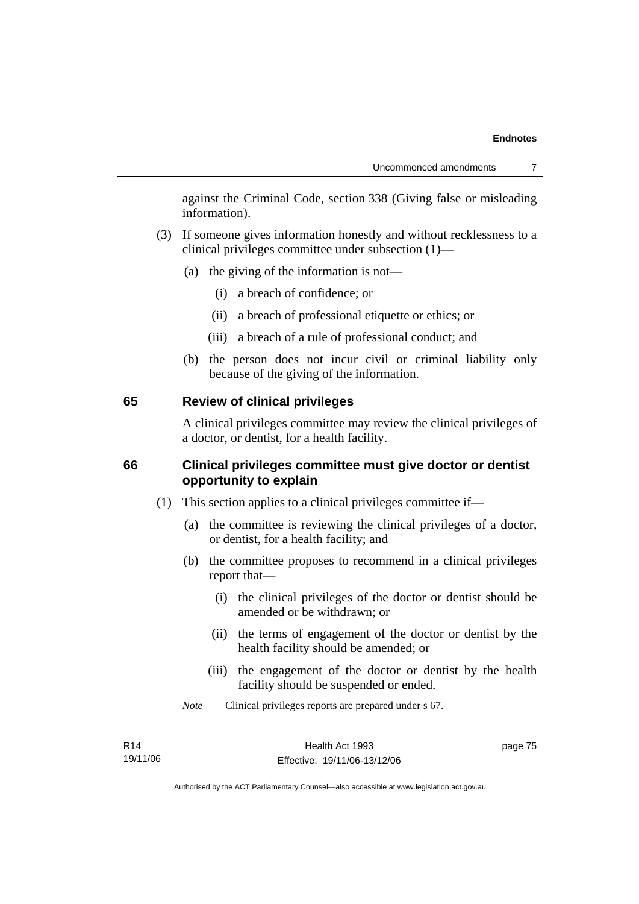against the Criminal Code, section 338 (Giving false or misleading information).

(3) If someone gives information honestly and without recklessness to a clinical privileges committee under subsection (1)—

(a) the giving of the information is not—

(i) a breach of confidence; or

(ii) a breach of professional etiquette or ethics; or

(iii) a breach of a rule of professional conduct; and

(b) the person does not incur civil or criminal liability only because of the giving of the information.

### 65 Review of clinical privileges

A clinical privileges committee may review the clinical privileges of a doctor, or dentist, for a health facility.

### 66 Clinical privileges committee must give doctor or dentist opportunity to explain

(1) This section applies to a clinical privileges committee if—

(a) the committee is reviewing the clinical privileges of a doctor, or dentist, for a health facility; and

(b) the committee proposes to recommend in a clinical privileges report that—

(i) the clinical privileges of the doctor or dentist should be amended or be withdrawn; or

(ii) the terms of engagement of the doctor or dentist by the health facility should be amended; or

(iii) the engagement of the doctor or dentist by the health facility should be suspended or ended.

*Note* Clinical privileges reports are prepared under s 67.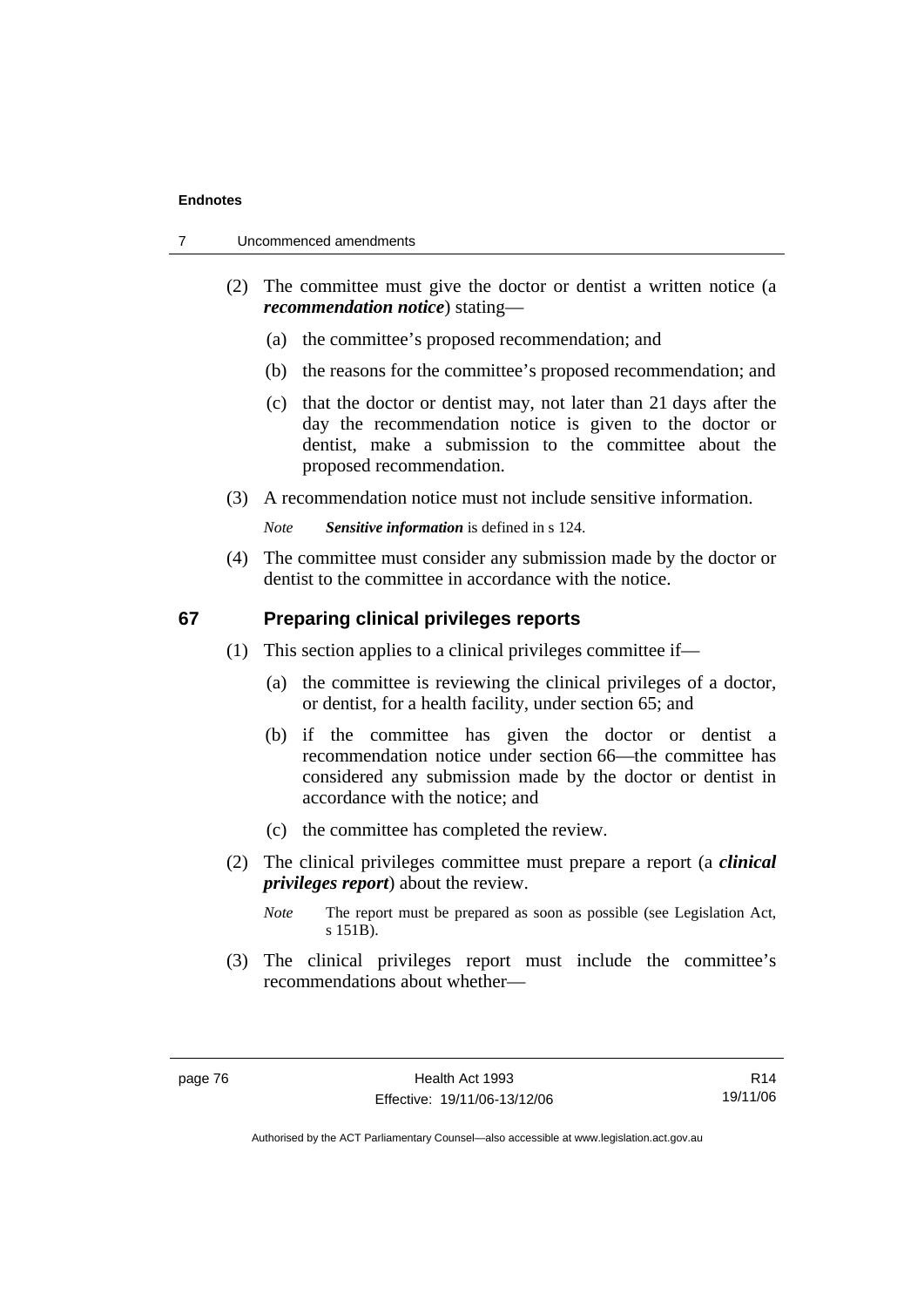(2) The committee must give the doctor or dentist a written notice (a ***recommendation notice***) stating—

   (a) the committee's proposed recommendation; and

   (b) the reasons for the committee's proposed recommendation; and

   (c) that the doctor or dentist may, not later than 21 days after the day the recommendation notice is given to the doctor or dentist, make a submission to the committee about the proposed recommendation.

(3) A recommendation notice must not include sensitive information.

*Note* ***Sensitive information*** is defined in s 124.

(4) The committee must consider any submission made by the doctor or dentist to the committee in accordance with the notice.

## 67 Preparing clinical privileges reports

(1) This section applies to a clinical privileges committee if—

   (a) the committee is reviewing the clinical privileges of a doctor, or dentist, for a health facility, under section 65; and

   (b) if the committee has given the doctor or dentist a recommendation notice under section 66—the committee has considered any submission made by the doctor or dentist in accordance with the notice; and

   (c) the committee has completed the review.

(2) The clinical privileges committee must prepare a report (a ***clinical privileges report***) about the review.

*Note* The report must be prepared as soon as possible (see Legislation Act, s 151B).

(3) The clinical privileges report must include the committee's recommendations about whether—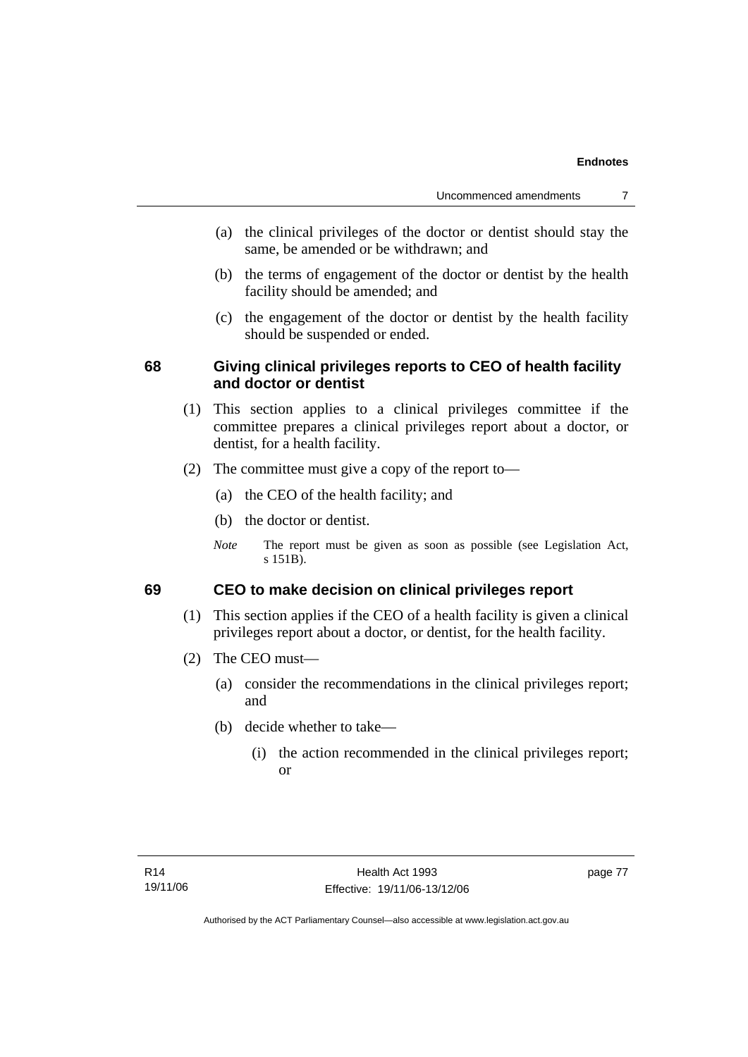(a) the clinical privileges of the doctor or dentist should stay the same, be amended or be withdrawn; and

(b) the terms of engagement of the doctor or dentist by the health facility should be amended; and

(c) the engagement of the doctor or dentist by the health facility should be suspended or ended.

### 68 Giving clinical privileges reports to CEO of health facility and doctor or dentist

(1) This section applies to a clinical privileges committee if the committee prepares a clinical privileges report about a doctor, or dentist, for a health facility.

(2) The committee must give a copy of the report to—

(a) the CEO of the health facility; and

(b) the doctor or dentist.

*Note* The report must be given as soon as possible (see Legislation Act, s 151B).

### 69 CEO to make decision on clinical privileges report

(1) This section applies if the CEO of a health facility is given a clinical privileges report about a doctor, or dentist, for the health facility.

(2) The CEO must—

(a) consider the recommendations in the clinical privileges report; and

(b) decide whether to take—

(i) the action recommended in the clinical privileges report; or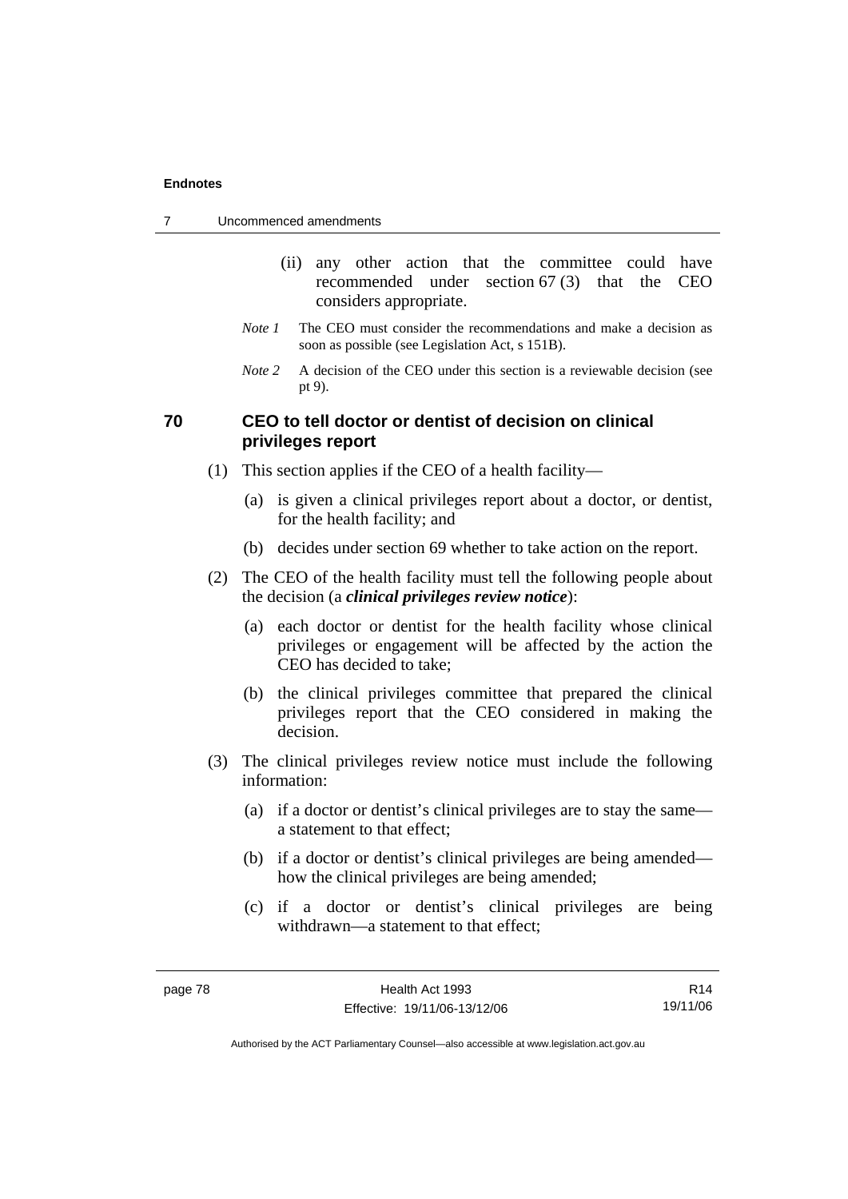(ii) any other action that the committee could have recommended under section 67 (3) that the CEO considers appropriate.

*Note 1* The CEO must consider the recommendations and make a decision as soon as possible (see Legislation Act, s 151B).

*Note 2* A decision of the CEO under this section is a reviewable decision (see pt 9).

### 70 CEO to tell doctor or dentist of decision on clinical privileges report

(1) This section applies if the CEO of a health facility—

(a) is given a clinical privileges report about a doctor, or dentist, for the health facility; and

(b) decides under section 69 whether to take action on the report.

(2) The CEO of the health facility must tell the following people about the decision (a ***clinical privileges review notice***):

(a) each doctor or dentist for the health facility whose clinical privileges or engagement will be affected by the action the CEO has decided to take;

(b) the clinical privileges committee that prepared the clinical privileges report that the CEO considered in making the decision.

(3) The clinical privileges review notice must include the following information:

(a) if a doctor or dentist's clinical privileges are to stay the same—a statement to that effect;

(b) if a doctor or dentist's clinical privileges are being amended—how the clinical privileges are being amended;

(c) if a doctor or dentist's clinical privileges are being withdrawn—a statement to that effect;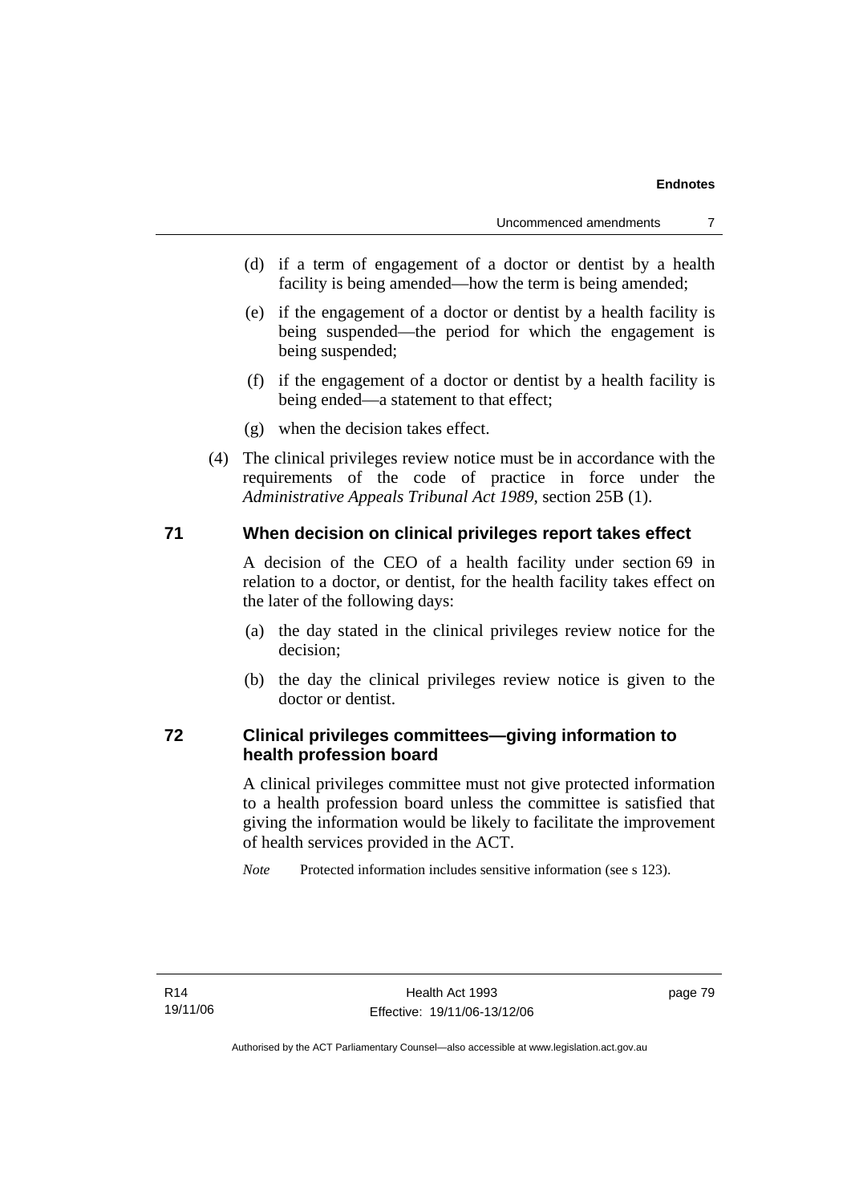(d) if a term of engagement of a doctor or dentist by a health facility is being amended—how the term is being amended;

(e) if the engagement of a doctor or dentist by a health facility is being suspended—the period for which the engagement is being suspended;

(f) if the engagement of a doctor or dentist by a health facility is being ended—a statement to that effect;

(g) when the decision takes effect.

(4) The clinical privileges review notice must be in accordance with the requirements of the code of practice in force under the *Administrative Appeals Tribunal Act 1989*, section 25B (1).

## 71 When decision on clinical privileges report takes effect

A decision of the CEO of a health facility under section 69 in relation to a doctor, or dentist, for the health facility takes effect on the later of the following days:

(a) the day stated in the clinical privileges review notice for the decision;

(b) the day the clinical privileges review notice is given to the doctor or dentist.

## 72 Clinical privileges committees—giving information to health profession board

A clinical privileges committee must not give protected information to a health profession board unless the committee is satisfied that giving the information would be likely to facilitate the improvement of health services provided in the ACT.

*Note* Protected information includes sensitive information (see s 123).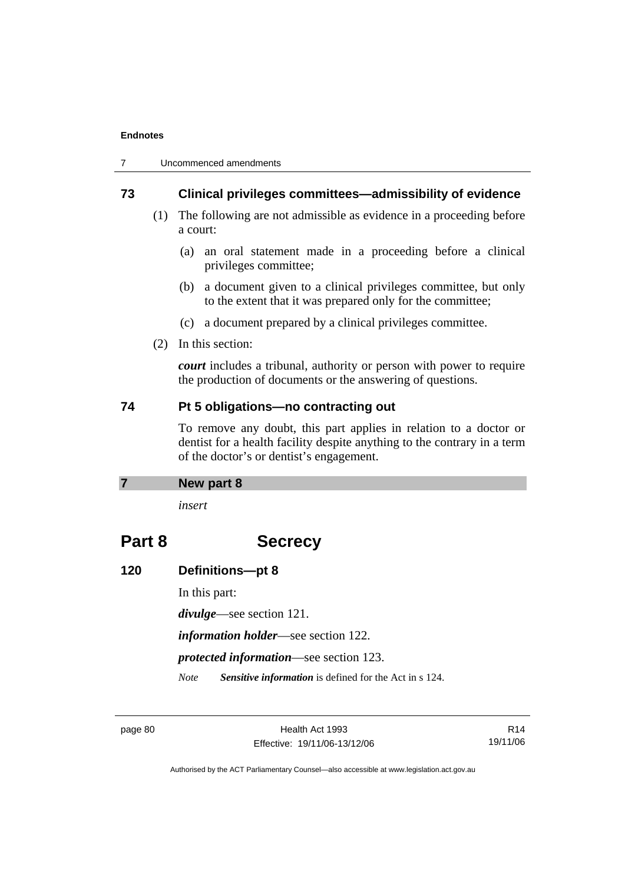### 73 Clinical privileges committees—admissibility of evidence

(1) The following are not admissible as evidence in a proceeding before a court:

(a) an oral statement made in a proceeding before a clinical privileges committee;

(b) a document given to a clinical privileges committee, but only to the extent that it was prepared only for the committee;

(c) a document prepared by a clinical privileges committee.

(2) In this section:

***court*** includes a tribunal, authority or person with power to require the production of documents or the answering of questions.

### 74 Pt 5 obligations—no contracting out

To remove any doubt, this part applies in relation to a doctor or dentist for a health facility despite anything to the contrary in a term of the doctor's or dentist's engagement.

### 7 New part 8

*insert*

## Part 8 Secrecy

### 120 Definitions—pt 8

In this part:

***divulge***—see section 121.

***information holder***—see section 122.

***protected information***—see section 123.

*Note* ***Sensitive information*** is defined for the Act in s 124.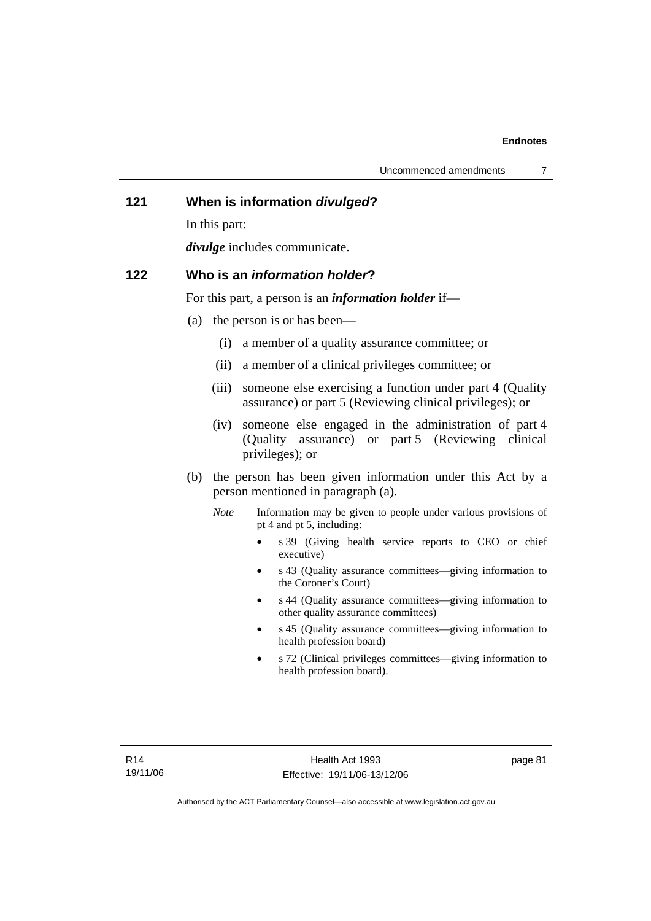## 121 When is information *divulged*?

In this part:

***divulge*** includes communicate.

## 122 Who is an *information holder*?

For this part, a person is an ***information holder*** if—

(a) the person is or has been—

  (i) a member of a quality assurance committee; or

  (ii) a member of a clinical privileges committee; or

  (iii) someone else exercising a function under part 4 (Quality assurance) or part 5 (Reviewing clinical privileges); or

  (iv) someone else engaged in the administration of part 4 (Quality assurance) or part 5 (Reviewing clinical privileges); or

(b) the person has been given information under this Act by a person mentioned in paragraph (a).

*Note* Information may be given to people under various provisions of pt 4 and pt 5, including:

- s 39 (Giving health service reports to CEO or chief executive)
- s 43 (Quality assurance committees—giving information to the Coroner's Court)
- s 44 (Quality assurance committees—giving information to other quality assurance committees)
- s 45 (Quality assurance committees—giving information to health profession board)
- s 72 (Clinical privileges committees—giving information to health profession board).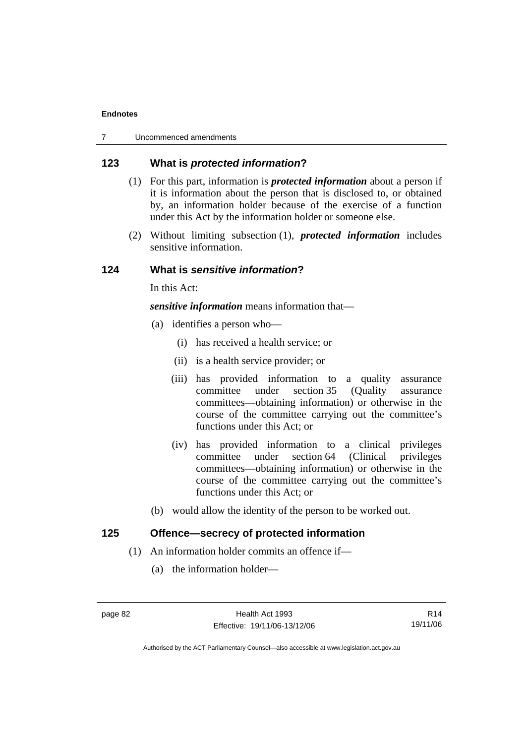### 123 What is *protected information*?

(1) For this part, information is ***protected information*** about a person if it is information about the person that is disclosed to, or obtained by, an information holder because of the exercise of a function under this Act by the information holder or someone else.

(2) Without limiting subsection (1), ***protected information*** includes sensitive information.

### 124 What is *sensitive information*?

In this Act:

***sensitive information*** means information that—

(a) identifies a person who—

(i) has received a health service; or

(ii) is a health service provider; or

(iii) has provided information to a quality assurance committee under section 35 (Quality assurance committees—obtaining information) or otherwise in the course of the committee carrying out the committee's functions under this Act; or

(iv) has provided information to a clinical privileges committee under section 64 (Clinical privileges committees—obtaining information) or otherwise in the course of the committee carrying out the committee's functions under this Act; or

(b) would allow the identity of the person to be worked out.

### 125 Offence—secrecy of protected information

(1) An information holder commits an offence if—

(a) the information holder—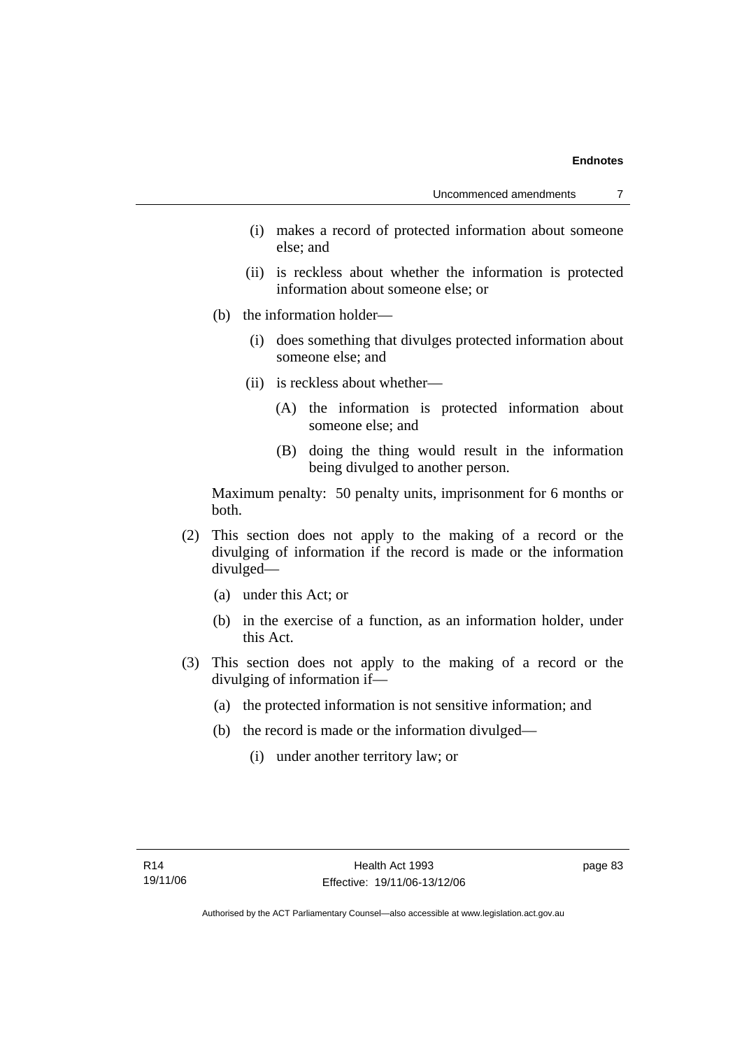(i) makes a record of protected information about someone else; and

(ii) is reckless about whether the information is protected information about someone else; or

(b) the information holder—

(i) does something that divulges protected information about someone else; and

(ii) is reckless about whether—

(A) the information is protected information about someone else; and

(B) doing the thing would result in the information being divulged to another person.

Maximum penalty: 50 penalty units, imprisonment for 6 months or both.

(2) This section does not apply to the making of a record or the divulging of information if the record is made or the information divulged—

(a) under this Act; or

(b) in the exercise of a function, as an information holder, under this Act.

(3) This section does not apply to the making of a record or the divulging of information if—

(a) the protected information is not sensitive information; and

(b) the record is made or the information divulged—

(i) under another territory law; or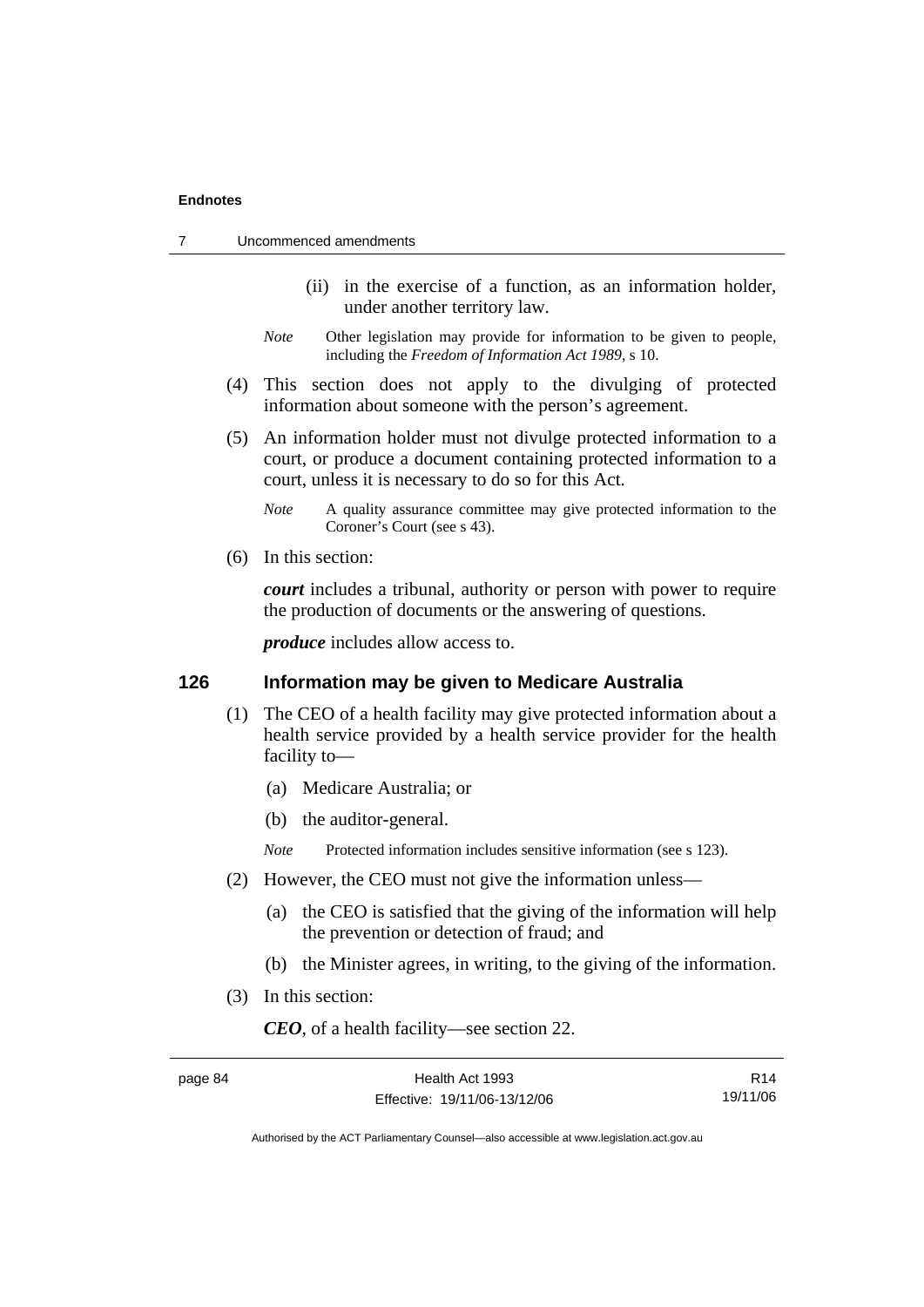(ii) in the exercise of a function, as an information holder, under another territory law.

*Note* Other legislation may provide for information to be given to people, including the *Freedom of Information Act 1989*, s 10.

(4) This section does not apply to the divulging of protected information about someone with the person's agreement.

(5) An information holder must not divulge protected information to a court, or produce a document containing protected information to a court, unless it is necessary to do so for this Act.

*Note* A quality assurance committee may give protected information to the Coroner's Court (see s 43).

(6) In this section:

***court*** includes a tribunal, authority or person with power to require the production of documents or the answering of questions.

***produce*** includes allow access to.

### 126 Information may be given to Medicare Australia

(1) The CEO of a health facility may give protected information about a health service provided by a health service provider for the health facility to—

(a) Medicare Australia; or

(b) the auditor-general.

*Note* Protected information includes sensitive information (see s 123).

(2) However, the CEO must not give the information unless—

(a) the CEO is satisfied that the giving of the information will help the prevention or detection of fraud; and

(b) the Minister agrees, in writing, to the giving of the information.

(3) In this section:

***CEO***, of a health facility—see section 22.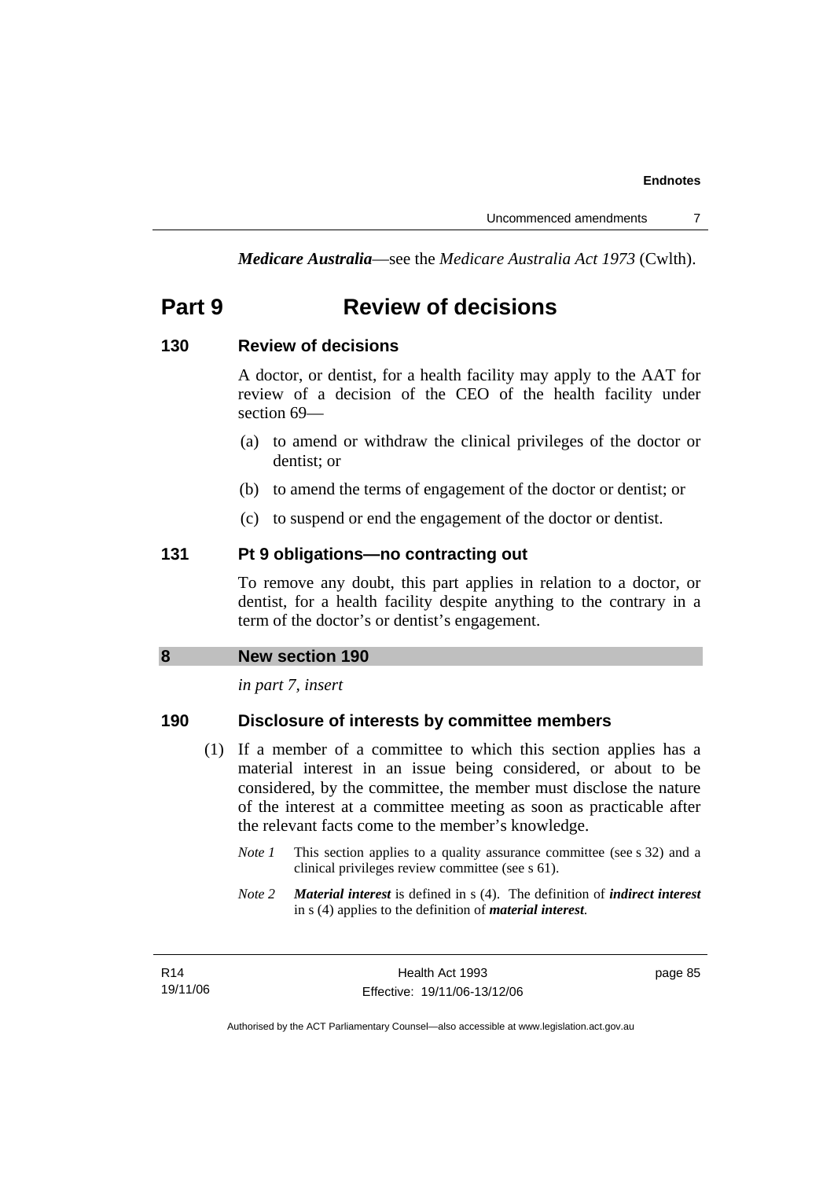***Medicare Australia***—see the *Medicare Australia Act 1973* (Cwlth).

# Part 9 Review of decisions

### 130 Review of decisions

A doctor, or dentist, for a health facility may apply to the AAT for review of a decision of the CEO of the health facility under section 69—

(a) to amend or withdraw the clinical privileges of the doctor or dentist; or

(b) to amend the terms of engagement of the doctor or dentist; or

(c) to suspend or end the engagement of the doctor or dentist.

### 131 Pt 9 obligations—no contracting out

To remove any doubt, this part applies in relation to a doctor, or dentist, for a health facility despite anything to the contrary in a term of the doctor's or dentist's engagement.

## 8 New section 190

*in part 7, insert*

### 190 Disclosure of interests by committee members

(1) If a member of a committee to which this section applies has a material interest in an issue being considered, or about to be considered, by the committee, the member must disclose the nature of the interest at a committee meeting as soon as practicable after the relevant facts come to the member's knowledge.

*Note 1* This section applies to a quality assurance committee (see s 32) and a clinical privileges review committee (see s 61).

*Note 2* ***Material interest*** is defined in s (4). The definition of ***indirect interest*** in s (4) applies to the definition of ***material interest***.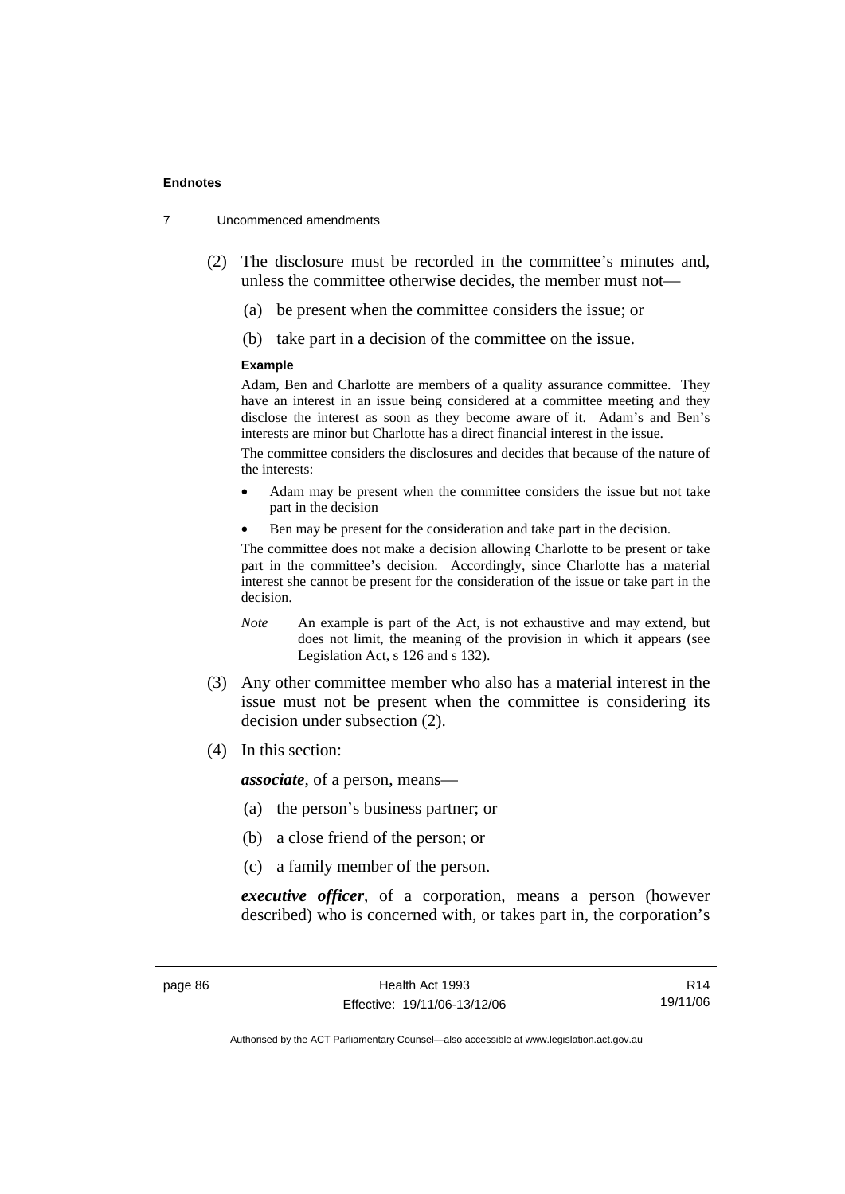(2) The disclosure must be recorded in the committee's minutes and, unless the committee otherwise decides, the member must not—

(a) be present when the committee considers the issue; or

(b) take part in a decision of the committee on the issue.

**Example**

Adam, Ben and Charlotte are members of a quality assurance committee. They have an interest in an issue being considered at a committee meeting and they disclose the interest as soon as they become aware of it. Adam's and Ben's interests are minor but Charlotte has a direct financial interest in the issue.

The committee considers the disclosures and decides that because of the nature of the interests:

- Adam may be present when the committee considers the issue but not take part in the decision
- Ben may be present for the consideration and take part in the decision.

The committee does not make a decision allowing Charlotte to be present or take part in the committee's decision. Accordingly, since Charlotte has a material interest she cannot be present for the consideration of the issue or take part in the decision.

*Note* An example is part of the Act, is not exhaustive and may extend, but does not limit, the meaning of the provision in which it appears (see Legislation Act, s 126 and s 132).

(3) Any other committee member who also has a material interest in the issue must not be present when the committee is considering its decision under subsection (2).

(4) In this section:

***associate***, of a person, means—

(a) the person's business partner; or

(b) a close friend of the person; or

(c) a family member of the person.

***executive officer***, of a corporation, means a person (however described) who is concerned with, or takes part in, the corporation's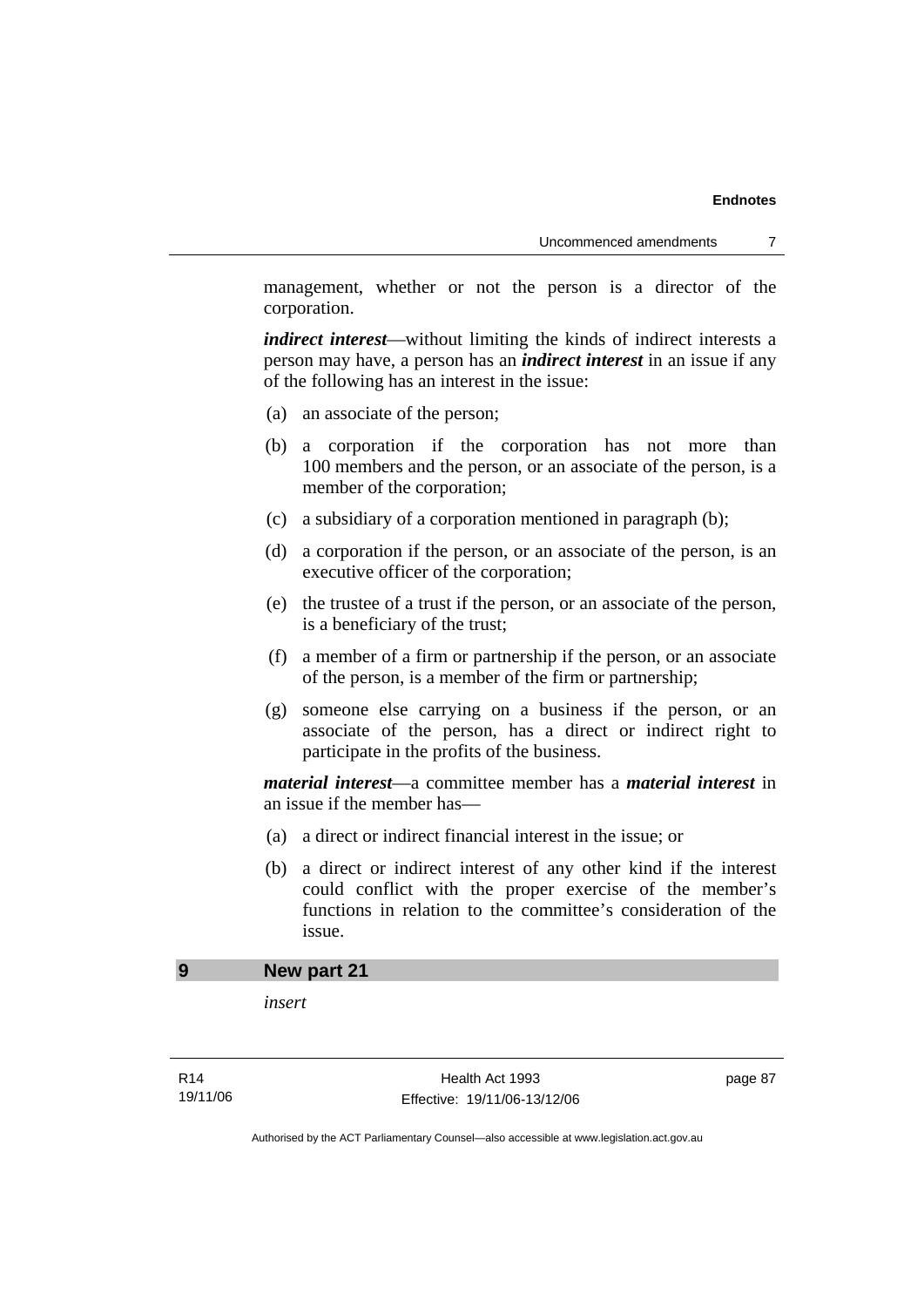management, whether or not the person is a director of the corporation.

***indirect interest***—without limiting the kinds of indirect interests a person may have, a person has an ***indirect interest*** in an issue if any of the following has an interest in the issue:

(a) an associate of the person;

(b) a corporation if the corporation has not more than 100 members and the person, or an associate of the person, is a member of the corporation;

(c) a subsidiary of a corporation mentioned in paragraph (b);

(d) a corporation if the person, or an associate of the person, is an executive officer of the corporation;

(e) the trustee of a trust if the person, or an associate of the person, is a beneficiary of the trust;

(f) a member of a firm or partnership if the person, or an associate of the person, is a member of the firm or partnership;

(g) someone else carrying on a business if the person, or an associate of the person, has a direct or indirect right to participate in the profits of the business.

***material interest***—a committee member has a ***material interest*** in an issue if the member has—

(a) a direct or indirect financial interest in the issue; or

(b) a direct or indirect interest of any other kind if the interest could conflict with the proper exercise of the member's functions in relation to the committee's consideration of the issue.

## 9 New part 21

*insert*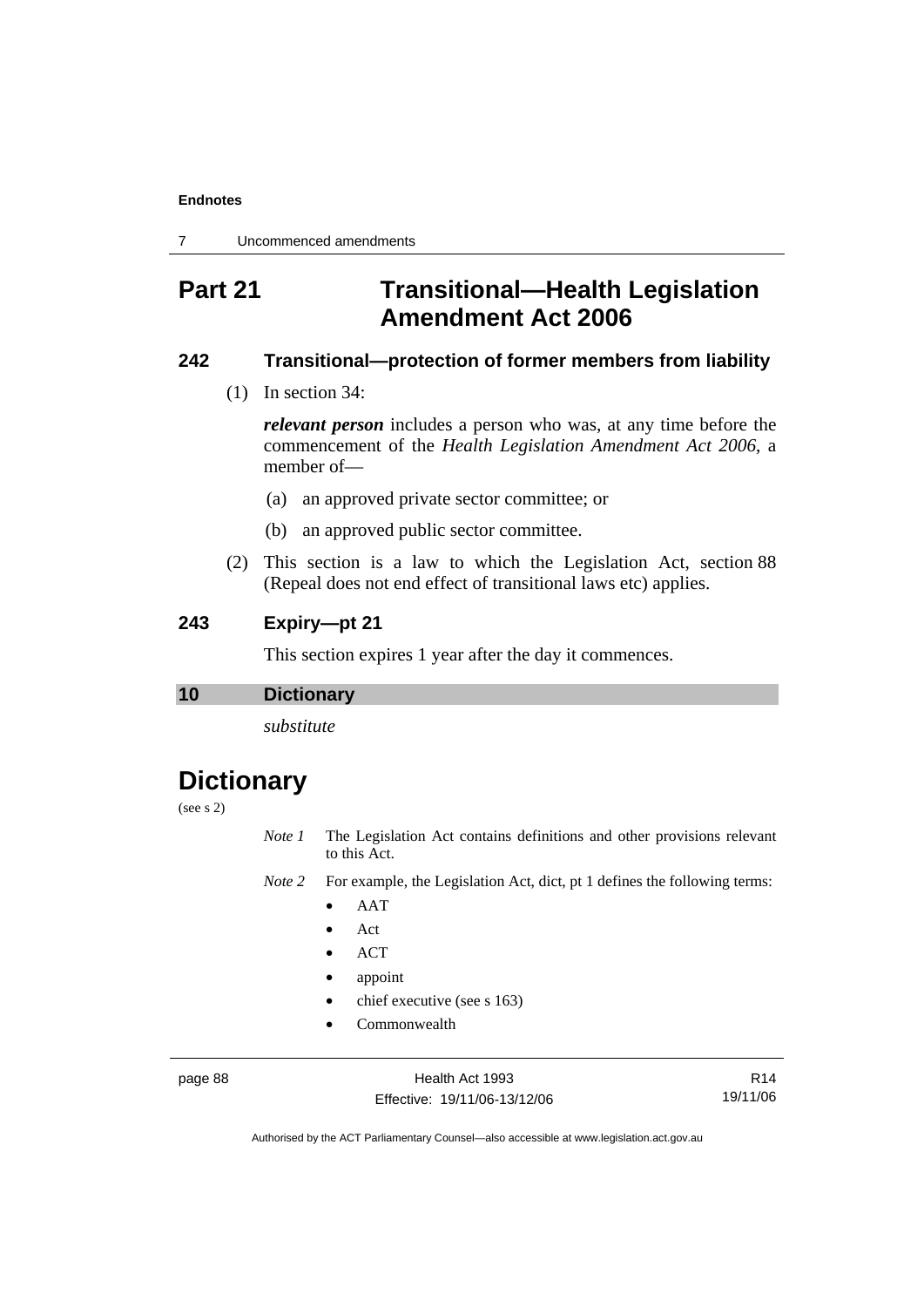## Part 21 Transitional—Health Legislation Amendment Act 2006

### 242 Transitional—protection of former members from liability

(1) In section 34:

***relevant person*** includes a person who was, at any time before the commencement of the *Health Legislation Amendment Act 2006*, a member of—

(a) an approved private sector committee; or

(b) an approved public sector committee.

(2) This section is a law to which the Legislation Act, section 88 (Repeal does not end effect of transitional laws etc) applies.

### 243 Expiry—pt 21

This section expires 1 year after the day it commences.

**10 Dictionary**

*substitute*

# Dictionary

(see s 2)

*Note 1* The Legislation Act contains definitions and other provisions relevant to this Act.

*Note 2* For example, the Legislation Act, dict, pt 1 defines the following terms:

- AAT
- Act
- ACT
- appoint
- chief executive (see s 163)
- Commonwealth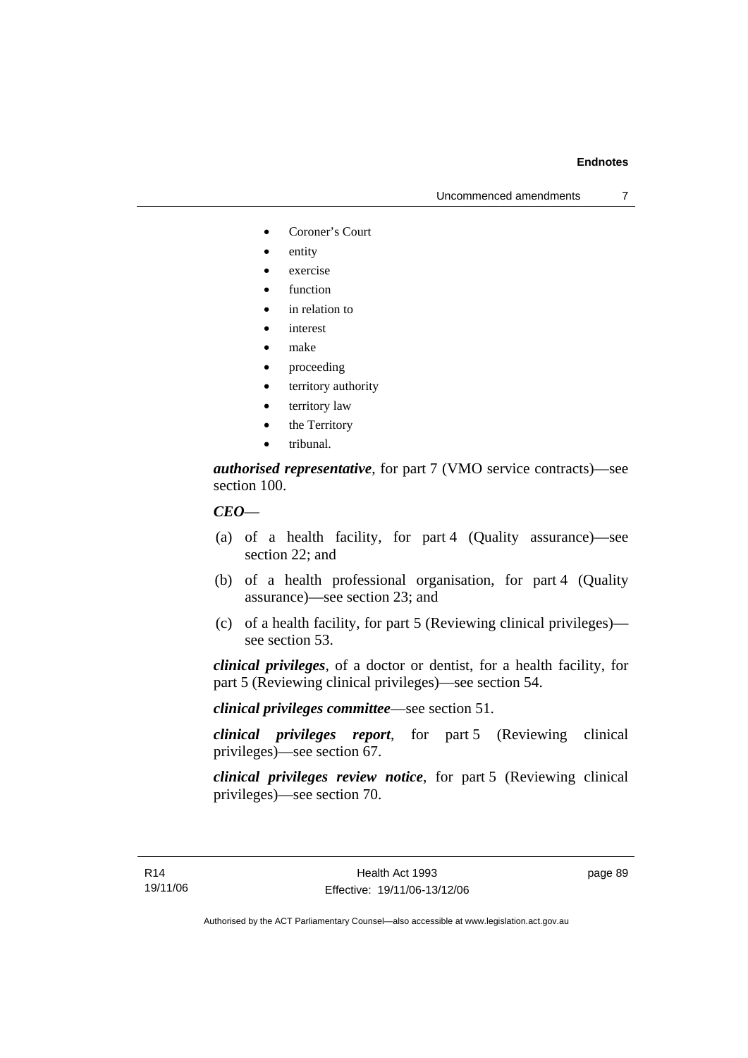- Coroner's Court
- entity
- exercise
- function
- in relation to
- interest
- make
- proceeding
- territory authority
- territory law
- the Territory
- tribunal.

***authorised representative***, for part 7 (VMO service contracts)—see section 100.

***CEO***—

(a) of a health facility, for part 4 (Quality assurance)—see section 22; and

(b) of a health professional organisation, for part 4 (Quality assurance)—see section 23; and

(c) of a health facility, for part 5 (Reviewing clinical privileges)—see section 53.

***clinical privileges***, of a doctor or dentist, for a health facility, for part 5 (Reviewing clinical privileges)—see section 54.

***clinical privileges committee***—see section 51.

***clinical privileges report***, for part 5 (Reviewing clinical privileges)—see section 67.

***clinical privileges review notice***, for part 5 (Reviewing clinical privileges)—see section 70.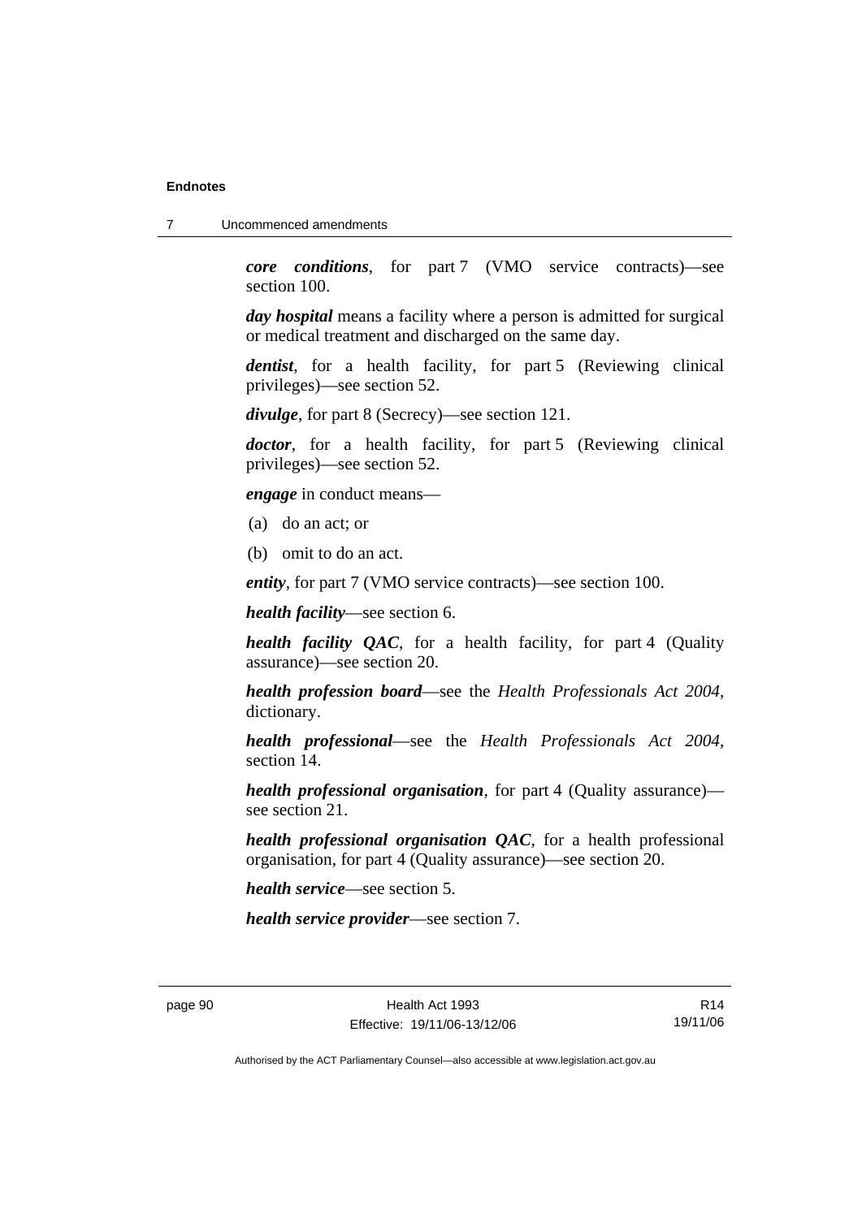*core conditions*, for part 7 (VMO service contracts)—see section 100.

*day hospital* means a facility where a person is admitted for surgical or medical treatment and discharged on the same day.

*dentist*, for a health facility, for part 5 (Reviewing clinical privileges)—see section 52.

*divulge*, for part 8 (Secrecy)—see section 121.

*doctor*, for a health facility, for part 5 (Reviewing clinical privileges)—see section 52.

*engage* in conduct means—

(a) do an act; or

(b) omit to do an act.

*entity*, for part 7 (VMO service contracts)—see section 100.

*health facility*—see section 6.

*health facility QAC*, for a health facility, for part 4 (Quality assurance)—see section 20.

*health profession board*—see the *Health Professionals Act 2004*, dictionary.

*health professional*—see the *Health Professionals Act 2004*, section 14.

*health professional organisation*, for part 4 (Quality assurance)—see section 21.

*health professional organisation QAC*, for a health professional organisation, for part 4 (Quality assurance)—see section 20.

*health service*—see section 5.

*health service provider*—see section 7.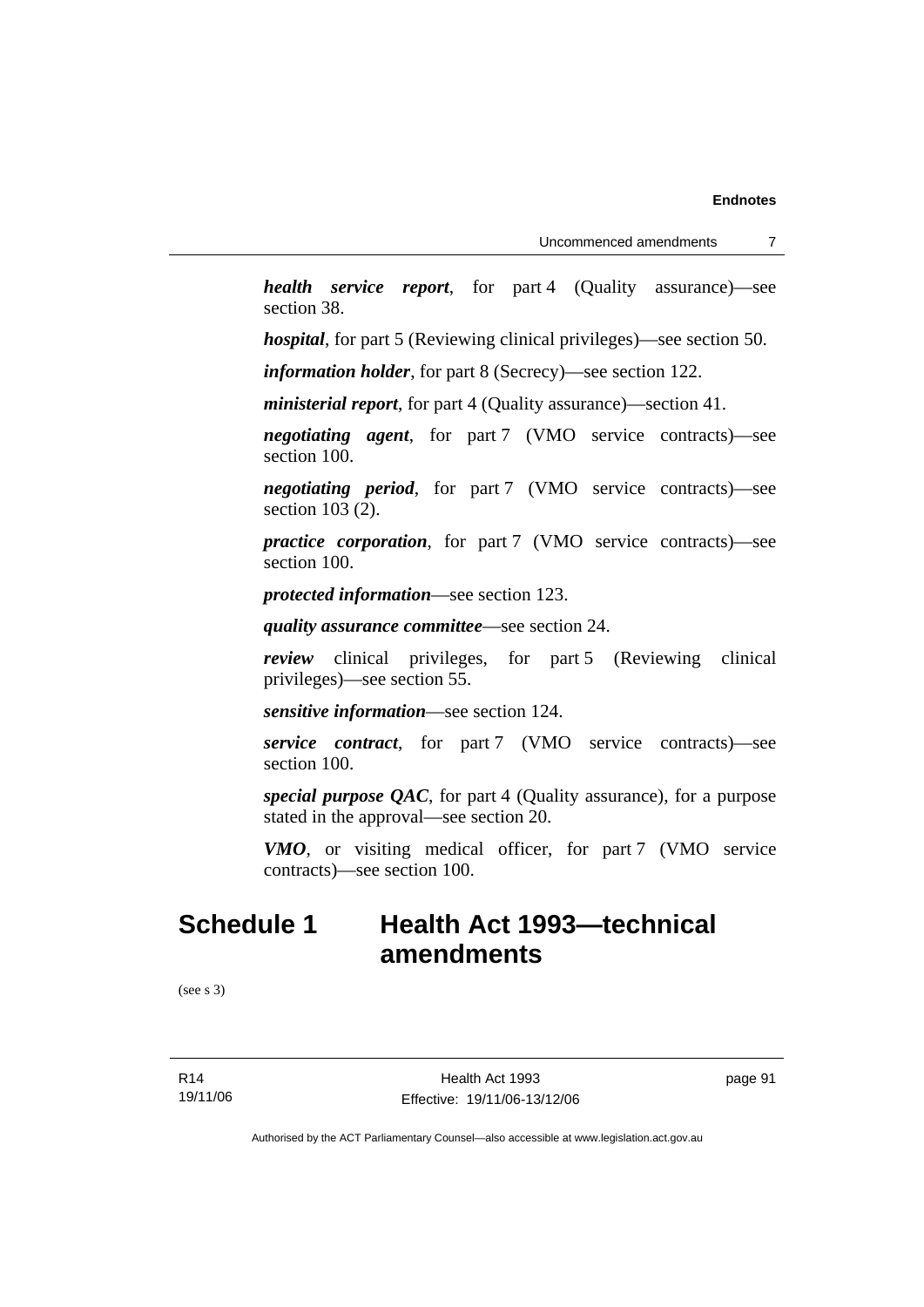***health service report***, for part 4 (Quality assurance)—see section 38.

***hospital***, for part 5 (Reviewing clinical privileges)—see section 50.

***information holder***, for part 8 (Secrecy)—see section 122.

***ministerial report***, for part 4 (Quality assurance)—section 41.

***negotiating agent***, for part 7 (VMO service contracts)—see section 100.

***negotiating period***, for part 7 (VMO service contracts)—see section 103 (2).

***practice corporation***, for part 7 (VMO service contracts)—see section 100.

***protected information***—see section 123.

***quality assurance committee***—see section 24.

***review*** clinical privileges, for part 5 (Reviewing clinical privileges)—see section 55.

***sensitive information***—see section 124.

***service contract***, for part 7 (VMO service contracts)—see section 100.

***special purpose QAC***, for part 4 (Quality assurance), for a purpose stated in the approval—see section 20.

***VMO***, or visiting medical officer, for part 7 (VMO service contracts)—see section 100.

# Schedule 1 Health Act 1993—technical amendments

(see s 3)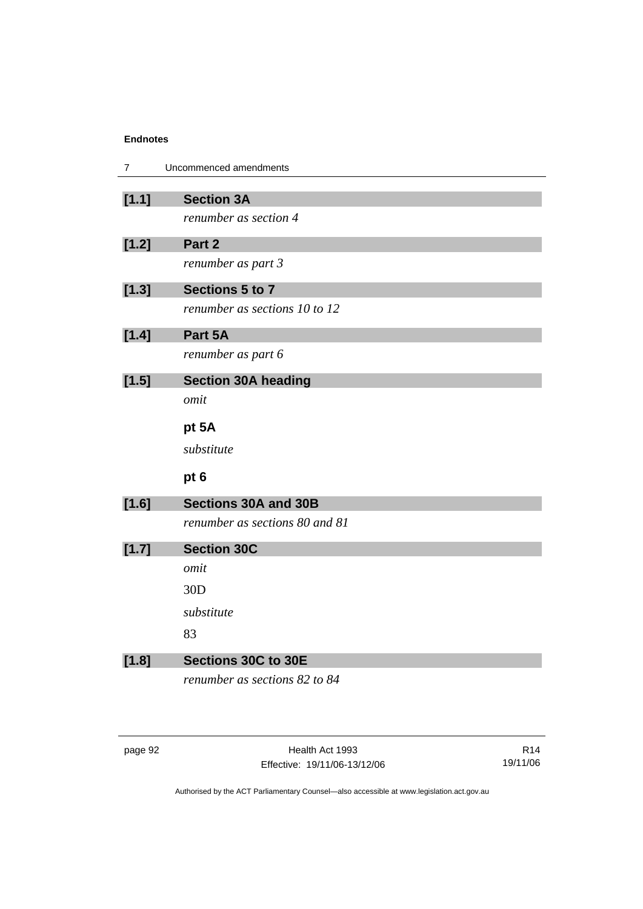**[1.1] Section 3A**

*renumber as section 4*

**[1.2] Part 2**

*renumber as part 3*

**[1.3] Sections 5 to 7**

*renumber as sections 10 to 12*

**[1.4] Part 5A**

*renumber as part 6*

**[1.5] Section 30A heading**

*omit*

**pt 5A**

*substitute*

**pt 6**

**[1.6] Sections 30A and 30B**

*renumber as sections 80 and 81*

**[1.7] Section 30C**

*omit*

30D

*substitute*

83

**[1.8] Sections 30C to 30E**

*renumber as sections 82 to 84*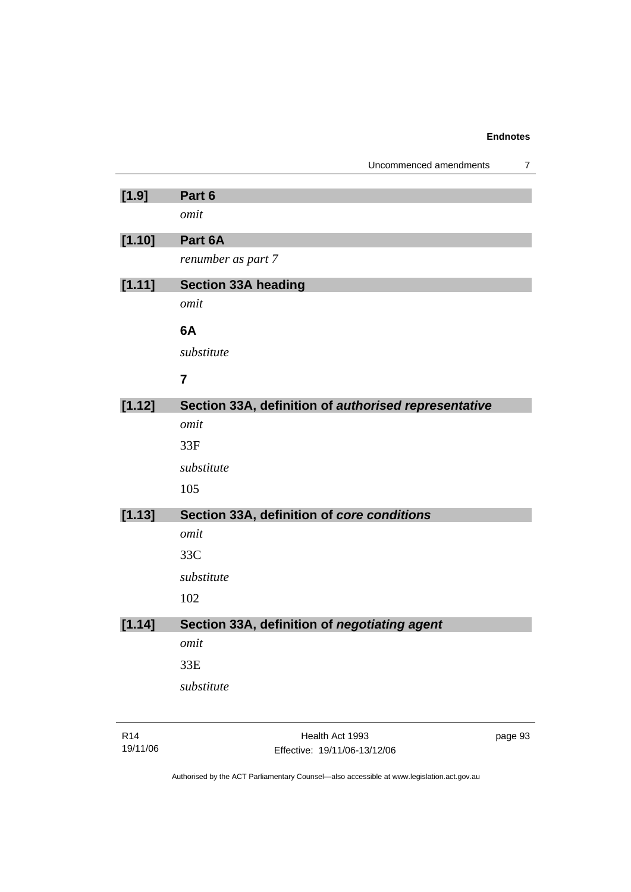**[1.9] Part 6**

*omit*

**[1.10] Part 6A**

*renumber as part 7*

**[1.11] Section 33A heading**

*omit*

**6A**

*substitute*

**7**

**[1.12] Section 33A, definition of *authorised representative***

*omit*

33F

*substitute*

105

**[1.13] Section 33A, definition of *core conditions***

*omit*

33C

*substitute*

102

**[1.14] Section 33A, definition of *negotiating agent***

*omit*

33E

*substitute*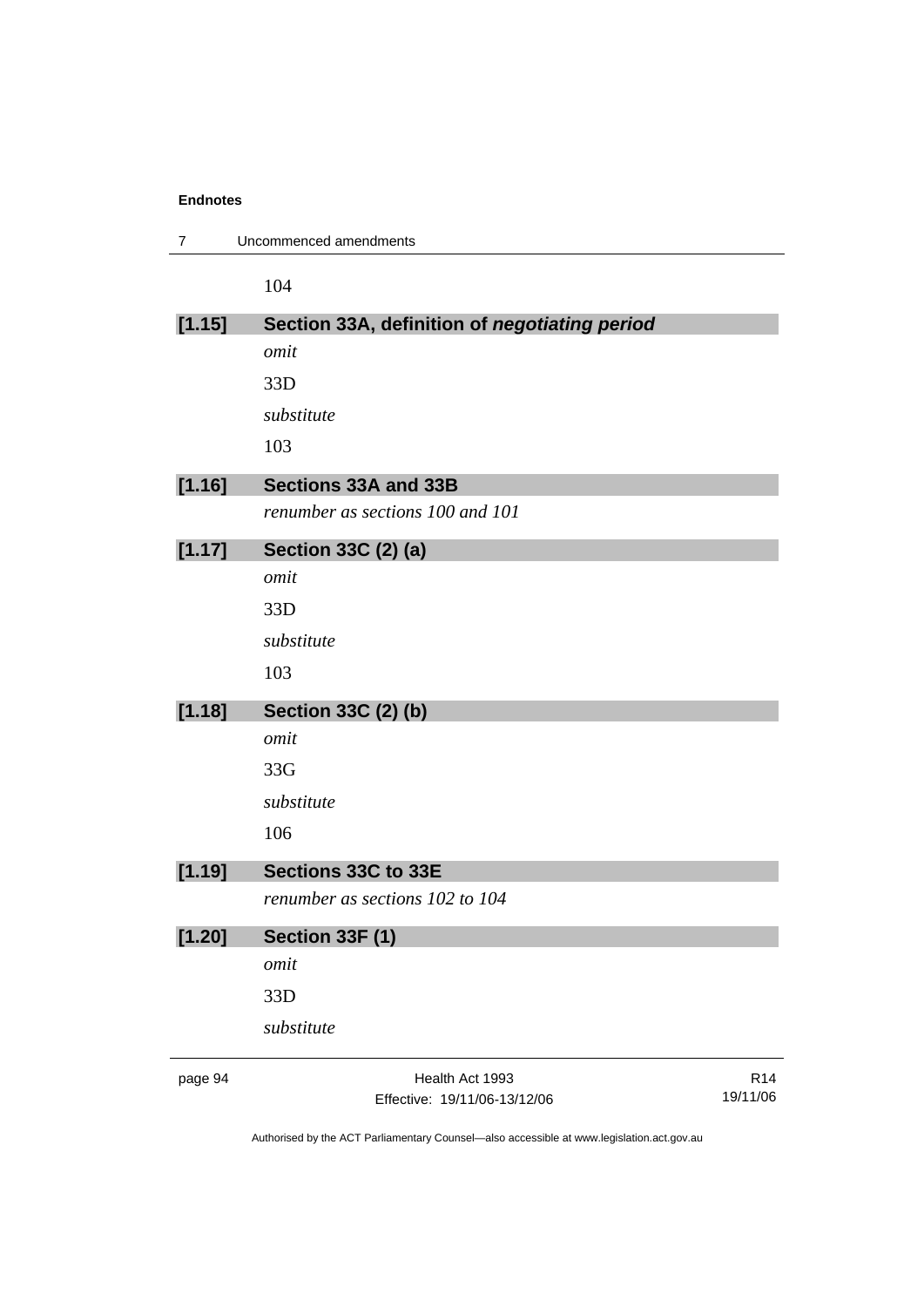104

**[1.15] Section 33A, definition of *negotiating period***

*omit*

33D

*substitute*

103

**[1.16] Sections 33A and 33B**

*renumber as sections 100 and 101*

**[1.17] Section 33C (2) (a)**

*omit*

33D

*substitute*

103

**[1.18] Section 33C (2) (b)**

*omit*

33G

*substitute*

106

**[1.19] Sections 33C to 33E**

*renumber as sections 102 to 104*

**[1.20] Section 33F (1)**

*omit*

33D

*substitute*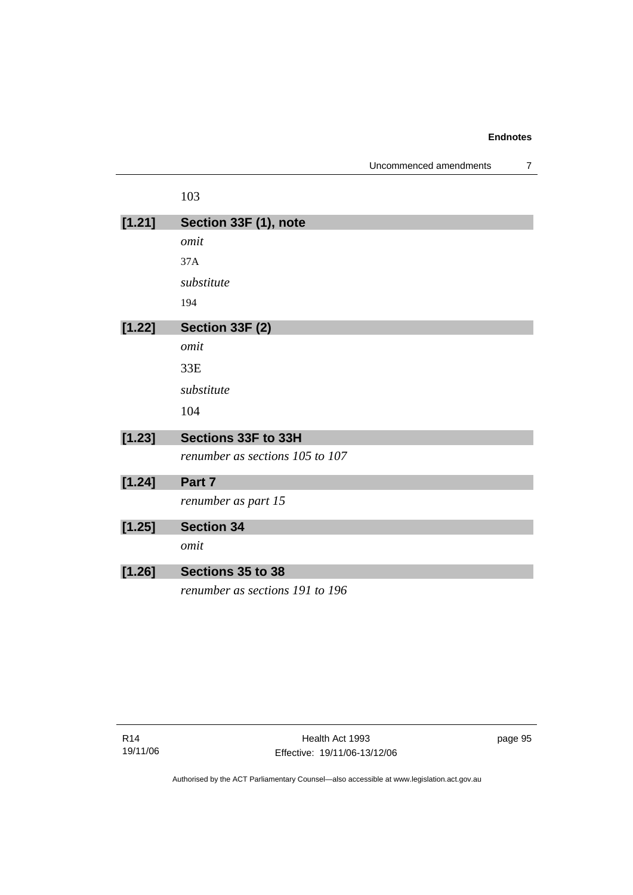103

**[1.21] Section 33F (1), note**

*omit*

37A

*substitute*

194

**[1.22] Section 33F (2)**

*omit*

33E

*substitute*

104

**[1.23] Sections 33F to 33H**

*renumber as sections 105 to 107*

**[1.24] Part 7**

*renumber as part 15*

**[1.25] Section 34**

*omit*

**[1.26] Sections 35 to 38**

*renumber as sections 191 to 196*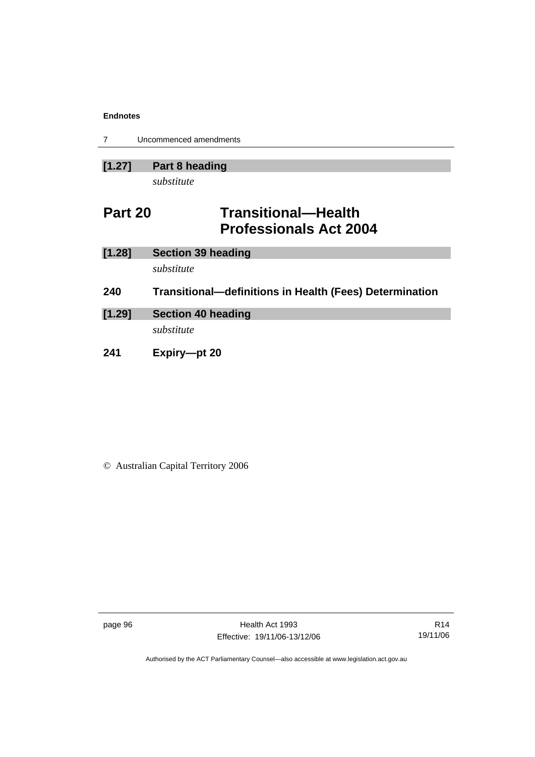**[1.27] Part 8 heading**

*substitute*

## Part 20 Transitional—Health Professionals Act 2004

**[1.28] Section 39 heading**

*substitute*

### 240 Transitional—definitions in Health (Fees) Determination

**[1.29] Section 40 heading**

*substitute*

### 241 Expiry—pt 20

© Australian Capital Territory 2006